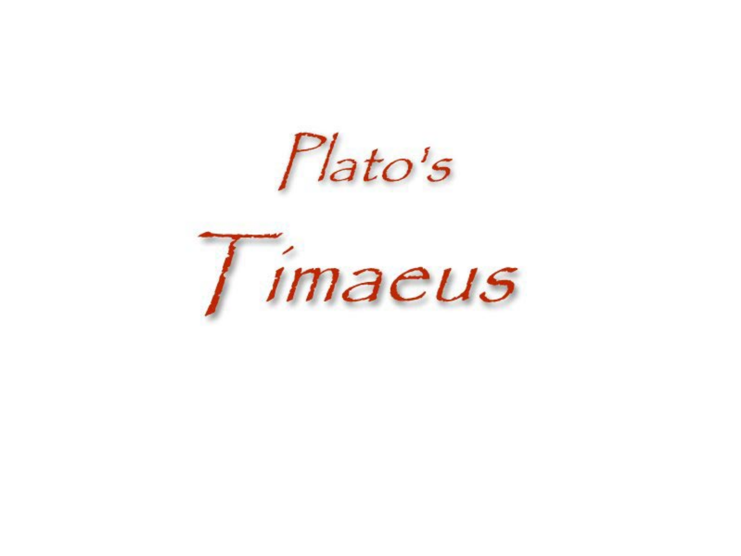# Plato's Timaeus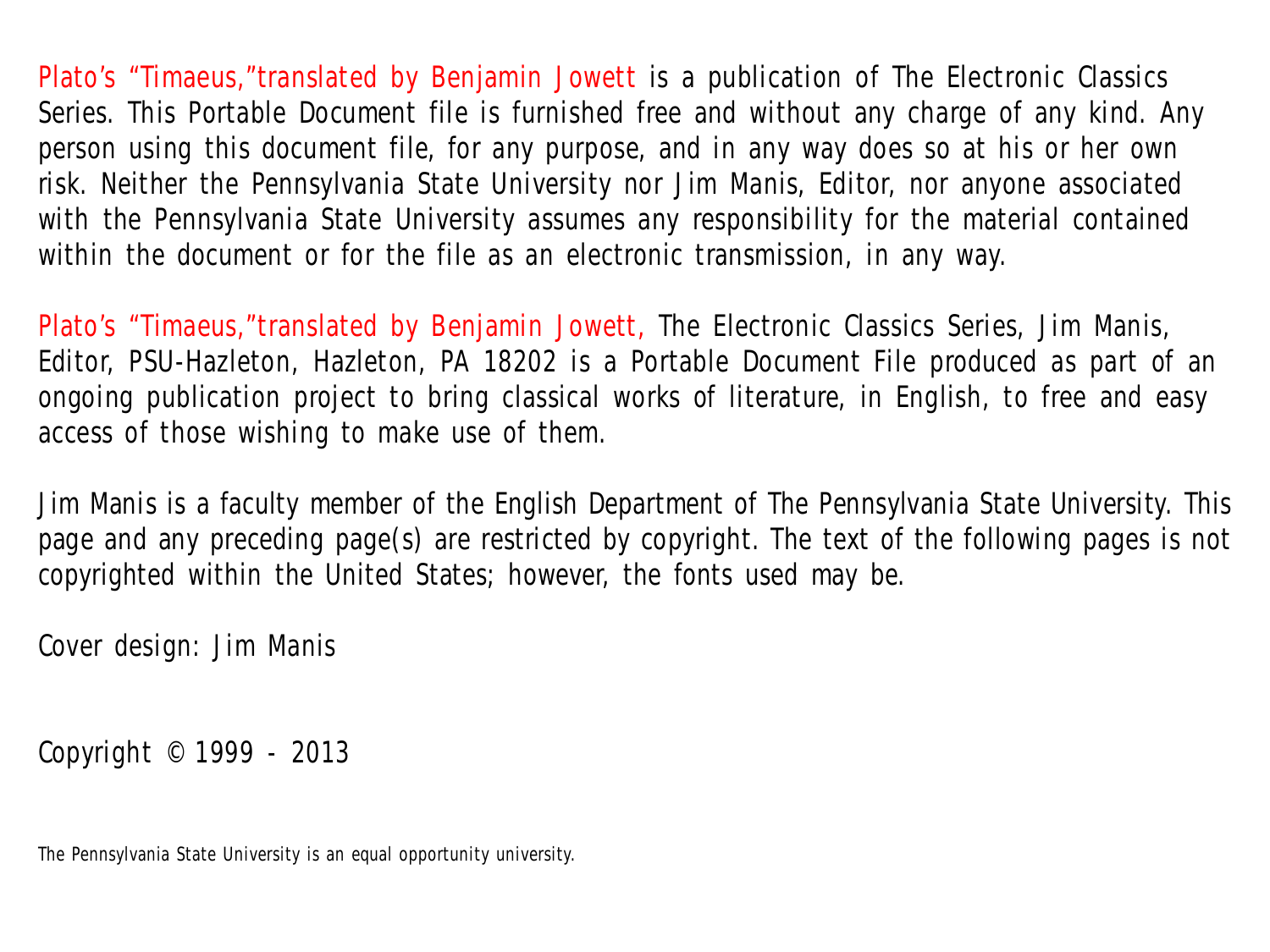Plato's "Timaeus,"translated by Benjamin Jowett is a publication of The Electronic Classics Series. This Portable Document file is furnished free and without any charge of any kind. Any person using this document file, for any purpose, and in any way does so at his or her own risk. Neither the Pennsylvania State University nor Jim Manis, Editor, nor anyone associated with the Pennsylvania State University assumes any responsibility for the material contained within the document or for the file as an electronic transmission, in any way.

Plato's "Timaeus,"translated by Benjamin Jowett, The Electronic Classics Series, Jim Manis, Editor, PSU-Hazleton, Hazleton, PA 18202 is a Portable Document File produced as part of an ongoing publication project to bring classical works of literature, in English, to free and easy access of those wishing to make use of them.

Jim Manis is a faculty member of the English Department of The Pennsylvania State University. This page and any preceding page(s) are restricted by copyright. The text of the following pages is not copyrighted within the United States; however, the fonts used may be.

Cover design: Jim Manis

Copyright © 1999 - 2013

The Pennsylvania State University is an equal opportunity university.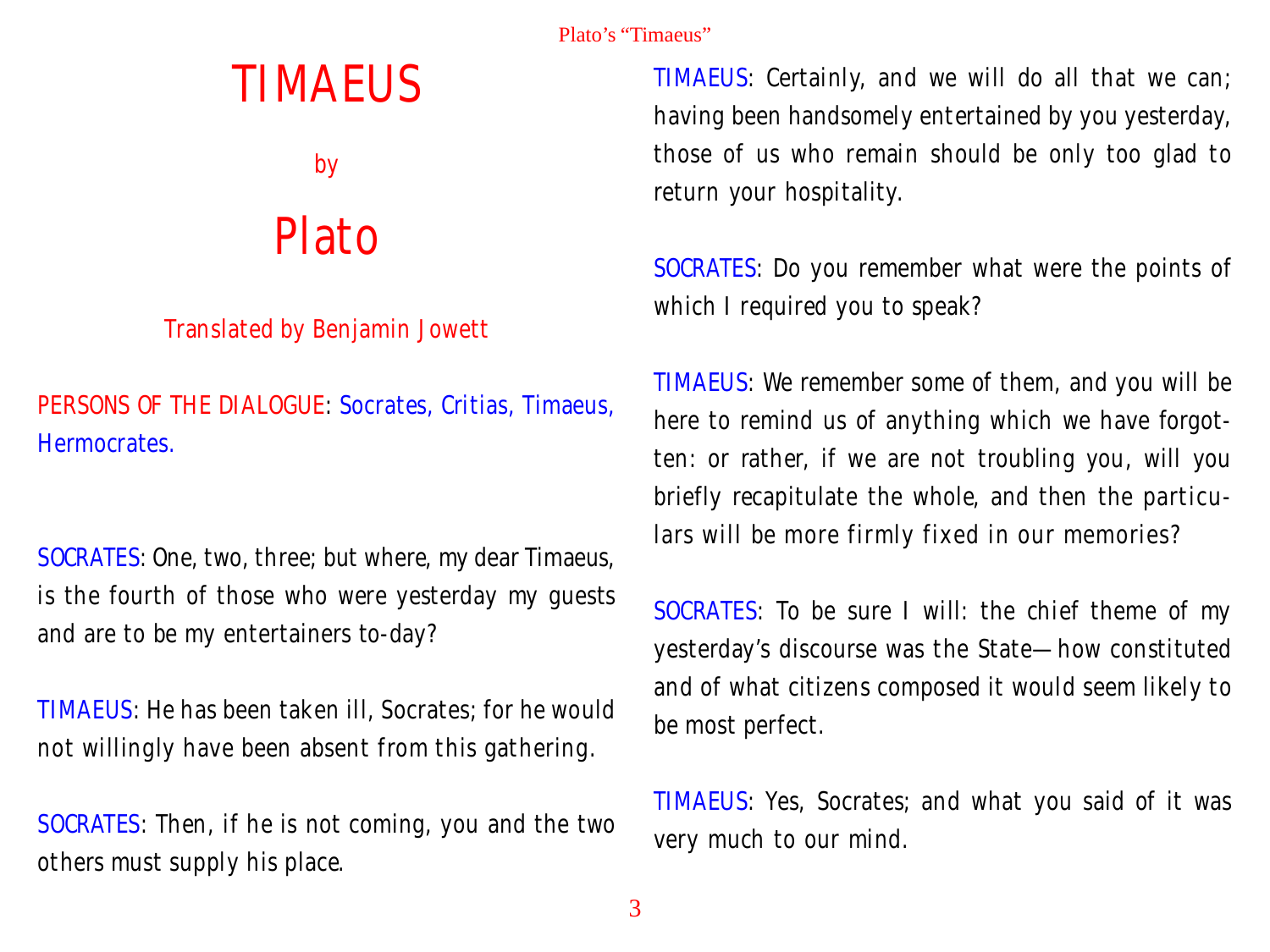# TIMAEUS

by

# Plato

Translated by Benjamin Jowett

PERSONS OF THE DIALOGUE: Socrates, Critias, Timaeus, Hermocrates.

SOCRATES: One, two, three; but where, my dear Timaeus, is the fourth of those who were yesterday my guests and are to be my entertainers to-day?

TIMAEUS: He has been taken ill, Socrates; for he would not willingly have been absent from this gathering.

SOCRATES: Then, if he is not coming, you and the two others must supply his place.

TIMAEUS: Certainly, and we will do all that we can; having been handsomely entertained by you yesterday, those of us who remain should be only too glad to return your hospitality.

SOCRATES: Do you remember what were the points of which I required you to speak?

TIMAEUS: We remember some of them, and you will be here to remind us of anything which we have forgotten: or rather, if we are not troubling you, will you briefly recapitulate the whole, and then the particulars will be more firmly fixed in our memories?

SOCRATES: To be sure I will: the chief theme of my yesterday's discourse was the State—how constituted and of what citizens composed it would seem likely to be most perfect.

TIMAEUS: Yes, Socrates; and what you said of it was very much to our mind.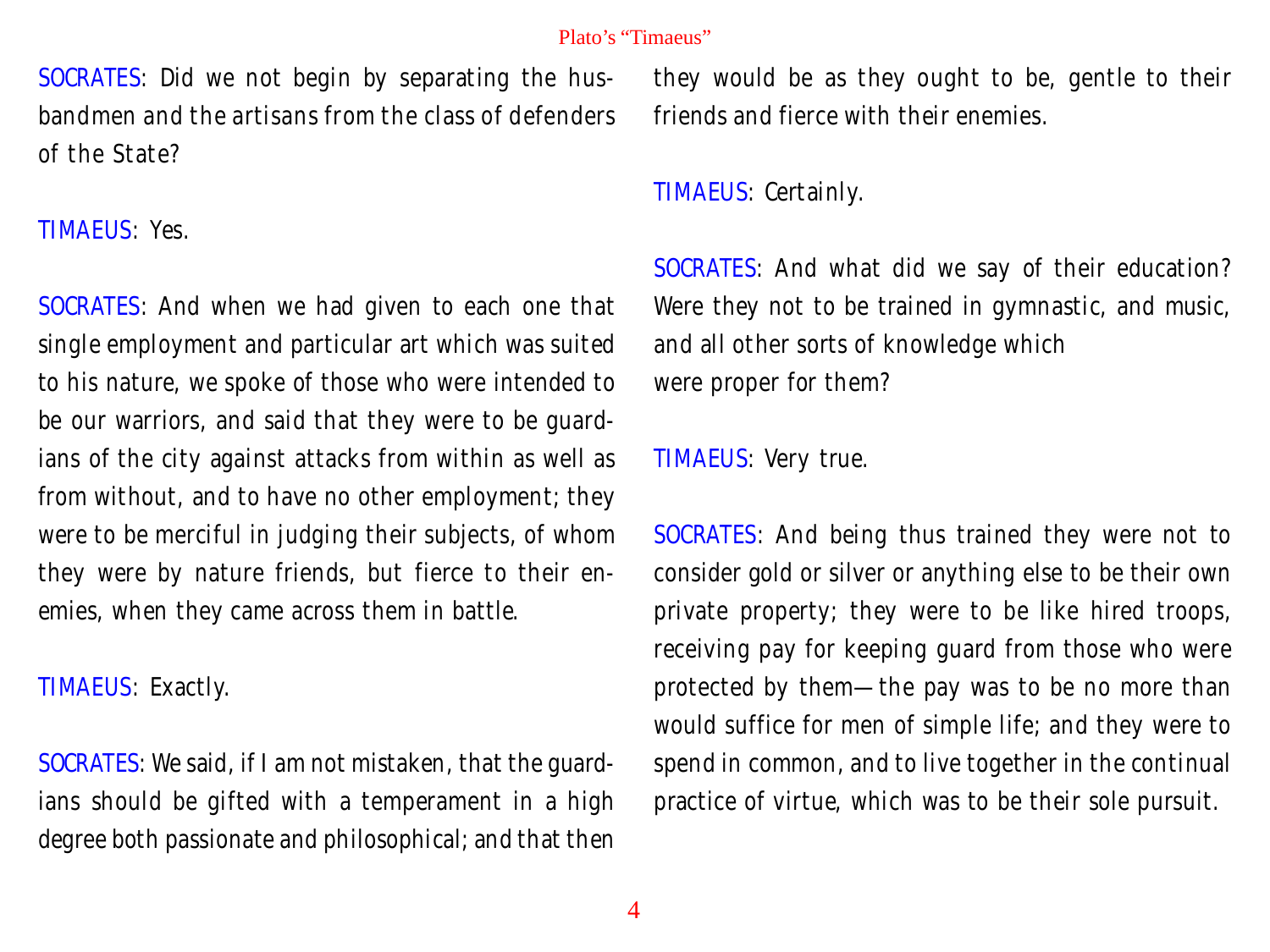SOCRATES: Did we not begin by separating the husbandmen and the artisans from the class of defenders of the State?

TIMAEUS: Yes.

SOCRATES: And when we had given to each one that single employment and particular art which was suited to his nature, we spoke of those who were intended to be our warriors, and said that they were to be guardians of the city against attacks from within as well as from without, and to have no other employment; they were to be merciful in judging their subjects, of whom they were by nature friends, but fierce to their enemies, when they came across them in battle.

TIMAEUS: Exactly.

SOCRATES: We said, if I am not mistaken, that the guardians should be gifted with a temperament in a high degree both passionate and philosophical; and that then they would be as they ought to be, gentle to their friends and fierce with their enemies.

TIMAEUS: Certainly.

SOCRATES: And what did we say of their education? Were they not to be trained in gymnastic, and music, and all other sorts of knowledge which were proper for them?

TIMAEUS: Very true.

SOCRATES: And being thus trained they were not to consider gold or silver or anything else to be their own private property; they were to be like hired troops, receiving pay for keeping guard from those who were protected by them—the pay was to be no more than would suffice for men of simple life; and they were to spend in common, and to live together in the continual practice of virtue, which was to be their sole pursuit.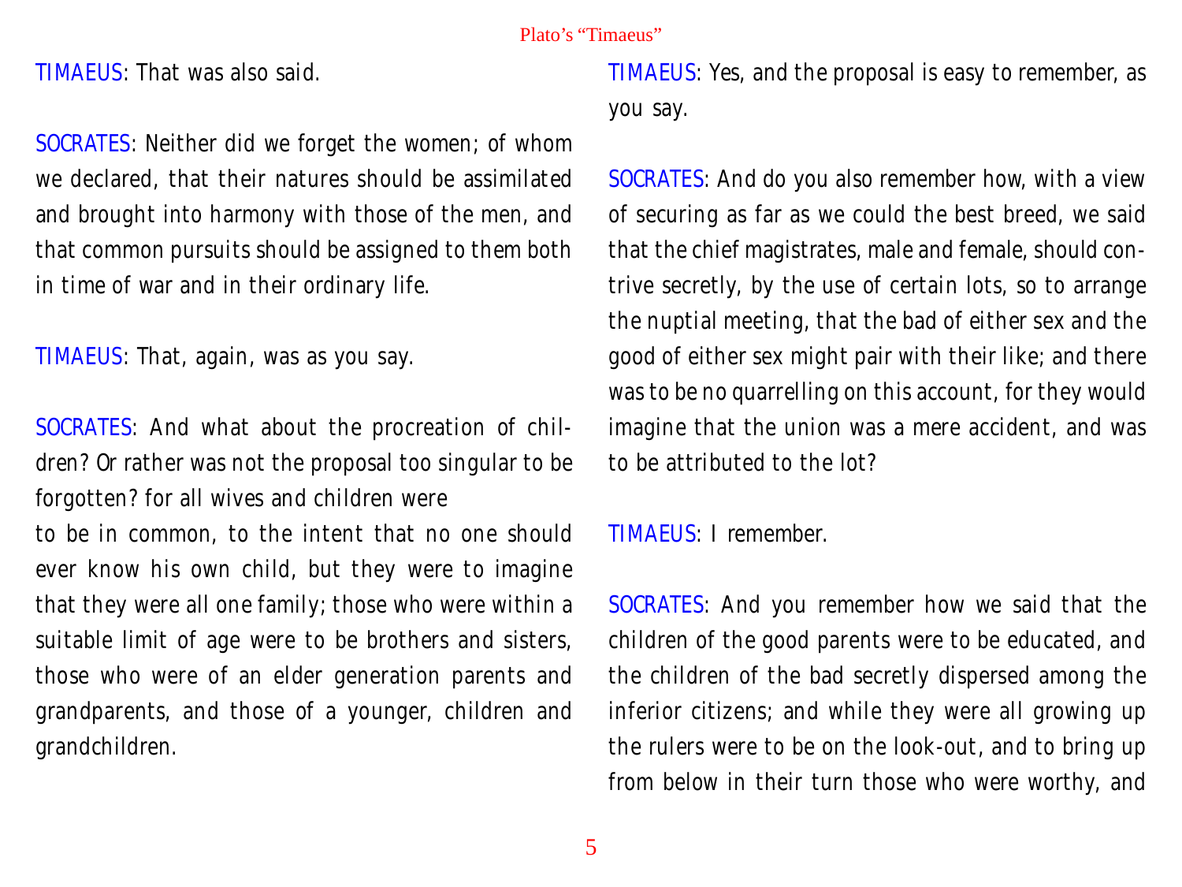TIMAEUS: That was also said.

SOCRATES: Neither did we forget the women; of whom we declared, that their natures should be assimilated and brought into harmony with those of the men, and that common pursuits should be assigned to them both in time of war and in their ordinary life.

TIMAEUS: That, again, was as you say.

SOCRATES: And what about the procreation of children? Or rather was not the proposal too singular to be forgotten? for all wives and children were to be in common, to the intent that no one should ever know his own child, but they were to imagine that they were all one family; those who were within a suitable limit of age were to be brothers and sisters, those who were of an elder generation parents and grandparents, and those of a younger, children and grandchildren.

TIMAEUS: Yes, and the proposal is easy to remember, as you say.

SOCRATES: And do you also remember how, with a view of securing as far as we could the best breed, we said that the chief magistrates, male and female, should contrive secretly, by the use of certain lots, so to arrange the nuptial meeting, that the bad of either sex and the good of either sex might pair with their like; and there was to be no quarrelling on this account, for they would imagine that the union was a mere accident, and was to be attributed to the lot?

TIMAEUS: I remember.

SOCRATES: And you remember how we said that the children of the good parents were to be educated, and the children of the bad secretly dispersed among the inferior citizens; and while they were all growing up the rulers were to be on the look-out, and to bring up from below in their turn those who were worthy, and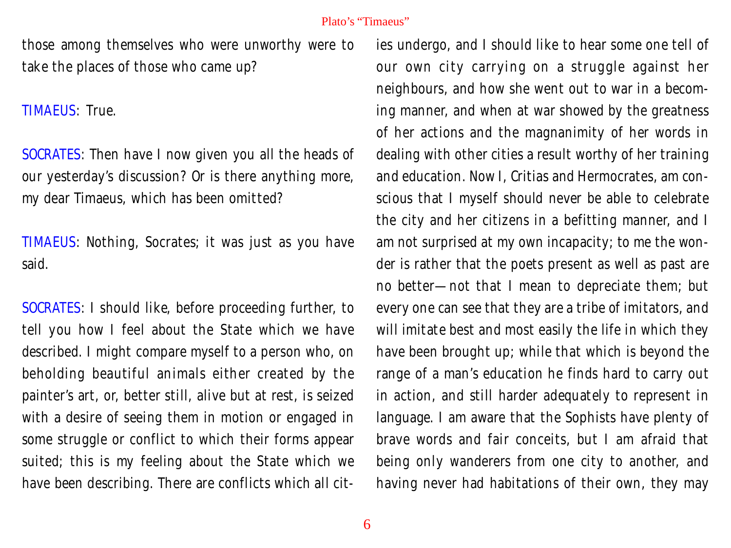those among themselves who were unworthy were to take the places of those who came up?

TIMAEUS: True.

SOCRATES: Then have I now given you all the heads of our yesterday's discussion? Or is there anything more, my dear Timaeus, which has been omitted?

TIMAEUS: Nothing, Socrates; it was just as you have said.

SOCRATES: I should like, before proceeding further, to tell you how I feel about the State which we have described. I might compare myself to a person who, on beholding beautiful animals either created by the painter's art, or, better still, alive but at rest, is seized with a desire of seeing them in motion or engaged in some struggle or conflict to which their forms appear suited; this is my feeling about the State which we have been describing. There are conflicts which all cities undergo, and I should like to hear some one tell of our own city carrying on a struggle against her neighbours, and how she went out to war in a becoming manner, and when at war showed by the greatness of her actions and the magnanimity of her words in dealing with other cities a result worthy of her training and education. Now I, Critias and Hermocrates, am conscious that I myself should never be able to celebrate the city and her citizens in a befitting manner, and I am not surprised at my own incapacity; to me the wonder is rather that the poets present as well as past are no better—not that I mean to depreciate them; but every one can see that they are a tribe of imitators, and will imitate best and most easily the life in which they have been brought up; while that which is beyond the range of a man's education he finds hard to carry out in action, and still harder adequately to represent in language. I am aware that the Sophists have plenty of brave words and fair conceits, but I am afraid that being only wanderers from one city to another, and having never had habitations of their own, they may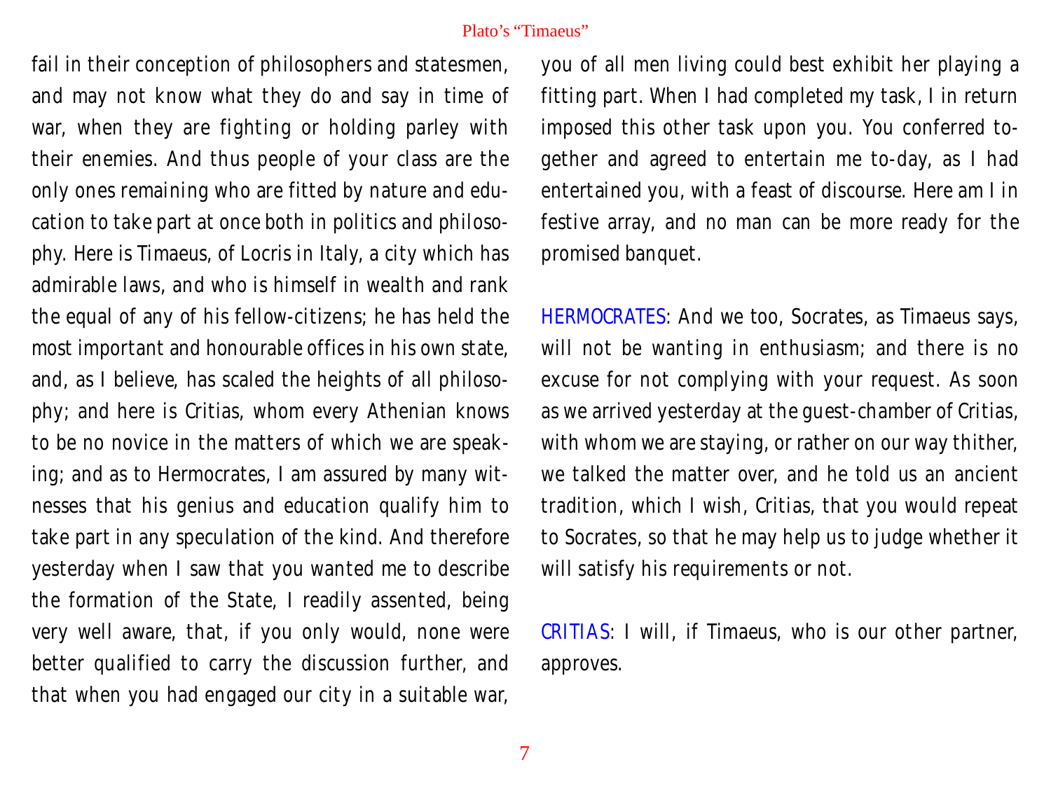fail in their conception of philosophers and statesmen, and may not know what they do and say in time of war, when they are fighting or holding parley with their enemies. And thus people of your class are the only ones remaining who are fitted by nature and education to take part at once both in politics and philosophy. Here is Timaeus, of Locris in Italy, a city which has admirable laws, and who is himself in wealth and rank the equal of any of his fellow-citizens; he has held the most important and honourable offices in his own state, and, as I believe, has scaled the heights of all philosophy; and here is Critias, whom every Athenian knows to be no novice in the matters of which we are speaking; and as to Hermocrates, I am assured by many witnesses that his genius and education qualify him to take part in any speculation of the kind. And therefore yesterday when I saw that you wanted me to describe the formation of the State, I readily assented, being very well aware, that, if you only would, none were better qualified to carry the discussion further, and that when you had engaged our city in a suitable war, you of all men living could best exhibit her playing a fitting part. When I had completed my task, I in return imposed this other task upon you. You conferred together and agreed to entertain me to-day, as I had entertained you, with a feast of discourse. Here am I in festive array, and no man can be more ready for the promised banquet.

HERMOCRATES: And we too, Socrates, as Timaeus says, will not be wanting in enthusiasm; and there is no excuse for not complying with your request. As soon as we arrived yesterday at the guest-chamber of Critias, with whom we are staying, or rather on our way thither, we talked the matter over, and he told us an ancient tradition, which I wish, Critias, that you would repeat to Socrates, so that he may help us to judge whether it will satisfy his requirements or not.

CRITIAS: I will, if Timaeus, who is our other partner, approves.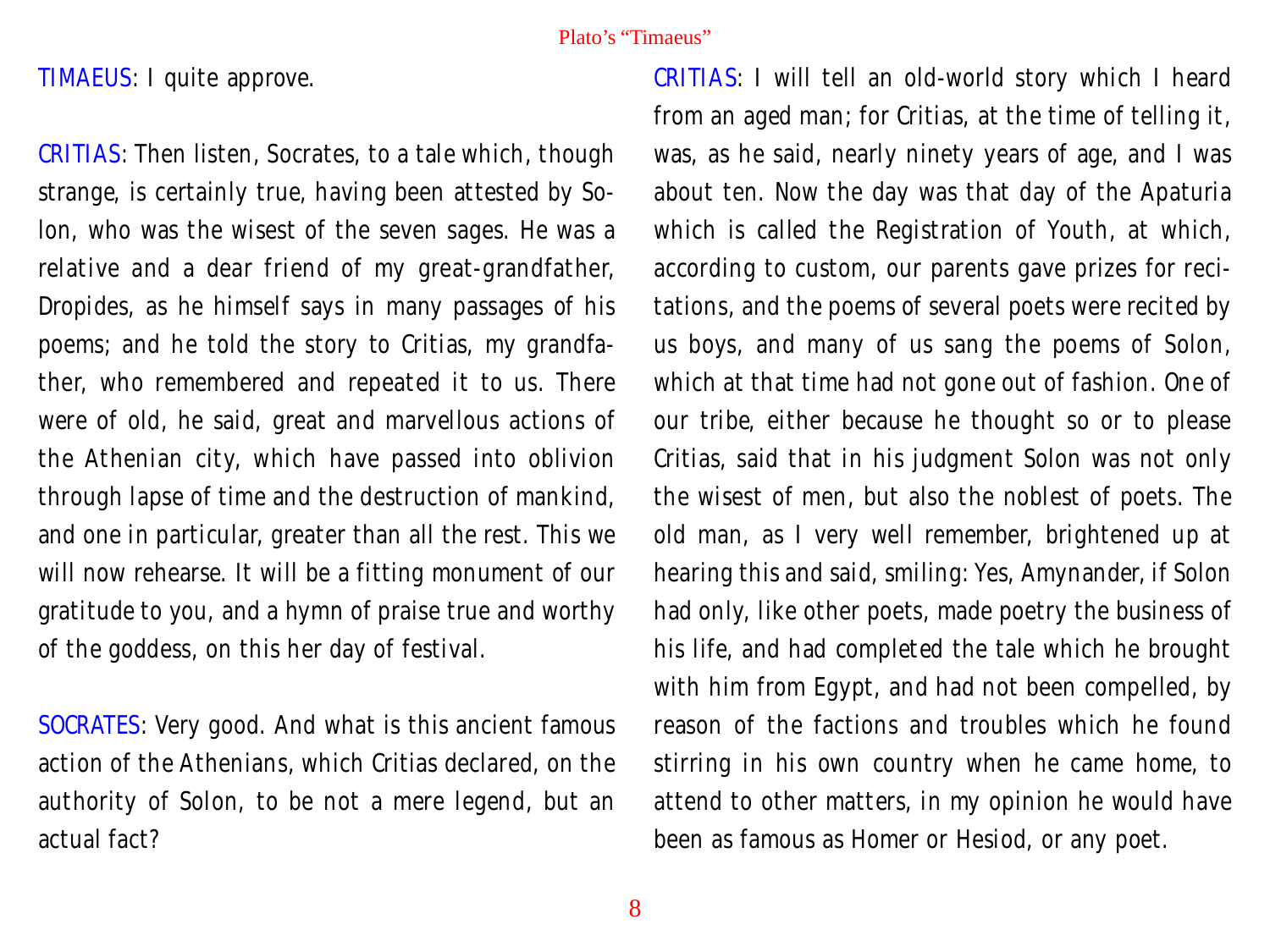TIMAEUS: I quite approve.

CRITIAS: Then listen, Socrates, to a tale which, though strange, is certainly true, having been attested by Solon, who was the wisest of the seven sages. He was a relative and a dear friend of my great-grandfather, Dropides, as he himself says in many passages of his poems; and he told the story to Critias, my grandfather, who remembered and repeated it to us. There were of old, he said, great and marvellous actions of the Athenian city, which have passed into oblivion through lapse of time and the destruction of mankind, and one in particular, greater than all the rest. This we will now rehearse. It will be a fitting monument of our gratitude to you, and a hymn of praise true and worthy of the goddess, on this her day of festival.

SOCRATES: Very good. And what is this ancient famous action of the Athenians, which Critias declared, on the authority of Solon, to be not a mere legend, but an actual fact?

CRITIAS: I will tell an old-world story which I heard from an aged man; for Critias, at the time of telling it, was, as he said, nearly ninety years of age, and I was about ten. Now the day was that day of the Apaturia which is called the Registration of Youth, at which, according to custom, our parents gave prizes for recitations, and the poems of several poets were recited by us boys, and many of us sang the poems of Solon, which at that time had not gone out of fashion. One of our tribe, either because he thought so or to please Critias, said that in his judgment Solon was not only the wisest of men, but also the noblest of poets. The old man, as I very well remember, brightened up at hearing this and said, smiling: Yes, Amynander, if Solon had only, like other poets, made poetry the business of his life, and had completed the tale which he brought with him from Egypt, and had not been compelled, by reason of the factions and troubles which he found stirring in his own country when he came home, to attend to other matters, in my opinion he would have been as famous as Homer or Hesiod, or any poet.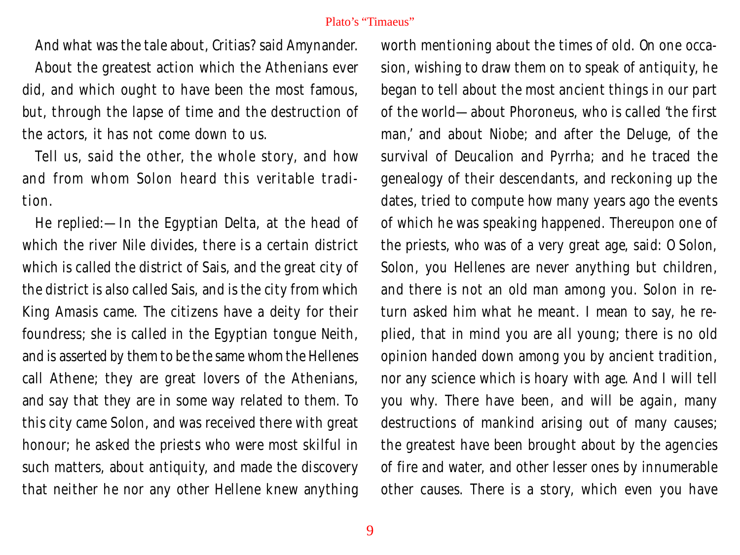And what was the tale about, Critias? said Amynander.

About the greatest action which the Athenians ever did, and which ought to have been the most famous, but, through the lapse of time and the destruction of the actors, it has not come down to us.

Tell us, said the other, the whole story, and how and from whom Solon heard this veritable tradition.

He replied:—In the Egyptian Delta, at the head of which the river Nile divides, there is a certain district which is called the district of Sais, and the great city of the district is also called Sais, and is the city from which King Amasis came. The citizens have a deity for their foundress; she is called in the Egyptian tongue Neith, and is asserted by them to be the same whom the Hellenes call Athene; they are great lovers of the Athenians, and say that they are in some way related to them. To this city came Solon, and was received there with great honour; he asked the priests who were most skilful in such matters, about antiquity, and made the discovery that neither he nor any other Hellene knew anything worth mentioning about the times of old. On one occasion, wishing to draw them on to speak of antiquity, he began to tell about the most ancient things in our part of the world—about Phoroneus, who is called 'the first man,' and about Niobe; and after the Deluge, of the survival of Deucalion and Pyrrha; and he traced the genealogy of their descendants, and reckoning up the dates, tried to compute how many years ago the events of which he was speaking happened. Thereupon one of the priests, who was of a very great age, said: O Solon, Solon, you Hellenes are never anything but children, and there is not an old man among you. Solon in return asked him what he meant. I mean to say, he replied, that in mind you are all young; there is no old opinion handed down among you by ancient tradition, nor any science which is hoary with age. And I will tell you why. There have been, and will be again, many destructions of mankind arising out of many causes; the greatest have been brought about by the agencies of fire and water, and other lesser ones by innumerable other causes. There is a story, which even you have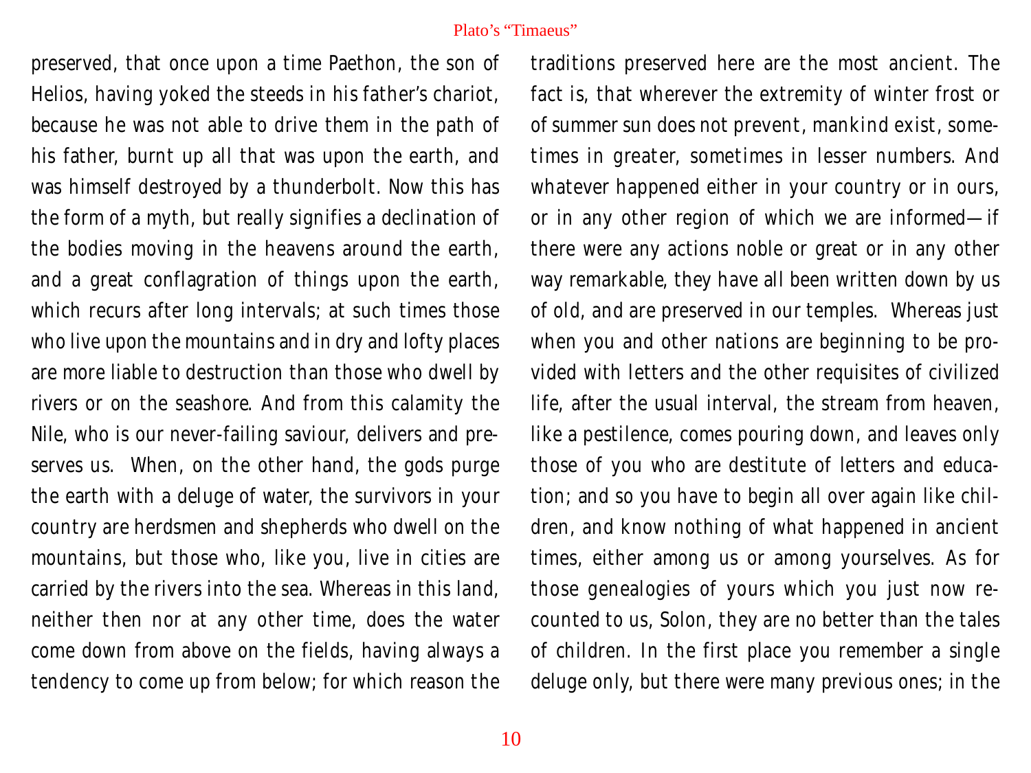preserved, that once upon a time Paethon, the son of Helios, having yoked the steeds in his father's chariot, because he was not able to drive them in the path of his father, burnt up all that was upon the earth, and was himself destroyed by a thunderbolt. Now this has the form of a myth, but really signifies a declination of the bodies moving in the heavens around the earth, and a great conflagration of things upon the earth, which recurs after long intervals; at such times those who live upon the mountains and in dry and lofty places are more liable to destruction than those who dwell by rivers or on the seashore. And from this calamity the Nile, who is our never-failing saviour, delivers and preserves us. When, on the other hand, the gods purge the earth with a deluge of water, the survivors in your country are herdsmen and shepherds who dwell on the mountains, but those who, like you, live in cities are carried by the rivers into the sea. Whereas in this land, neither then nor at any other time, does the water come down from above on the fields, having always a tendency to come up from below; for which reason the traditions preserved here are the most ancient. The fact is, that wherever the extremity of winter frost or of summer sun does not prevent, mankind exist, sometimes in greater, sometimes in lesser numbers. And whatever happened either in your country or in ours, or in any other region of which we are informed—if there were any actions noble or great or in any other way remarkable, they have all been written down by us of old, and are preserved in our temples. Whereas just when you and other nations are beginning to be provided with letters and the other requisites of civilized life, after the usual interval, the stream from heaven, like a pestilence, comes pouring down, and leaves only those of you who are destitute of letters and education; and so you have to begin all over again like children, and know nothing of what happened in ancient times, either among us or among yourselves. As for those genealogies of yours which you just now recounted to us, Solon, they are no better than the tales of children. In the first place you remember a single deluge only, but there were many previous ones; in the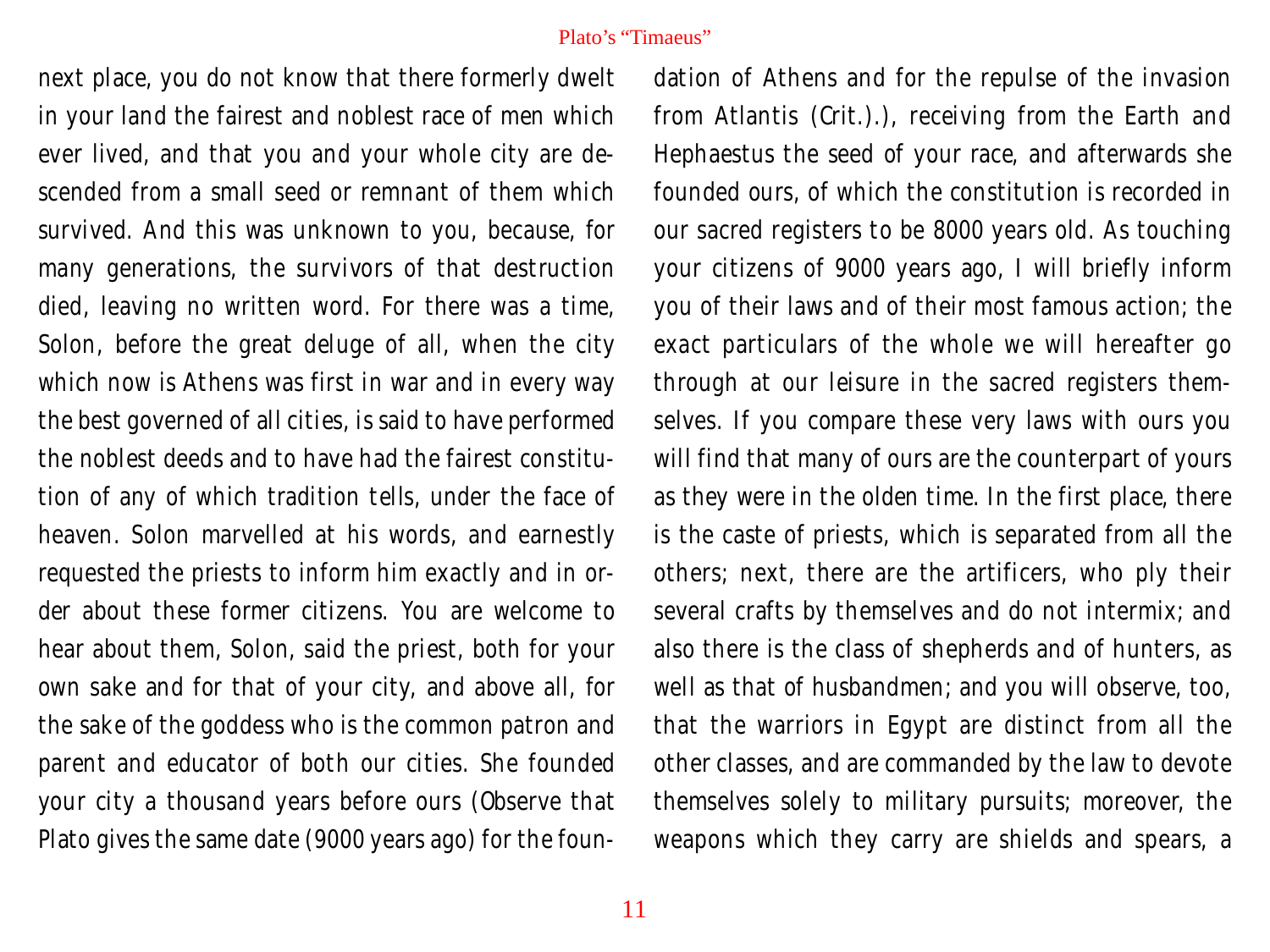next place, you do not know that there formerly dwelt in your land the fairest and noblest race of men which ever lived, and that you and your whole city are descended from a small seed or remnant of them which survived. And this was unknown to you, because, for many generations, the survivors of that destruction died, leaving no written word. For there was a time, Solon, before the great deluge of all, when the city which now is Athens was first in war and in every way the best governed of all cities, is said to have performed the noblest deeds and to have had the fairest constitution of any of which tradition tells, under the face of heaven. Solon marvelled at his words, and earnestly requested the priests to inform him exactly and in order about these former citizens. You are welcome to hear about them, Solon, said the priest, both for your own sake and for that of your city, and above all, for the sake of the goddess who is the common patron and parent and educator of both our cities. She founded your city a thousand years before ours (Observe that Plato gives the same date (9000 years ago) for the foundation of Athens and for the repulse of the invasion from Atlantis (Crit.).), receiving from the Earth and Hephaestus the seed of your race, and afterwards she founded ours, of which the constitution is recorded in our sacred registers to be 8000 years old. As touching your citizens of 9000 years ago, I will briefly inform you of their laws and of their most famous action; the exact particulars of the whole we will hereafter go through at our leisure in the sacred registers themselves. If you compare these very laws with ours you will find that many of ours are the counterpart of yours as they were in the olden time. In the first place, there is the caste of priests, which is separated from all the others; next, there are the artificers, who ply their several crafts by themselves and do not intermix; and also there is the class of shepherds and of hunters, as well as that of husbandmen; and you will observe, too, that the warriors in Egypt are distinct from all the other classes, and are commanded by the law to devote themselves solely to military pursuits; moreover, the weapons which they carry are shields and spears, a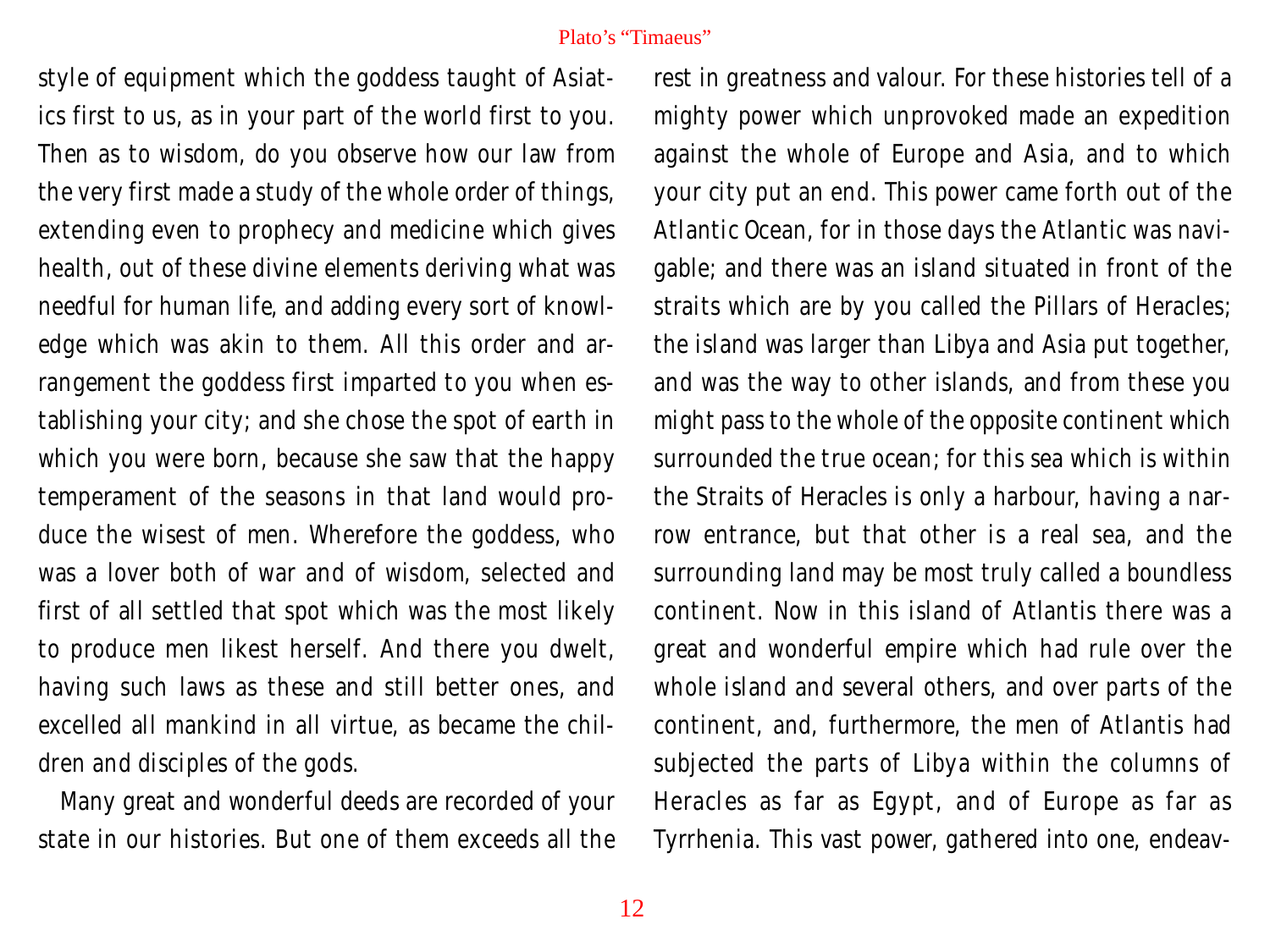style of equipment which the goddess taught of Asiatics first to us, as in your part of the world first to you. Then as to wisdom, do you observe how our law from the very first made a study of the whole order of things, extending even to prophecy and medicine which gives health, out of these divine elements deriving what was needful for human life, and adding every sort of knowledge which was akin to them. All this order and arrangement the goddess first imparted to you when establishing your city; and she chose the spot of earth in which you were born, because she saw that the happy temperament of the seasons in that land would produce the wisest of men. Wherefore the goddess, who was a lover both of war and of wisdom, selected and first of all settled that spot which was the most likely to produce men likest herself. And there you dwelt, having such laws as these and still better ones, and excelled all mankind in all virtue, as became the children and disciples of the gods.

Many great and wonderful deeds are recorded of your state in our histories. But one of them exceeds all the rest in greatness and valour. For these histories tell of a mighty power which unprovoked made an expedition against the whole of Europe and Asia, and to which your city put an end. This power came forth out of the Atlantic Ocean, for in those days the Atlantic was navigable; and there was an island situated in front of the straits which are by you called the Pillars of Heracles; the island was larger than Libya and Asia put together, and was the way to other islands, and from these you might pass to the whole of the opposite continent which surrounded the true ocean; for this sea which is within the Straits of Heracles is only a harbour, having a narrow entrance, but that other is a real sea, and the surrounding land may be most truly called a boundless continent. Now in this island of Atlantis there was a great and wonderful empire which had rule over the whole island and several others, and over parts of the continent, and, furthermore, the men of Atlantis had subjected the parts of Libya within the columns of Heracles as far as Egypt, and of Europe as far as Tyrrhenia. This vast power, gathered into one, endeav-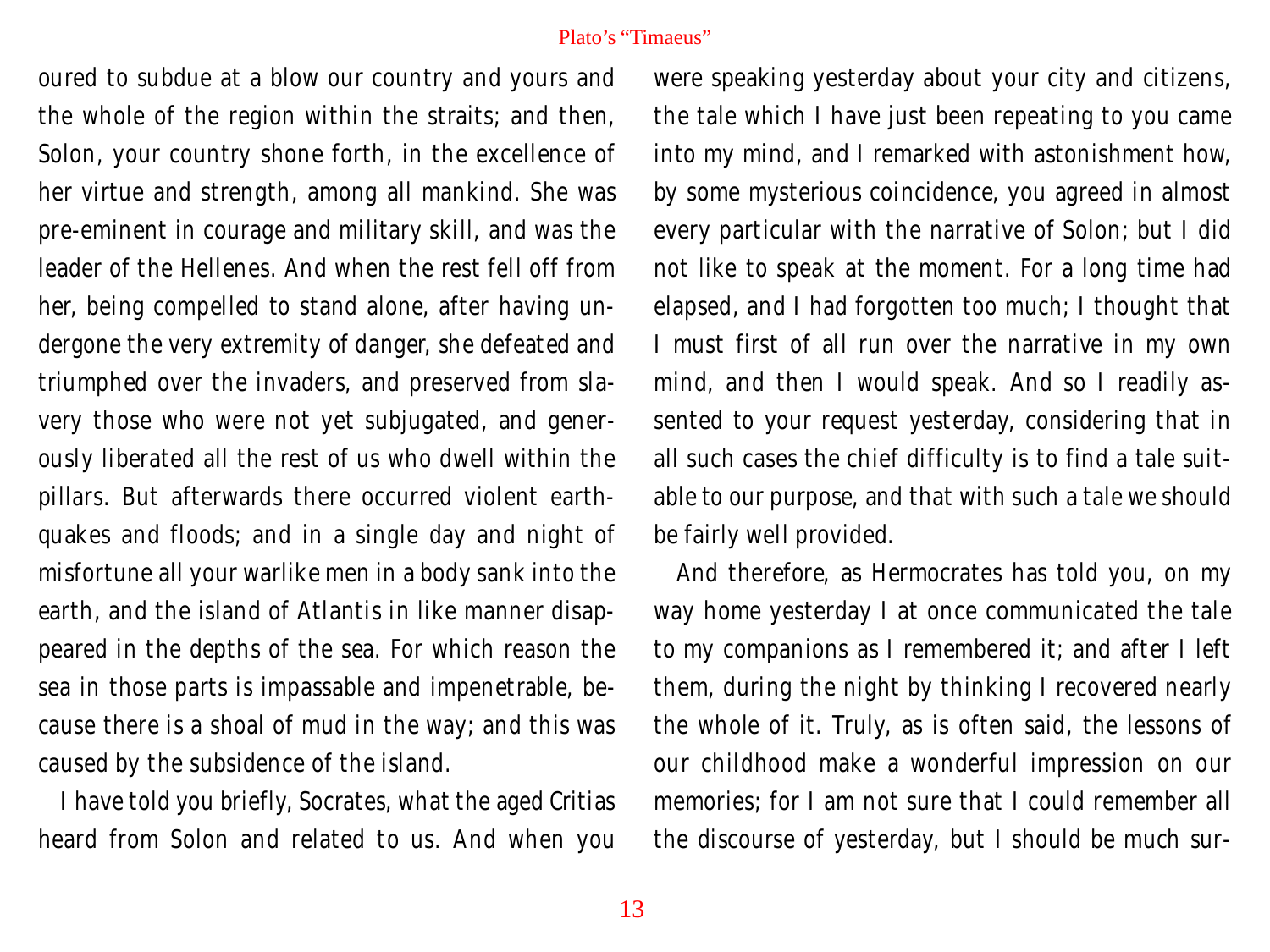oured to subdue at a blow our country and yours and the whole of the region within the straits; and then, Solon, your country shone forth, in the excellence of her virtue and strength, among all mankind. She was pre-eminent in courage and military skill, and was the leader of the Hellenes. And when the rest fell off from her, being compelled to stand alone, after having undergone the very extremity of danger, she defeated and triumphed over the invaders, and preserved from slavery those who were not yet subjugated, and generously liberated all the rest of us who dwell within the pillars. But afterwards there occurred violent earthquakes and floods; and in a single day and night of misfortune all your warlike men in a body sank into the earth, and the island of Atlantis in like manner disappeared in the depths of the sea. For which reason the sea in those parts is impassable and impenetrable, because there is a shoal of mud in the way; and this was caused by the subsidence of the island.

I have told you briefly, Socrates, what the aged Critias heard from Solon and related to us. And when you were speaking yesterday about your city and citizens, the tale which I have just been repeating to you came into my mind, and I remarked with astonishment how, by some mysterious coincidence, you agreed in almost every particular with the narrative of Solon; but I did not like to speak at the moment. For a long time had elapsed, and I had forgotten too much; I thought that I must first of all run over the narrative in my own mind, and then I would speak. And so I readily assented to your request yesterday, considering that in all such cases the chief difficulty is to find a tale suitable to our purpose, and that with such a tale we should be fairly well provided.

And therefore, as Hermocrates has told you, on my way home yesterday I at once communicated the tale to my companions as I remembered it; and after I left them, during the night by thinking I recovered nearly the whole of it. Truly, as is often said, the lessons of our childhood make a wonderful impression on our memories; for I am not sure that I could remember all the discourse of yesterday, but I should be much sur-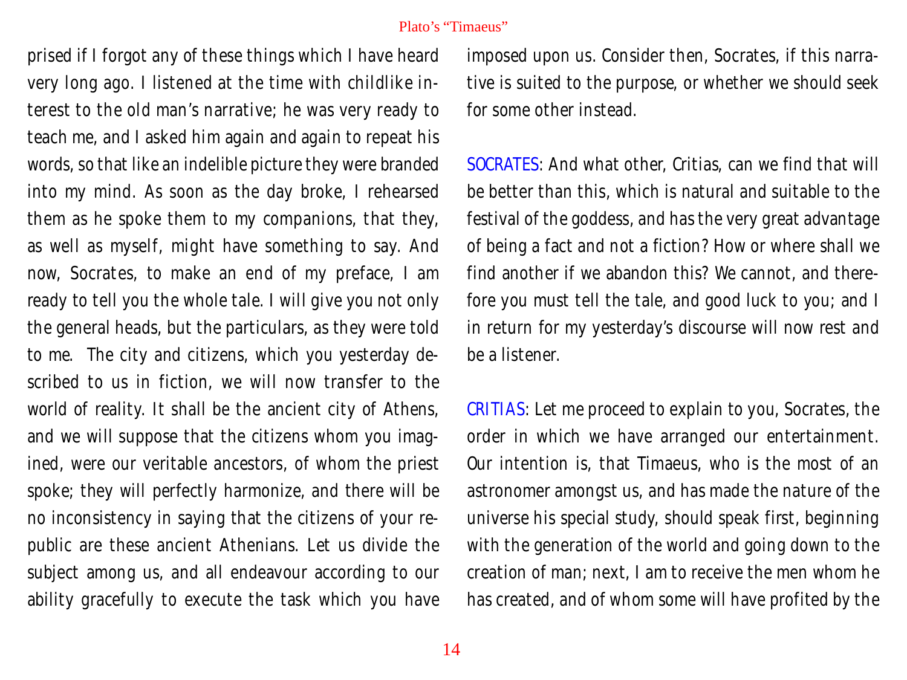prised if I forgot any of these things which I have heard very long ago. I listened at the time with childlike interest to the old man's narrative; he was very ready to teach me, and I asked him again and again to repeat his words, so that like an indelible picture they were branded into my mind. As soon as the day broke, I rehearsed them as he spoke them to my companions, that they, as well as myself, might have something to say. And now, Socrates, to make an end of my preface, I am ready to tell you the whole tale. I will give you not only the general heads, but the particulars, as they were told to me. The city and citizens, which you yesterday described to us in fiction, we will now transfer to the world of reality. It shall be the ancient city of Athens, and we will suppose that the citizens whom you imagined, were our veritable ancestors, of whom the priest spoke; they will perfectly harmonize, and there will be no inconsistency in saying that the citizens of your republic are these ancient Athenians. Let us divide the subject among us, and all endeavour according to our ability gracefully to execute the task which you have imposed upon us. Consider then, Socrates, if this narrative is suited to the purpose, or whether we should seek for some other instead.

SOCRATES: And what other, Critias, can we find that will be better than this, which is natural and suitable to the festival of the goddess, and has the very great advantage of being a fact and not a fiction? How or where shall we find another if we abandon this? We cannot, and therefore you must tell the tale, and good luck to you; and I in return for my yesterday's discourse will now rest and be a listener.

CRITIAS: Let me proceed to explain to you, Socrates, the order in which we have arranged our entertainment. Our intention is, that Timaeus, who is the most of an astronomer amongst us, and has made the nature of the universe his special study, should speak first, beginning with the generation of the world and going down to the creation of man; next, I am to receive the men whom he has created, and of whom some will have profited by the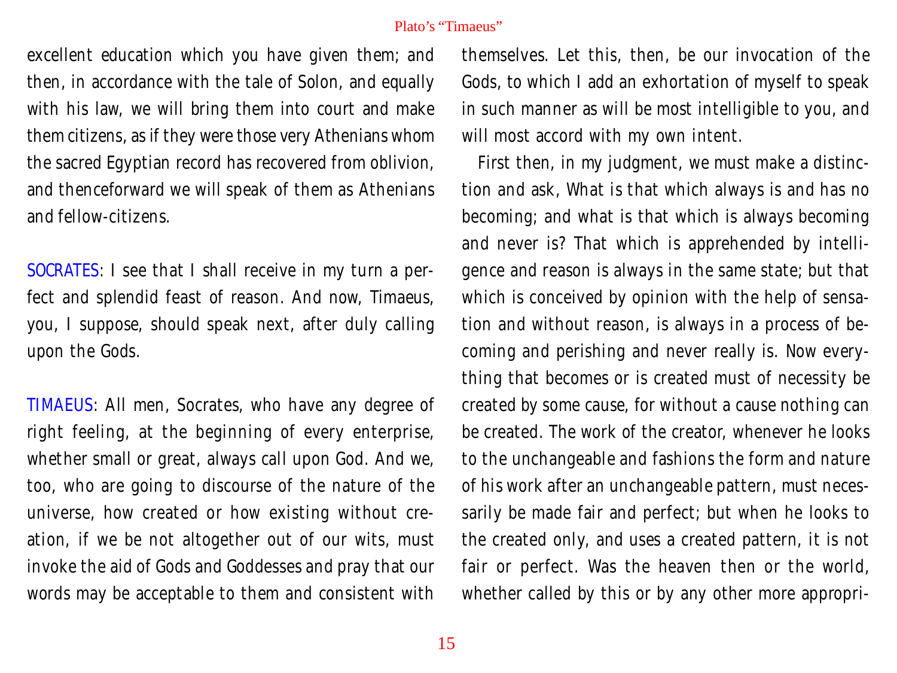excellent education which you have given them; and then, in accordance with the tale of Solon, and equally with his law, we will bring them into court and make them citizens, as if they were those very Athenians whom the sacred Egyptian record has recovered from oblivion, and thenceforward we will speak of them as Athenians and fellow-citizens.

SOCRATES: I see that I shall receive in my turn a perfect and splendid feast of reason. And now, Timaeus, you, I suppose, should speak next, after duly calling upon the Gods.

TIMAEUS: All men, Socrates, who have any degree of right feeling, at the beginning of every enterprise, whether small or great, always call upon God. And we, too, who are going to discourse of the nature of the universe, how created or how existing without creation, if we be not altogether out of our wits, must invoke the aid of Gods and Goddesses and pray that our words may be acceptable to them and consistent with themselves. Let this, then, be our invocation of the Gods, to which I add an exhortation of myself to speak in such manner as will be most intelligible to you, and will most accord with my own intent.

First then, in my judgment, we must make a distinction and ask, What is that which always is and has no becoming; and what is that which is always becoming and never is? That which is apprehended by intelligence and reason is always in the same state; but that which is conceived by opinion with the help of sensation and without reason, is always in a process of becoming and perishing and never really is. Now everything that becomes or is created must of necessity be created by some cause, for without a cause nothing can be created. The work of the creator, whenever he looks to the unchangeable and fashions the form and nature of his work after an unchangeable pattern, must necessarily be made fair and perfect; but when he looks to the created only, and uses a created pattern, it is not fair or perfect. Was the heaven then or the world, whether called by this or by any other more appropri-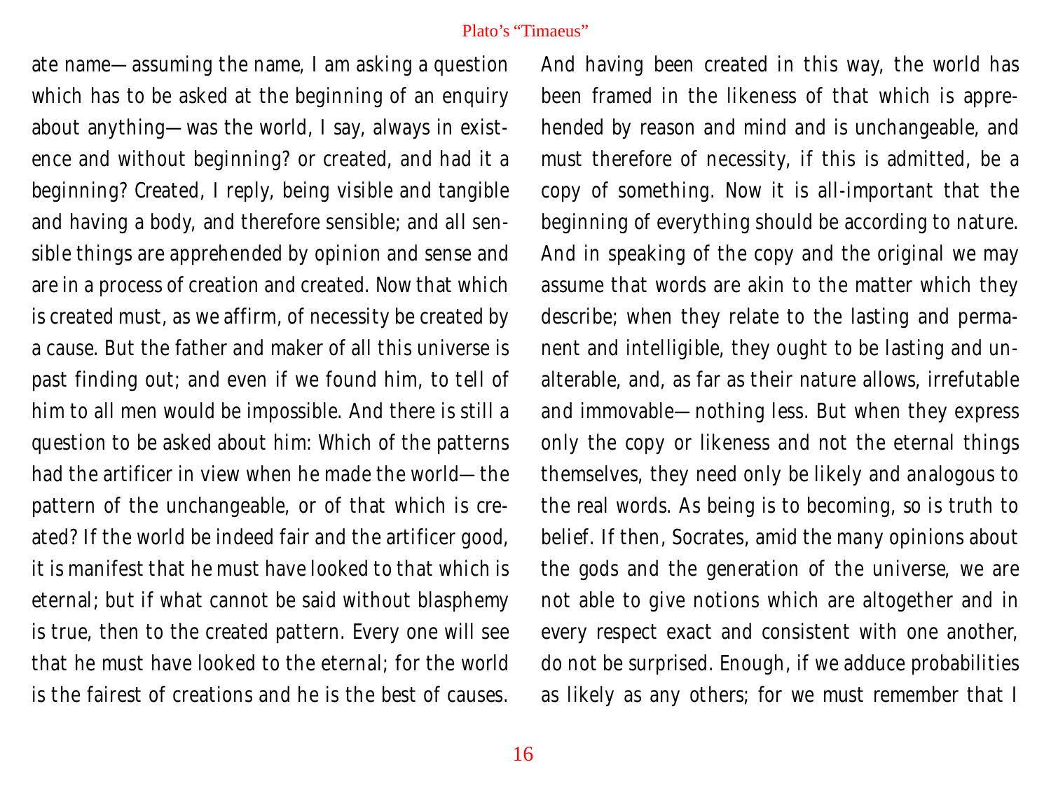ate name—assuming the name, I am asking a question which has to be asked at the beginning of an enquiry about anything—was the world, I say, always in existence and without beginning? or created, and had it a beginning? Created, I reply, being visible and tangible and having a body, and therefore sensible; and all sensible things are apprehended by opinion and sense and are in a process of creation and created. Now that which is created must, as we affirm, of necessity be created by a cause. But the father and maker of all this universe is past finding out; and even if we found him, to tell of him to all men would be impossible. And there is still a question to be asked about him: Which of the patterns had the artificer in view when he made the world—the pattern of the unchangeable, or of that which is created? If the world be indeed fair and the artificer good, it is manifest that he must have looked to that which is eternal; but if what cannot be said without blasphemy is true, then to the created pattern. Every one will see that he must have looked to the eternal; for the world is the fairest of creations and he is the best of causes. And having been created in this way, the world has been framed in the likeness of that which is apprehended by reason and mind and is unchangeable, and must therefore of necessity, if this is admitted, be a copy of something. Now it is all-important that the beginning of everything should be according to nature. And in speaking of the copy and the original we may assume that words are akin to the matter which they describe; when they relate to the lasting and permanent and intelligible, they ought to be lasting and unalterable, and, as far as their nature allows, irrefutable and immovable—nothing less. But when they express only the copy or likeness and not the eternal things themselves, they need only be likely and analogous to the real words. As being is to becoming, so is truth to belief. If then, Socrates, amid the many opinions about the gods and the generation of the universe, we are not able to give notions which are altogether and in every respect exact and consistent with one another, do not be surprised. Enough, if we adduce probabilities as likely as any others; for we must remember that I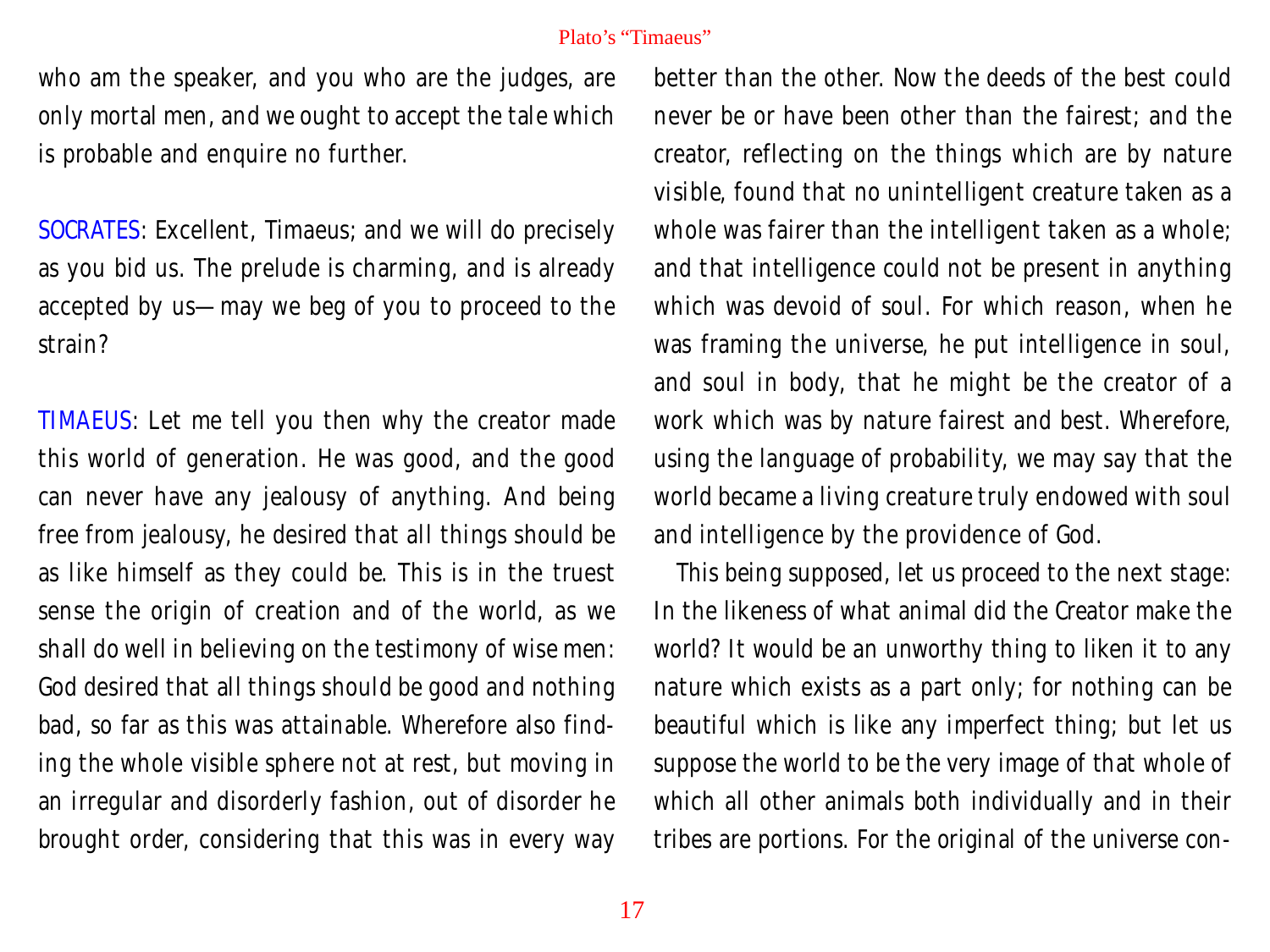who am the speaker, and you who are the judges, are only mortal men, and we ought to accept the tale which is probable and enquire no further.

SOCRATES: Excellent, Timaeus; and we will do precisely as you bid us. The prelude is charming, and is already accepted by us—may we beg of you to proceed to the strain?

TIMAEUS: Let me tell you then why the creator made this world of generation. He was good, and the good can never have any jealousy of anything. And being free from jealousy, he desired that all things should be as like himself as they could be. This is in the truest sense the origin of creation and of the world, as we shall do well in believing on the testimony of wise men: God desired that all things should be good and nothing bad, so far as this was attainable. Wherefore also finding the whole visible sphere not at rest, but moving in an irregular and disorderly fashion, out of disorder he brought order, considering that this was in every way better than the other. Now the deeds of the best could never be or have been other than the fairest; and the creator, reflecting on the things which are by nature visible, found that no unintelligent creature taken as a whole was fairer than the intelligent taken as a whole; and that intelligence could not be present in anything which was devoid of soul. For which reason, when he was framing the universe, he put intelligence in soul, and soul in body, that he might be the creator of a work which was by nature fairest and best. Wherefore, using the language of probability, we may say that the world became a living creature truly endowed with soul and intelligence by the providence of God.

This being supposed, let us proceed to the next stage: In the likeness of what animal did the Creator make the world? It would be an unworthy thing to liken it to any nature which exists as a part only; for nothing can be beautiful which is like any imperfect thing; but let us suppose the world to be the very image of that whole of which all other animals both individually and in their tribes are portions. For the original of the universe con-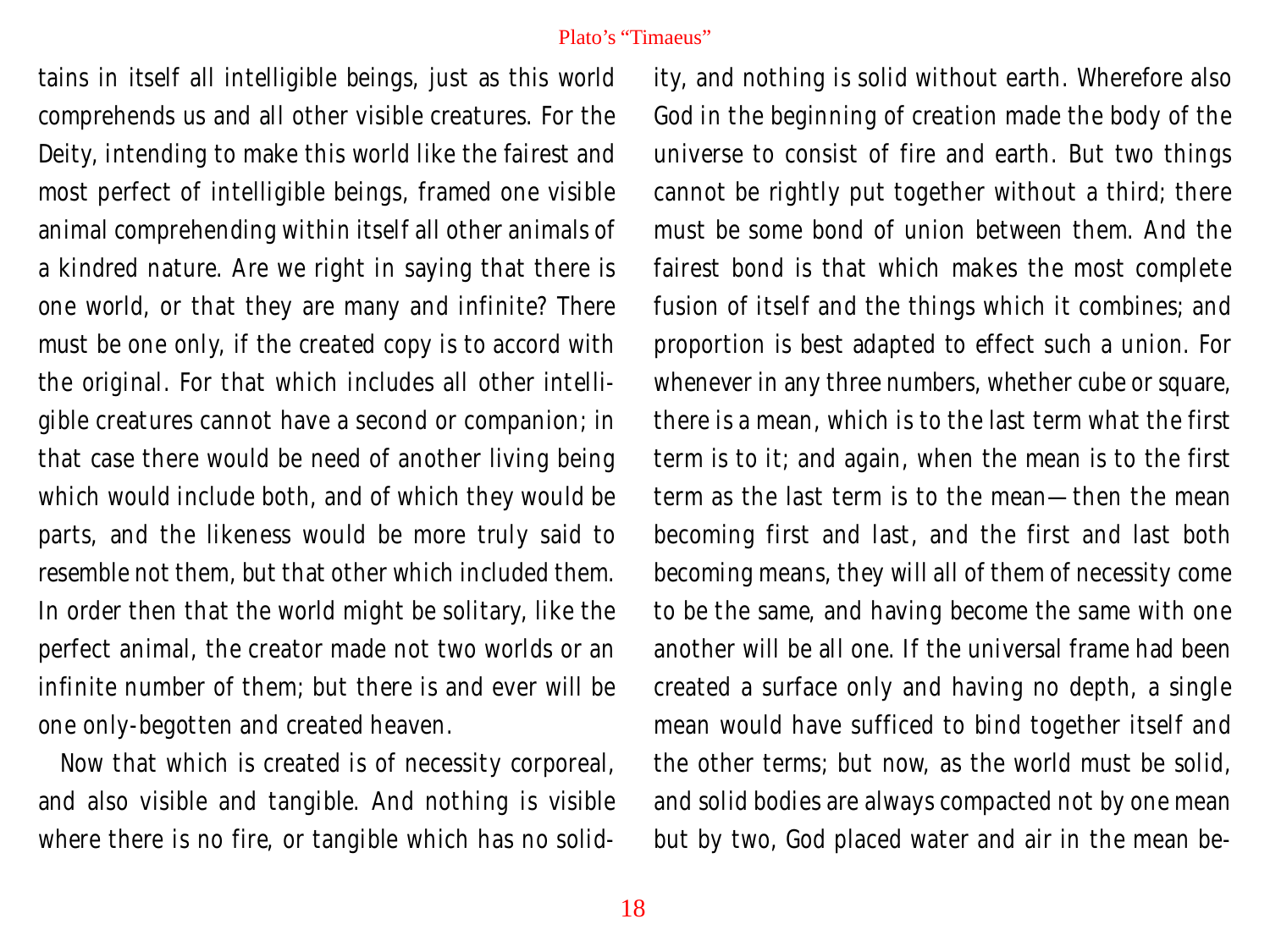tains in itself all intelligible beings, just as this world comprehends us and all other visible creatures. For the Deity, intending to make this world like the fairest and most perfect of intelligible beings, framed one visible animal comprehending within itself all other animals of a kindred nature. Are we right in saying that there is one world, or that they are many and infinite? There must be one only, if the created copy is to accord with the original. For that which includes all other intelligible creatures cannot have a second or companion; in that case there would be need of another living being which would include both, and of which they would be parts, and the likeness would be more truly said to resemble not them, but that other which included them. In order then that the world might be solitary, like the perfect animal, the creator made not two worlds or an infinite number of them; but there is and ever will be one only-begotten and created heaven.

Now that which is created is of necessity corporeal, and also visible and tangible. And nothing is visible where there is no fire, or tangible which has no solidity, and nothing is solid without earth. Wherefore also God in the beginning of creation made the body of the universe to consist of fire and earth. But two things cannot be rightly put together without a third; there must be some bond of union between them. And the fairest bond is that which makes the most complete fusion of itself and the things which it combines; and proportion is best adapted to effect such a union. For whenever in any three numbers, whether cube or square, there is a mean, which is to the last term what the first term is to it; and again, when the mean is to the first term as the last term is to the mean—then the mean becoming first and last, and the first and last both becoming means, they will all of them of necessity come to be the same, and having become the same with one another will be all one. If the universal frame had been created a surface only and having no depth, a single mean would have sufficed to bind together itself and the other terms; but now, as the world must be solid, and solid bodies are always compacted not by one mean but by two, God placed water and air in the mean be-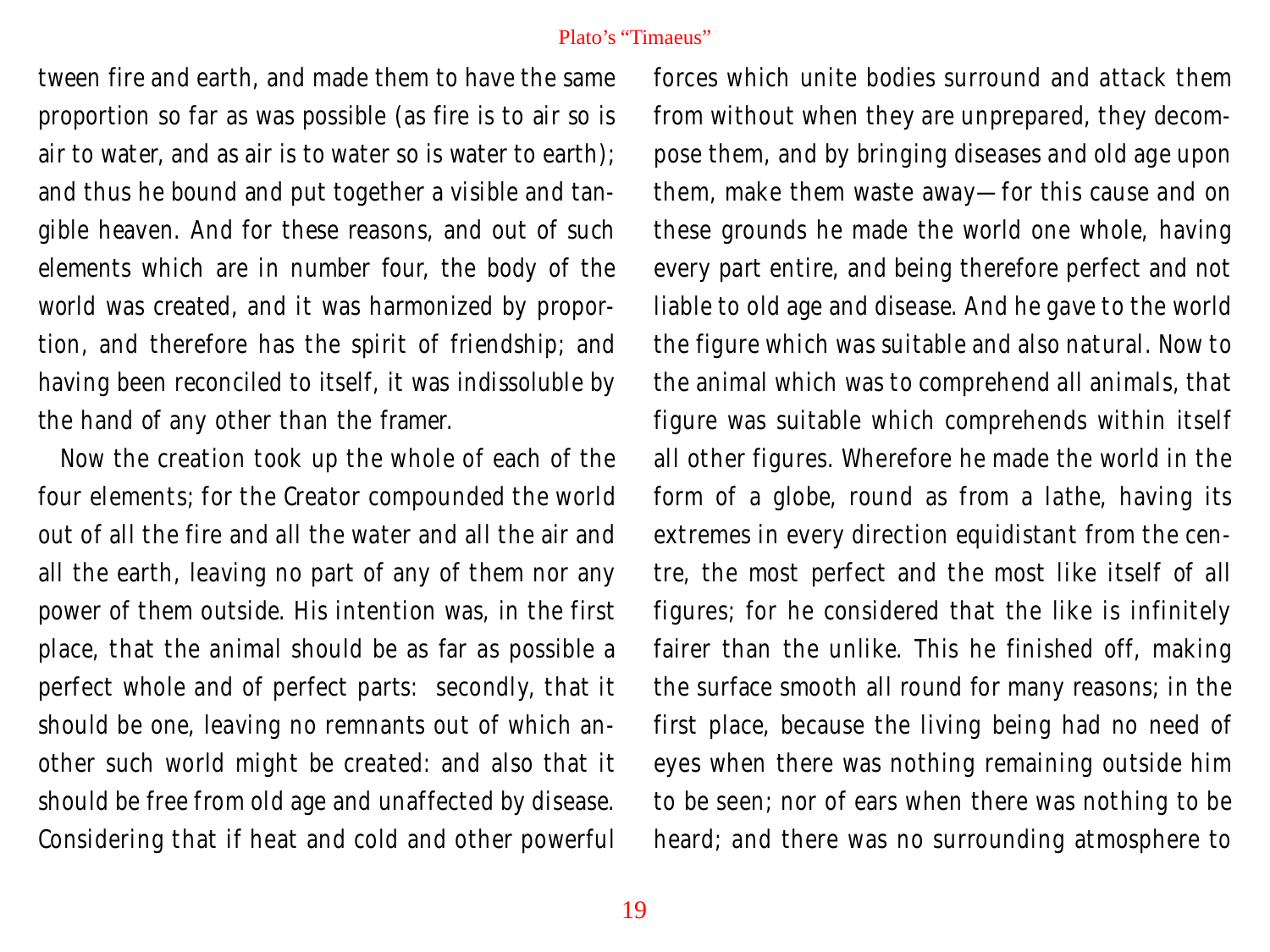tween fire and earth, and made them to have the same proportion so far as was possible (as fire is to air so is air to water, and as air is to water so is water to earth); and thus he bound and put together a visible and tangible heaven. And for these reasons, and out of such elements which are in number four, the body of the world was created, and it was harmonized by proportion, and therefore has the spirit of friendship; and having been reconciled to itself, it was indissoluble by the hand of any other than the framer.

Now the creation took up the whole of each of the four elements; for the Creator compounded the world out of all the fire and all the water and all the air and all the earth, leaving no part of any of them nor any power of them outside. His intention was, in the first place, that the animal should be as far as possible a perfect whole and of perfect parts: secondly, that it should be one, leaving no remnants out of which another such world might be created: and also that it should be free from old age and unaffected by disease. Considering that if heat and cold and other powerful forces which unite bodies surround and attack them from without when they are unprepared, they decompose them, and by bringing diseases and old age upon them, make them waste away—for this cause and on these grounds he made the world one whole, having every part entire, and being therefore perfect and not liable to old age and disease. And he gave to the world the figure which was suitable and also natural. Now to the animal which was to comprehend all animals, that figure was suitable which comprehends within itself all other figures. Wherefore he made the world in the form of a globe, round as from a lathe, having its extremes in every direction equidistant from the centre, the most perfect and the most like itself of all figures; for he considered that the like is infinitely fairer than the unlike. This he finished off, making the surface smooth all round for many reasons; in the first place, because the living being had no need of eyes when there was nothing remaining outside him to be seen; nor of ears when there was nothing to be heard; and there was no surrounding atmosphere to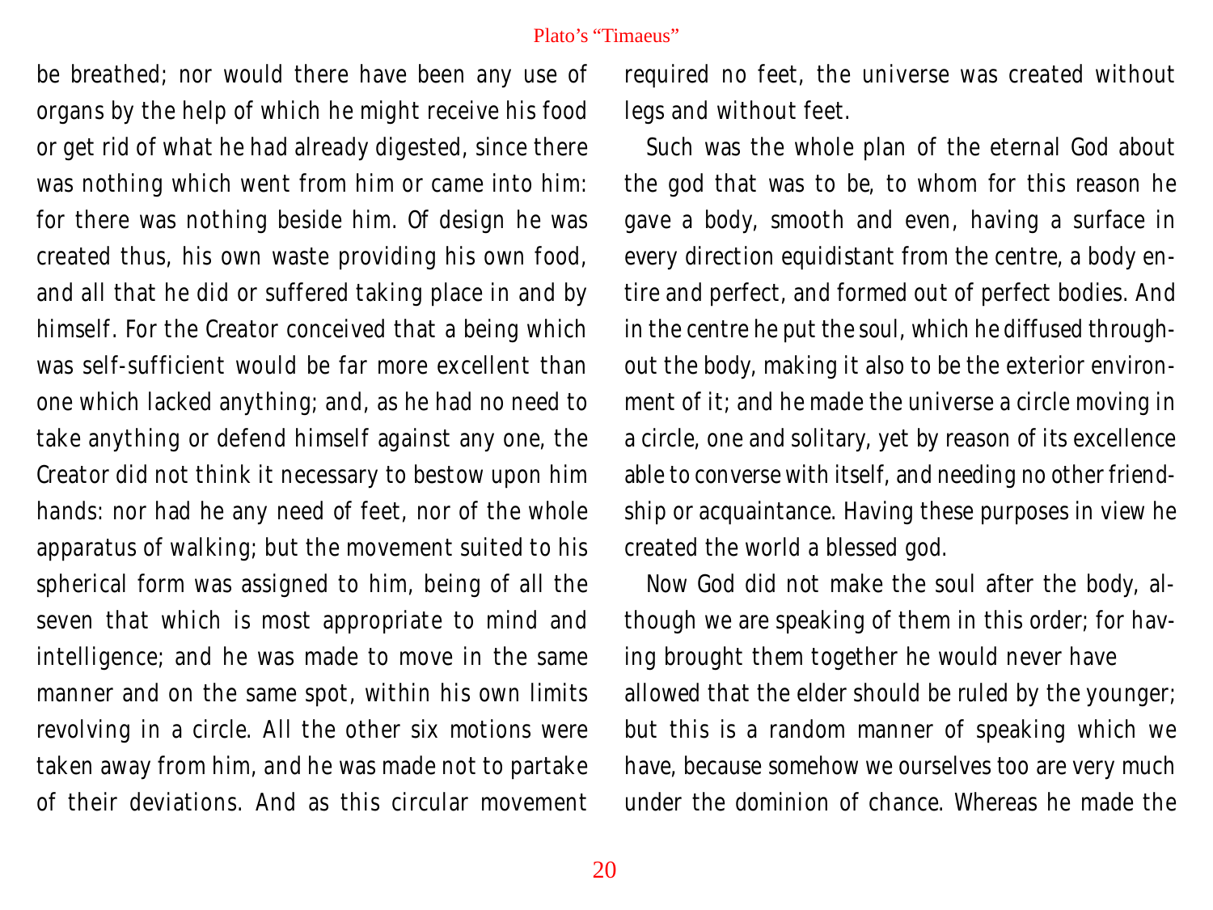be breathed; nor would there have been any use of organs by the help of which he might receive his food or get rid of what he had already digested, since there was nothing which went from him or came into him: for there was nothing beside him. Of design he was created thus, his own waste providing his own food, and all that he did or suffered taking place in and by himself. For the Creator conceived that a being which was self-sufficient would be far more excellent than one which lacked anything; and, as he had no need to take anything or defend himself against any one, the Creator did not think it necessary to bestow upon him hands: nor had he any need of feet, nor of the whole apparatus of walking; but the movement suited to his spherical form was assigned to him, being of all the seven that which is most appropriate to mind and intelligence; and he was made to move in the same manner and on the same spot, within his own limits revolving in a circle. All the other six motions were taken away from him, and he was made not to partake of their deviations. And as this circular movement required no feet, the universe was created without legs and without feet.

Such was the whole plan of the eternal God about the god that was to be, to whom for this reason he gave a body, smooth and even, having a surface in every direction equidistant from the centre, a body entire and perfect, and formed out of perfect bodies. And in the centre he put the soul, which he diffused throughout the body, making it also to be the exterior environment of it; and he made the universe a circle moving in a circle, one and solitary, yet by reason of its excellence able to converse with itself, and needing no other friendship or acquaintance. Having these purposes in view he created the world a blessed god.

Now God did not make the soul after the body, although we are speaking of them in this order; for having brought them together he would never have allowed that the elder should be ruled by the younger; but this is a random manner of speaking which we have, because somehow we ourselves too are very much under the dominion of chance. Whereas he made the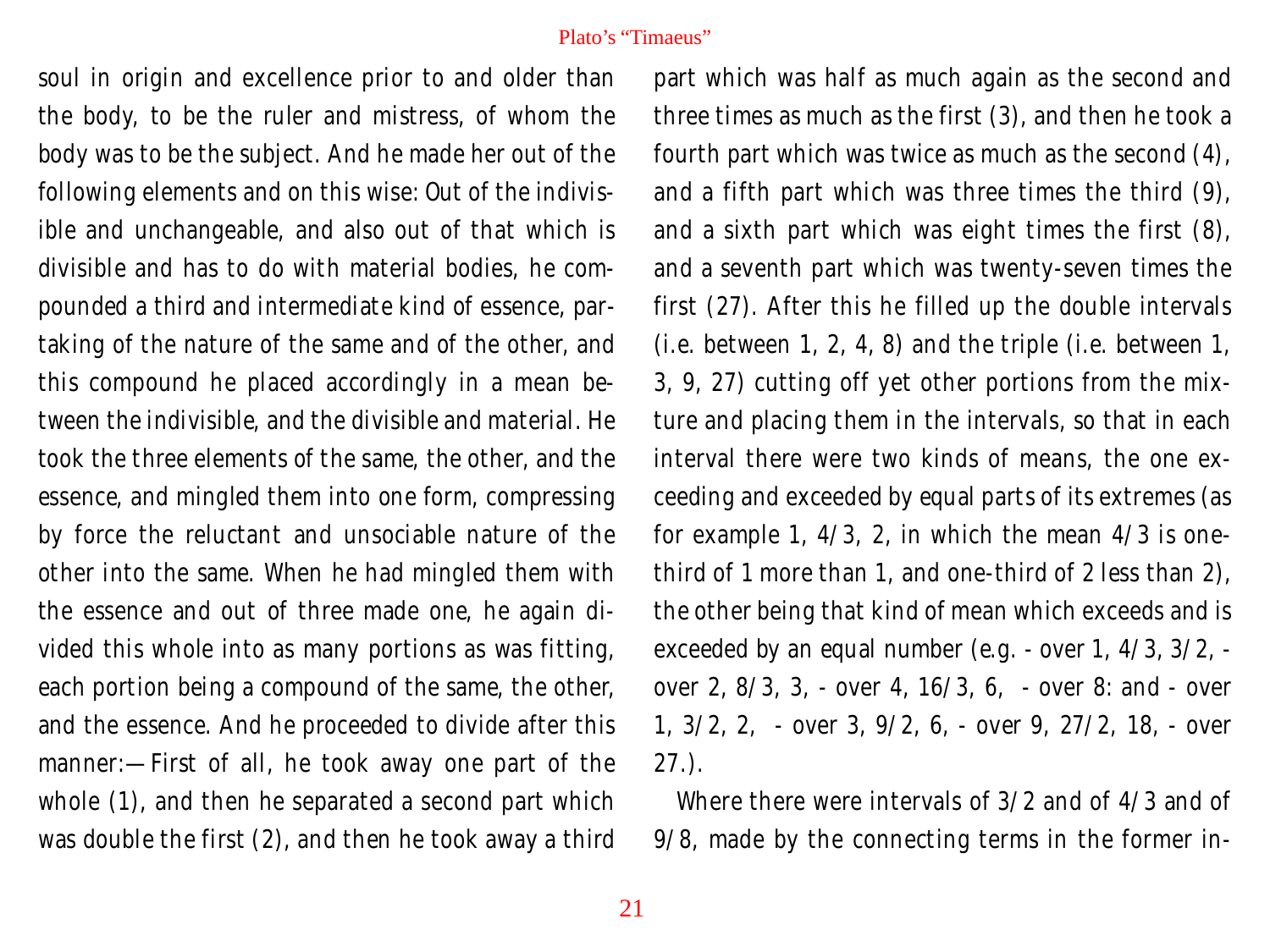soul in origin and excellence prior to and older than the body, to be the ruler and mistress, of whom the body was to be the subject. And he made her out of the following elements and on this wise: Out of the indivisible and unchangeable, and also out of that which is divisible and has to do with material bodies, he compounded a third and intermediate kind of essence, partaking of the nature of the same and of the other, and this compound he placed accordingly in a mean between the indivisible, and the divisible and material. He took the three elements of the same, the other, and the essence, and mingled them into one form, compressing by force the reluctant and unsociable nature of the other into the same. When he had mingled them with the essence and out of three made one, he again divided this whole into as many portions as was fitting, each portion being a compound of the same, the other, and the essence. And he proceeded to divide after this manner:—First of all, he took away one part of the whole (1), and then he separated a second part which was double the first (2), and then he took away a third part which was half as much again as the second and three times as much as the first (3), and then he took a fourth part which was twice as much as the second (4), and a fifth part which was three times the third (9), and a sixth part which was eight times the first (8), and a seventh part which was twenty-seven times the first (27). After this he filled up the double intervals (i.e. between 1, 2, 4, 8) and the triple (i.e. between 1, 3, 9, 27) cutting off yet other portions from the mixture and placing them in the intervals, so that in each interval there were two kinds of means, the one exceeding and exceeded by equal parts of its extremes (as for example 1, 4/3, 2, in which the mean 4/3 is one-third of 1 more than 1, and one-third of 2 less than 2), the other being that kind of mean which exceeds and is exceeded by an equal number (e.g. - over 1, 4/3, 3/2, - over 2, 8/3, 3, - over 4, 16/3, 6, - over 8: and - over 1, 3/2, 2, - over 3, 9/2, 6, - over 9, 27/2, 18, - over 27.).

Where there were intervals of 3/2 and of 4/3 and of 9/8, made by the connecting terms in the former in-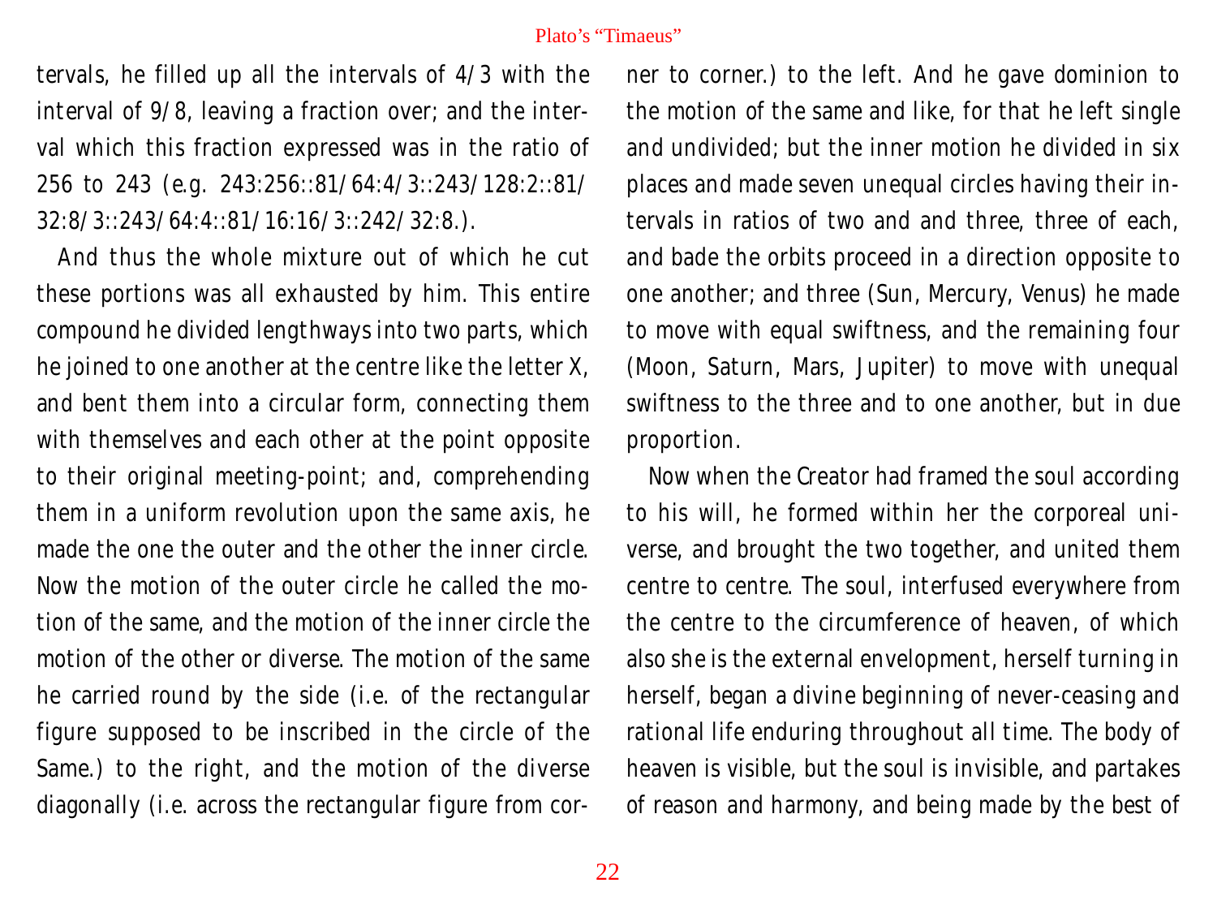tervals, he filled up all the intervals of 4/3 with the interval of 9/8, leaving a fraction over; and the interval which this fraction expressed was in the ratio of 256 to 243 (e.g. 243:256::81/64:4/3::243/128:2::81/32:8/3::243/64:4::81/16:16/3::242/32:8.).

And thus the whole mixture out of which he cut these portions was all exhausted by him. This entire compound he divided lengthways into two parts, which he joined to one another at the centre like the letter X, and bent them into a circular form, connecting them with themselves and each other at the point opposite to their original meeting-point; and, comprehending them in a uniform revolution upon the same axis, he made the one the outer and the other the inner circle. Now the motion of the outer circle he called the motion of the same, and the motion of the inner circle the motion of the other or diverse. The motion of the same he carried round by the side (i.e. of the rectangular figure supposed to be inscribed in the circle of the Same.) to the right, and the motion of the diverse diagonally (i.e. across the rectangular figure from corner to corner.) to the left. And he gave dominion to the motion of the same and like, for that he left single and undivided; but the inner motion he divided in six places and made seven unequal circles having their intervals in ratios of two and and three, three of each, and bade the orbits proceed in a direction opposite to one another; and three (Sun, Mercury, Venus) he made to move with equal swiftness, and the remaining four (Moon, Saturn, Mars, Jupiter) to move with unequal swiftness to the three and to one another, but in due proportion.

Now when the Creator had framed the soul according to his will, he formed within her the corporeal universe, and brought the two together, and united them centre to centre. The soul, interfused everywhere from the centre to the circumference of heaven, of which also she is the external envelopment, herself turning in herself, began a divine beginning of never-ceasing and rational life enduring throughout all time. The body of heaven is visible, but the soul is invisible, and partakes of reason and harmony, and being made by the best of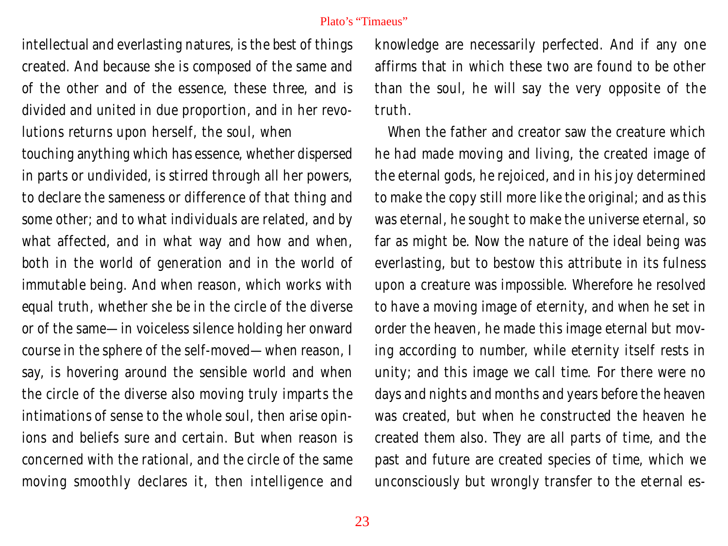intellectual and everlasting natures, is the best of things created. And because she is composed of the same and of the other and of the essence, these three, and is divided and united in due proportion, and in her revolutions returns upon herself, the soul, when touching anything which has essence, whether dispersed in parts or undivided, is stirred through all her powers, to declare the sameness or difference of that thing and some other; and to what individuals are related, and by what affected, and in what way and how and when, both in the world of generation and in the world of immutable being. And when reason, which works with equal truth, whether she be in the circle of the diverse or of the same—in voiceless silence holding her onward course in the sphere of the self-moved—when reason, I say, is hovering around the sensible world and when the circle of the diverse also moving truly imparts the intimations of sense to the whole soul, then arise opinions and beliefs sure and certain. But when reason is concerned with the rational, and the circle of the same moving smoothly declares it, then intelligence and knowledge are necessarily perfected. And if any one affirms that in which these two are found to be other than the soul, he will say the very opposite of the truth.

When the father and creator saw the creature which he had made moving and living, the created image of the eternal gods, he rejoiced, and in his joy determined to make the copy still more like the original; and as this was eternal, he sought to make the universe eternal, so far as might be. Now the nature of the ideal being was everlasting, but to bestow this attribute in its fulness upon a creature was impossible. Wherefore he resolved to have a moving image of eternity, and when he set in order the heaven, he made this image eternal but moving according to number, while eternity itself rests in unity; and this image we call time. For there were no days and nights and months and years before the heaven was created, but when he constructed the heaven he created them also. They are all parts of time, and the past and future are created species of time, which we unconsciously but wrongly transfer to the eternal es-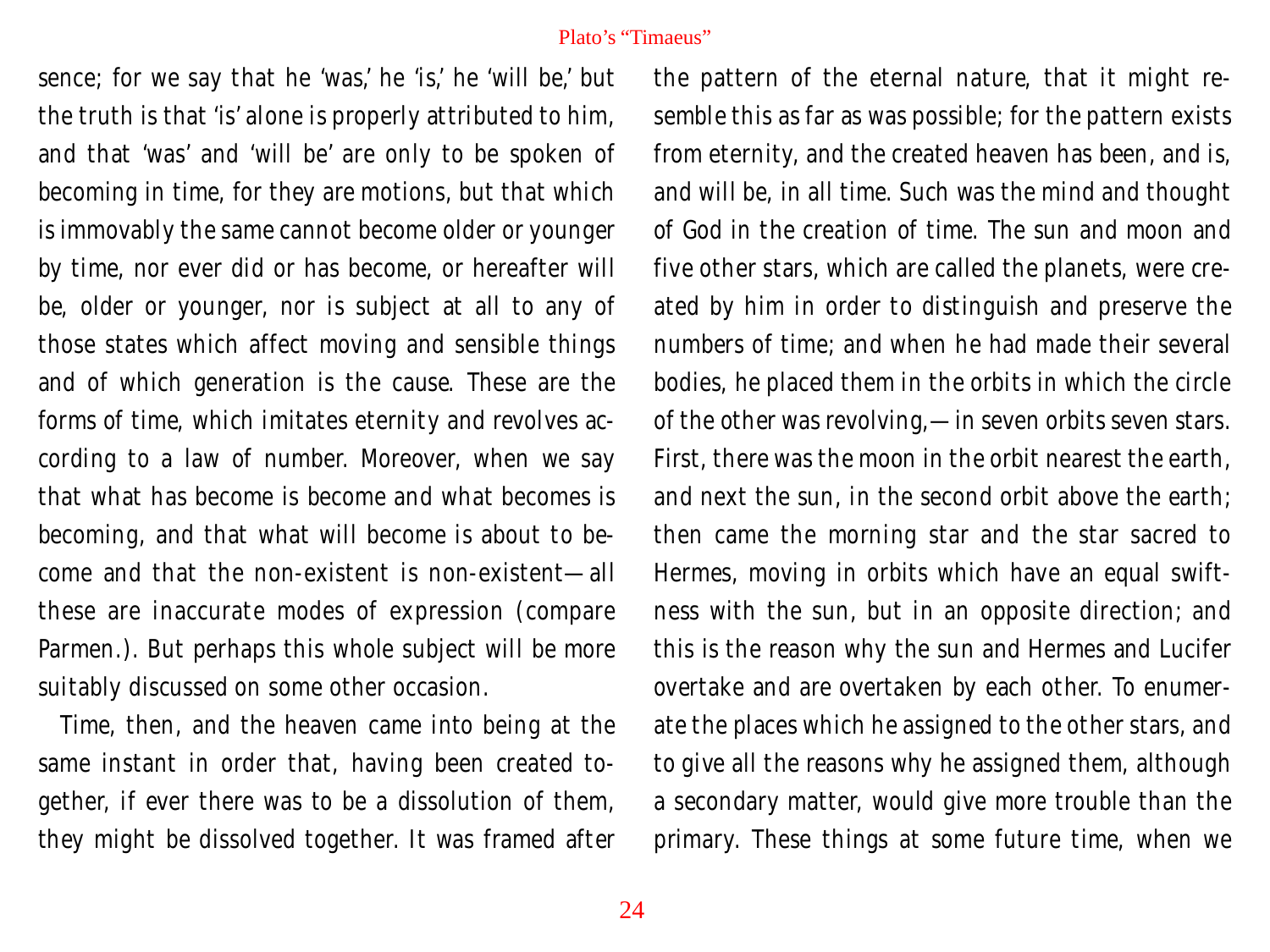sence; for we say that he 'was,' he 'is,' he 'will be,' but the truth is that 'is' alone is properly attributed to him, and that 'was' and 'will be' are only to be spoken of becoming in time, for they are motions, but that which is immovably the same cannot become older or younger by time, nor ever did or has become, or hereafter will be, older or younger, nor is subject at all to any of those states which affect moving and sensible things and of which generation is the cause. These are the forms of time, which imitates eternity and revolves according to a law of number. Moreover, when we say that what has become is become and what becomes is becoming, and that what will become is about to become and that the non-existent is non-existent—all these are inaccurate modes of expression (compare Parmen.). But perhaps this whole subject will be more suitably discussed on some other occasion.

Time, then, and the heaven came into being at the same instant in order that, having been created together, if ever there was to be a dissolution of them, they might be dissolved together. It was framed after the pattern of the eternal nature, that it might resemble this as far as was possible; for the pattern exists from eternity, and the created heaven has been, and is, and will be, in all time. Such was the mind and thought of God in the creation of time. The sun and moon and five other stars, which are called the planets, were created by him in order to distinguish and preserve the numbers of time; and when he had made their several bodies, he placed them in the orbits in which the circle of the other was revolving,—in seven orbits seven stars. First, there was the moon in the orbit nearest the earth, and next the sun, in the second orbit above the earth; then came the morning star and the star sacred to Hermes, moving in orbits which have an equal swiftness with the sun, but in an opposite direction; and this is the reason why the sun and Hermes and Lucifer overtake and are overtaken by each other. To enumerate the places which he assigned to the other stars, and to give all the reasons why he assigned them, although a secondary matter, would give more trouble than the primary. These things at some future time, when we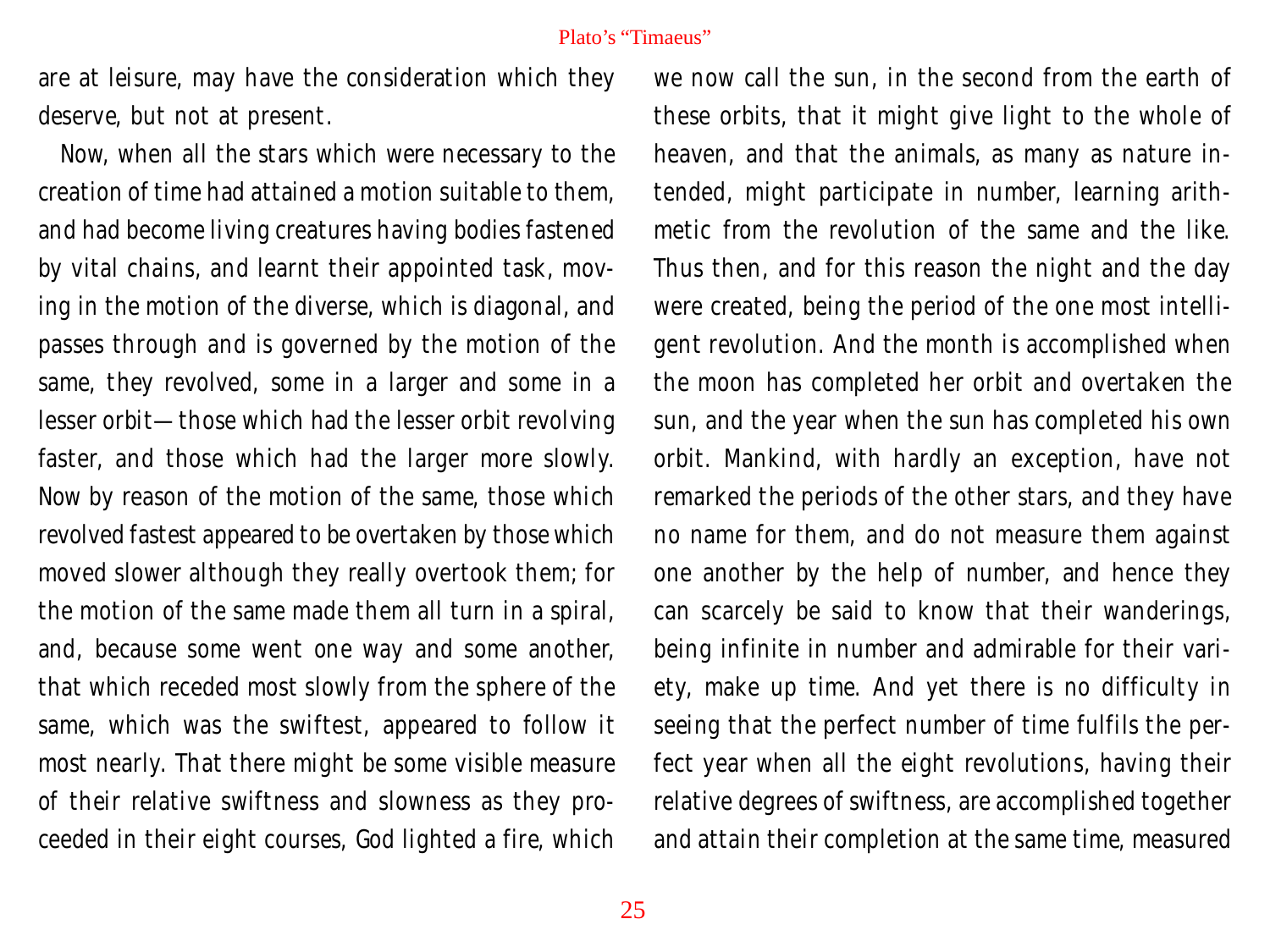are at leisure, may have the consideration which they deserve, but not at present.

Now, when all the stars which were necessary to the creation of time had attained a motion suitable to them, and had become living creatures having bodies fastened by vital chains, and learnt their appointed task, moving in the motion of the diverse, which is diagonal, and passes through and is governed by the motion of the same, they revolved, some in a larger and some in a lesser orbit—those which had the lesser orbit revolving faster, and those which had the larger more slowly. Now by reason of the motion of the same, those which revolved fastest appeared to be overtaken by those which moved slower although they really overtook them; for the motion of the same made them all turn in a spiral, and, because some went one way and some another, that which receded most slowly from the sphere of the same, which was the swiftest, appeared to follow it most nearly. That there might be some visible measure of their relative swiftness and slowness as they proceeded in their eight courses, God lighted a fire, which we now call the sun, in the second from the earth of these orbits, that it might give light to the whole of heaven, and that the animals, as many as nature intended, might participate in number, learning arithmetic from the revolution of the same and the like. Thus then, and for this reason the night and the day were created, being the period of the one most intelligent revolution. And the month is accomplished when the moon has completed her orbit and overtaken the sun, and the year when the sun has completed his own orbit. Mankind, with hardly an exception, have not remarked the periods of the other stars, and they have no name for them, and do not measure them against one another by the help of number, and hence they can scarcely be said to know that their wanderings, being infinite in number and admirable for their variety, make up time. And yet there is no difficulty in seeing that the perfect number of time fulfils the perfect year when all the eight revolutions, having their relative degrees of swiftness, are accomplished together and attain their completion at the same time, measured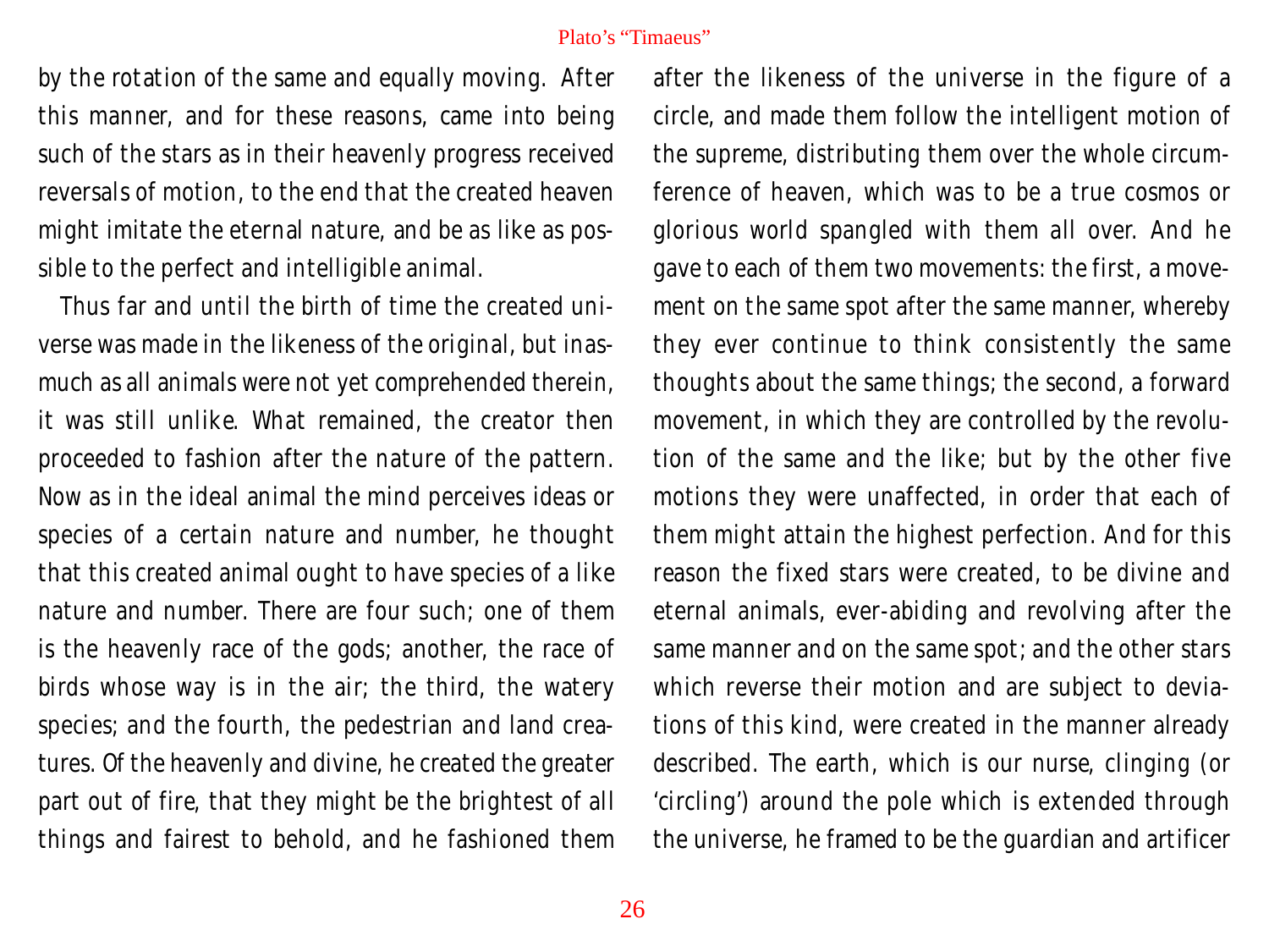by the rotation of the same and equally moving. After this manner, and for these reasons, came into being such of the stars as in their heavenly progress received reversals of motion, to the end that the created heaven might imitate the eternal nature, and be as like as possible to the perfect and intelligible animal.

Thus far and until the birth of time the created universe was made in the likeness of the original, but inasmuch as all animals were not yet comprehended therein, it was still unlike. What remained, the creator then proceeded to fashion after the nature of the pattern. Now as in the ideal animal the mind perceives ideas or species of a certain nature and number, he thought that this created animal ought to have species of a like nature and number. There are four such; one of them is the heavenly race of the gods; another, the race of birds whose way is in the air; the third, the watery species; and the fourth, the pedestrian and land creatures. Of the heavenly and divine, he created the greater part out of fire, that they might be the brightest of all things and fairest to behold, and he fashioned them after the likeness of the universe in the figure of a circle, and made them follow the intelligent motion of the supreme, distributing them over the whole circumference of heaven, which was to be a true cosmos or glorious world spangled with them all over. And he gave to each of them two movements: the first, a movement on the same spot after the same manner, whereby they ever continue to think consistently the same thoughts about the same things; the second, a forward movement, in which they are controlled by the revolution of the same and the like; but by the other five motions they were unaffected, in order that each of them might attain the highest perfection. And for this reason the fixed stars were created, to be divine and eternal animals, ever-abiding and revolving after the same manner and on the same spot; and the other stars which reverse their motion and are subject to deviations of this kind, were created in the manner already described. The earth, which is our nurse, clinging (or 'circling') around the pole which is extended through the universe, he framed to be the guardian and artificer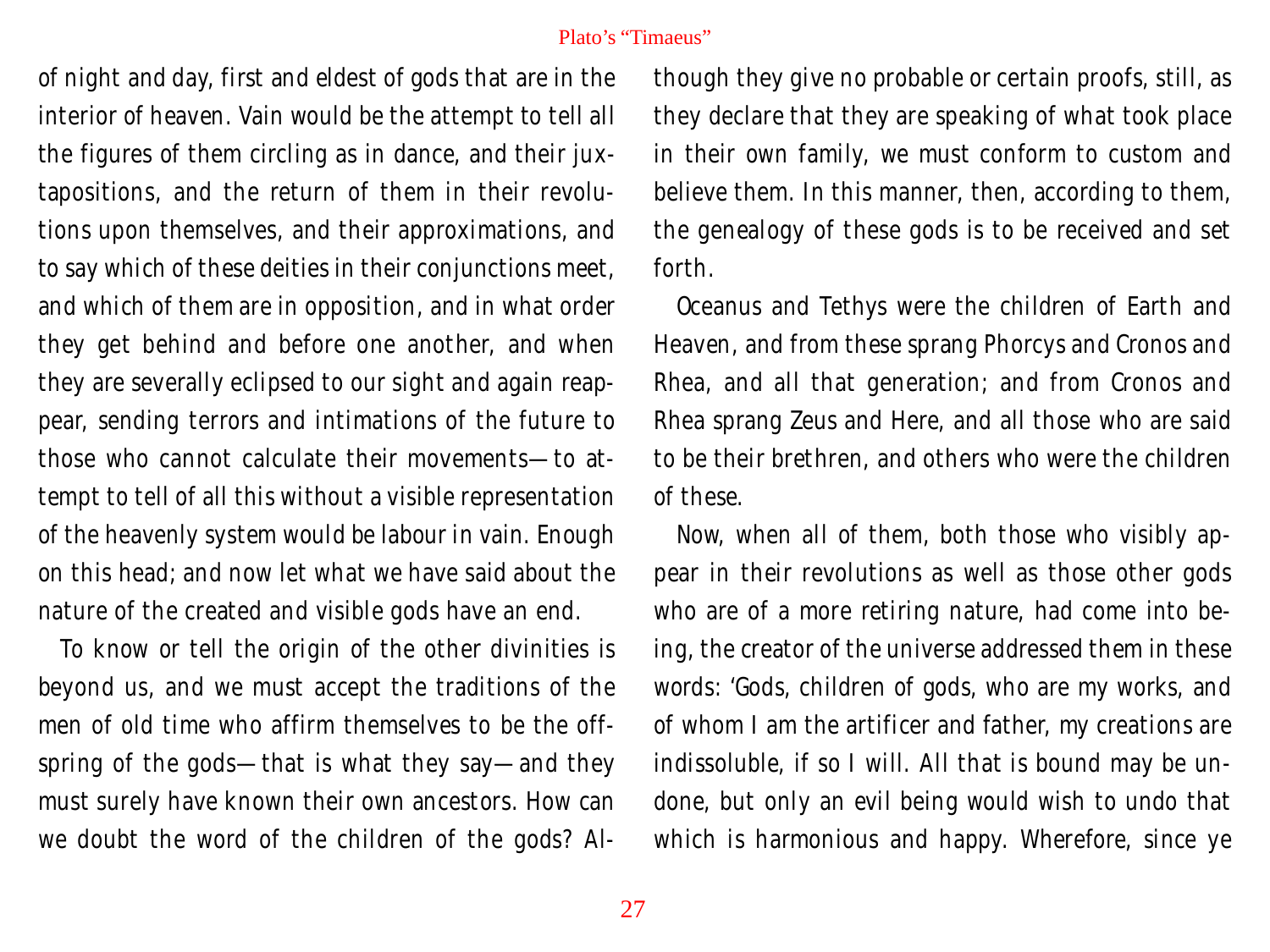of night and day, first and eldest of gods that are in the interior of heaven. Vain would be the attempt to tell all the figures of them circling as in dance, and their juxtapositions, and the return of them in their revolutions upon themselves, and their approximations, and to say which of these deities in their conjunctions meet, and which of them are in opposition, and in what order they get behind and before one another, and when they are severally eclipsed to our sight and again reappear, sending terrors and intimations of the future to those who cannot calculate their movements—to attempt to tell of all this without a visible representation of the heavenly system would be labour in vain. Enough on this head; and now let what we have said about the nature of the created and visible gods have an end.

To know or tell the origin of the other divinities is beyond us, and we must accept the traditions of the men of old time who affirm themselves to be the offspring of the gods—that is what they say—and they must surely have known their own ancestors. How can we doubt the word of the children of the gods? Although they give no probable or certain proofs, still, as they declare that they are speaking of what took place in their own family, we must conform to custom and believe them. In this manner, then, according to them, the genealogy of these gods is to be received and set forth.

Oceanus and Tethys were the children of Earth and Heaven, and from these sprang Phorcys and Cronos and Rhea, and all that generation; and from Cronos and Rhea sprang Zeus and Here, and all those who are said to be their brethren, and others who were the children of these.

Now, when all of them, both those who visibly appear in their revolutions as well as those other gods who are of a more retiring nature, had come into being, the creator of the universe addressed them in these words: 'Gods, children of gods, who are my works, and of whom I am the artificer and father, my creations are indissoluble, if so I will. All that is bound may be undone, but only an evil being would wish to undo that which is harmonious and happy. Wherefore, since ye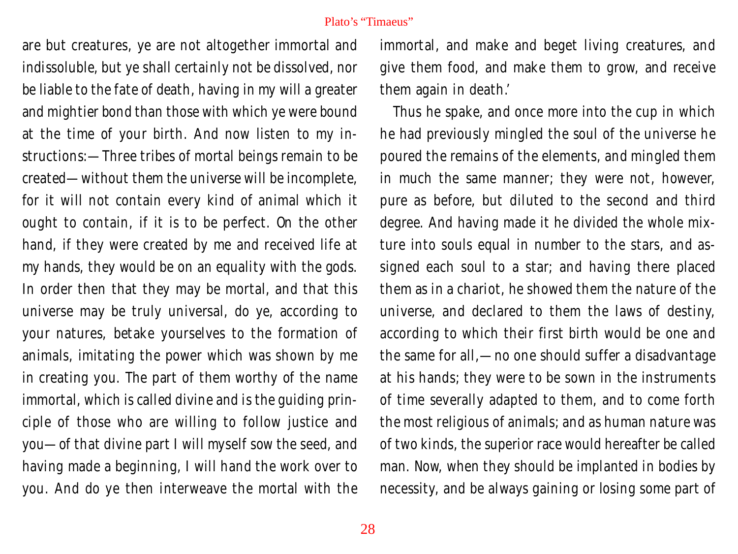are but creatures, ye are not altogether immortal and indissoluble, but ye shall certainly not be dissolved, nor be liable to the fate of death, having in my will a greater and mightier bond than those with which ye were bound at the time of your birth. And now listen to my instructions:—Three tribes of mortal beings remain to be created—without them the universe will be incomplete, for it will not contain every kind of animal which it ought to contain, if it is to be perfect. On the other hand, if they were created by me and received life at my hands, they would be on an equality with the gods. In order then that they may be mortal, and that this universe may be truly universal, do ye, according to your natures, betake yourselves to the formation of animals, imitating the power which was shown by me in creating you. The part of them worthy of the name immortal, which is called divine and is the guiding principle of those who are willing to follow justice and you—of that divine part I will myself sow the seed, and having made a beginning, I will hand the work over to you. And do ye then interweave the mortal with the immortal, and make and beget living creatures, and give them food, and make them to grow, and receive them again in death.'

Thus he spake, and once more into the cup in which he had previously mingled the soul of the universe he poured the remains of the elements, and mingled them in much the same manner; they were not, however, pure as before, but diluted to the second and third degree. And having made it he divided the whole mixture into souls equal in number to the stars, and assigned each soul to a star; and having there placed them as in a chariot, he showed them the nature of the universe, and declared to them the laws of destiny, according to which their first birth would be one and the same for all,—no one should suffer a disadvantage at his hands; they were to be sown in the instruments of time severally adapted to them, and to come forth the most religious of animals; and as human nature was of two kinds, the superior race would hereafter be called man. Now, when they should be implanted in bodies by necessity, and be always gaining or losing some part of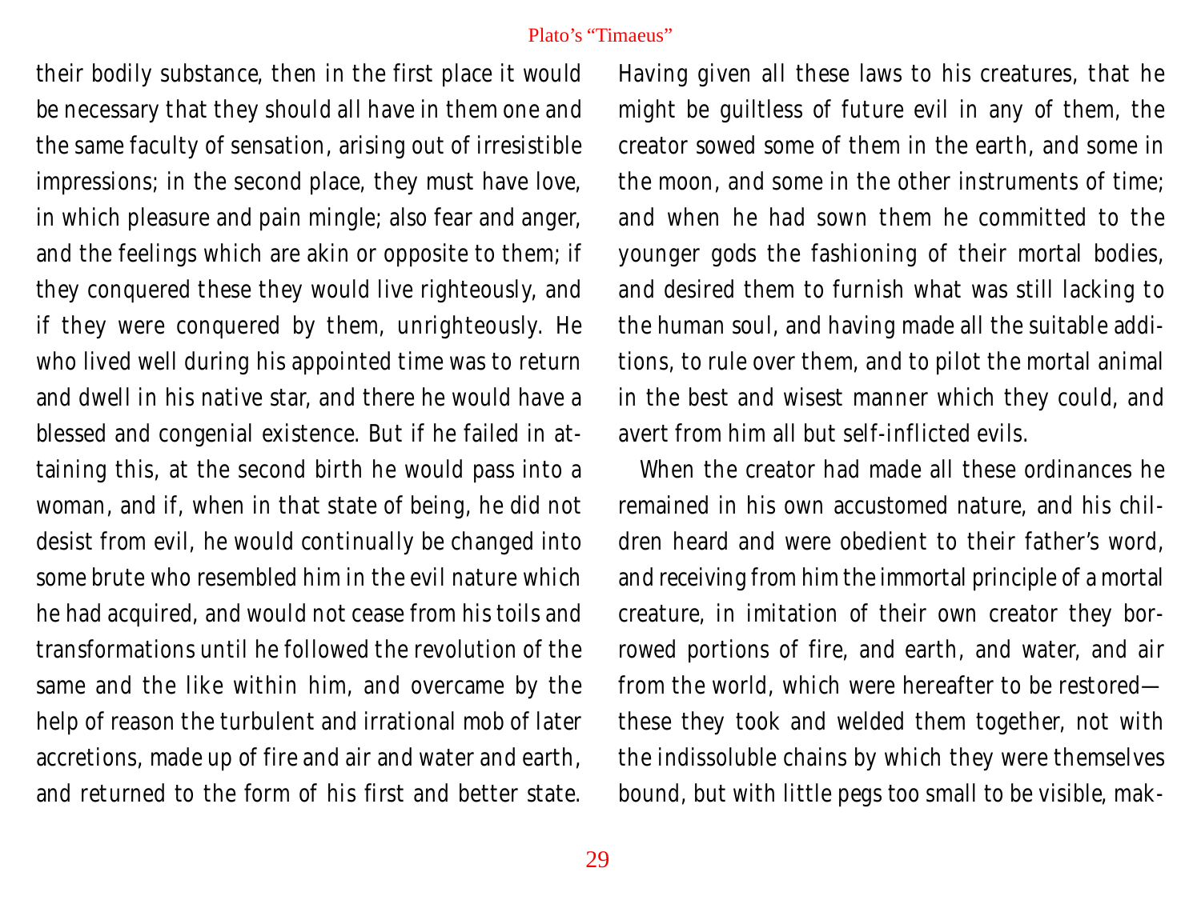their bodily substance, then in the first place it would be necessary that they should all have in them one and the same faculty of sensation, arising out of irresistible impressions; in the second place, they must have love, in which pleasure and pain mingle; also fear and anger, and the feelings which are akin or opposite to them; if they conquered these they would live righteously, and if they were conquered by them, unrighteously. He who lived well during his appointed time was to return and dwell in his native star, and there he would have a blessed and congenial existence. But if he failed in attaining this, at the second birth he would pass into a woman, and if, when in that state of being, he did not desist from evil, he would continually be changed into some brute who resembled him in the evil nature which he had acquired, and would not cease from his toils and transformations until he followed the revolution of the same and the like within him, and overcame by the help of reason the turbulent and irrational mob of later accretions, made up of fire and air and water and earth, and returned to the form of his first and better state. Having given all these laws to his creatures, that he might be guiltless of future evil in any of them, the creator sowed some of them in the earth, and some in the moon, and some in the other instruments of time; and when he had sown them he committed to the younger gods the fashioning of their mortal bodies, and desired them to furnish what was still lacking to the human soul, and having made all the suitable additions, to rule over them, and to pilot the mortal animal in the best and wisest manner which they could, and avert from him all but self-inflicted evils.

When the creator had made all these ordinances he remained in his own accustomed nature, and his children heard and were obedient to their father's word, and receiving from him the immortal principle of a mortal creature, in imitation of their own creator they borrowed portions of fire, and earth, and water, and air from the world, which were hereafter to be restored—these they took and welded them together, not with the indissoluble chains by which they were themselves bound, but with little pegs too small to be visible, mak-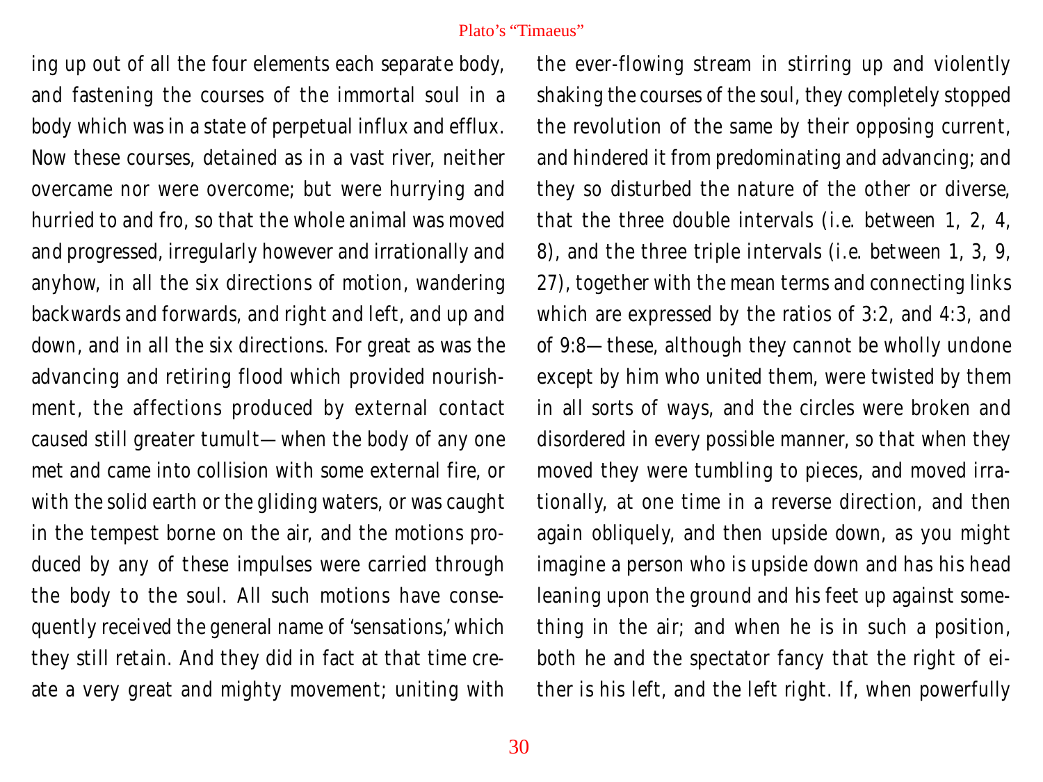ing up out of all the four elements each separate body, and fastening the courses of the immortal soul in a body which was in a state of perpetual influx and efflux. Now these courses, detained as in a vast river, neither overcame nor were overcome; but were hurrying and hurried to and fro, so that the whole animal was moved and progressed, irregularly however and irrationally and anyhow, in all the six directions of motion, wandering backwards and forwards, and right and left, and up and down, and in all the six directions. For great as was the advancing and retiring flood which provided nourishment, the affections produced by external contact caused still greater tumult—when the body of any one met and came into collision with some external fire, or with the solid earth or the gliding waters, or was caught in the tempest borne on the air, and the motions produced by any of these impulses were carried through the body to the soul. All such motions have consequently received the general name of 'sensations,' which they still retain. And they did in fact at that time create a very great and mighty movement; uniting with the ever-flowing stream in stirring up and violently shaking the courses of the soul, they completely stopped the revolution of the same by their opposing current, and hindered it from predominating and advancing; and they so disturbed the nature of the other or diverse, that the three double intervals (i.e. between 1, 2, 4, 8), and the three triple intervals (i.e. between 1, 3, 9, 27), together with the mean terms and connecting links which are expressed by the ratios of 3:2, and 4:3, and of 9:8—these, although they cannot be wholly undone except by him who united them, were twisted by them in all sorts of ways, and the circles were broken and disordered in every possible manner, so that when they moved they were tumbling to pieces, and moved irrationally, at one time in a reverse direction, and then again obliquely, and then upside down, as you might imagine a person who is upside down and has his head leaning upon the ground and his feet up against something in the air; and when he is in such a position, both he and the spectator fancy that the right of either is his left, and the left right. If, when powerfully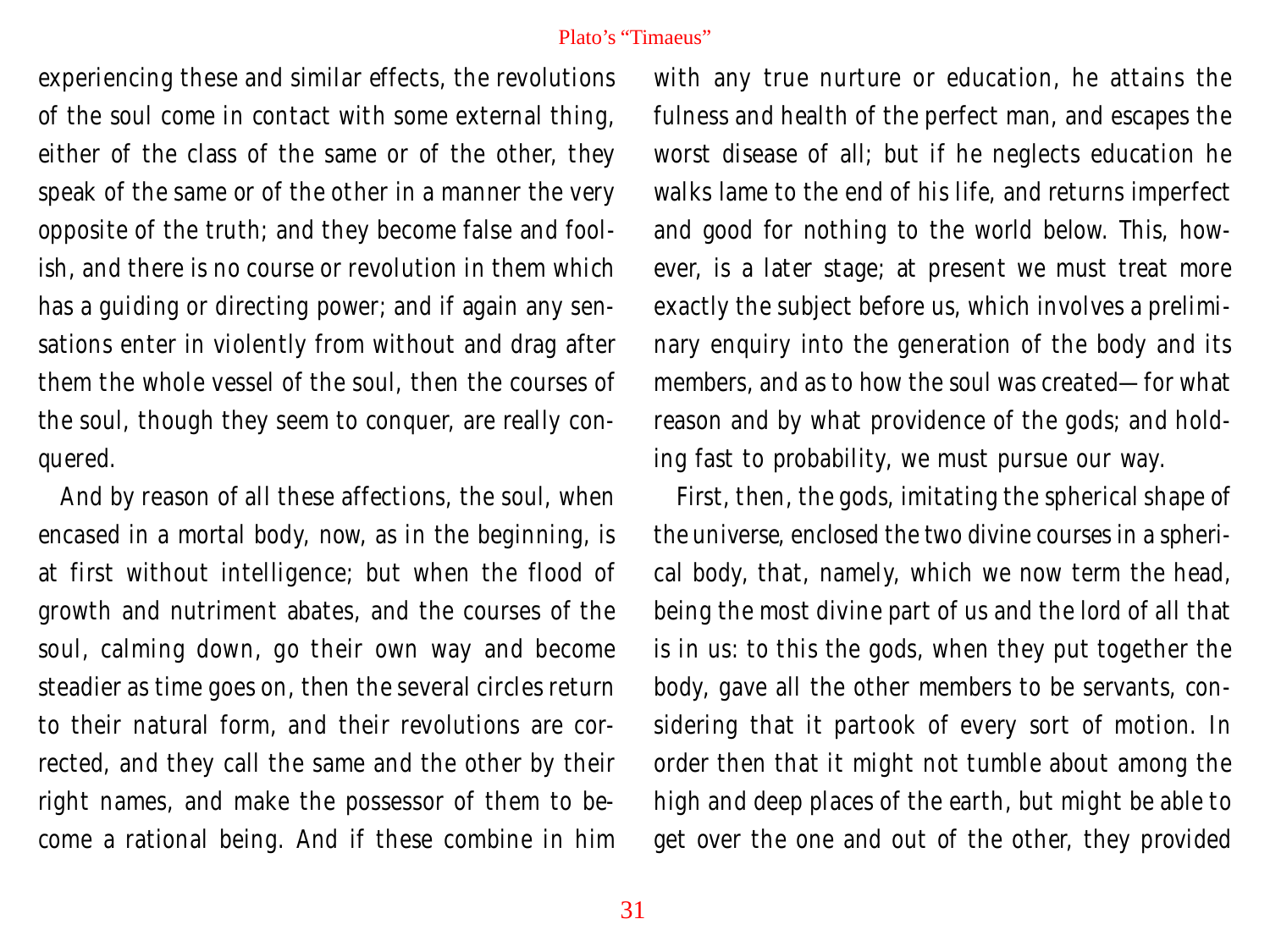experiencing these and similar effects, the revolutions of the soul come in contact with some external thing, either of the class of the same or of the other, they speak of the same or of the other in a manner the very opposite of the truth; and they become false and foolish, and there is no course or revolution in them which has a guiding or directing power; and if again any sensations enter in violently from without and drag after them the whole vessel of the soul, then the courses of the soul, though they seem to conquer, are really conquered.

And by reason of all these affections, the soul, when encased in a mortal body, now, as in the beginning, is at first without intelligence; but when the flood of growth and nutriment abates, and the courses of the soul, calming down, go their own way and become steadier as time goes on, then the several circles return to their natural form, and their revolutions are corrected, and they call the same and the other by their right names, and make the possessor of them to become a rational being. And if these combine in him with any true nurture or education, he attains the fulness and health of the perfect man, and escapes the worst disease of all; but if he neglects education he walks lame to the end of his life, and returns imperfect and good for nothing to the world below. This, however, is a later stage; at present we must treat more exactly the subject before us, which involves a preliminary enquiry into the generation of the body and its members, and as to how the soul was created—for what reason and by what providence of the gods; and holding fast to probability, we must pursue our way.

First, then, the gods, imitating the spherical shape of the universe, enclosed the two divine courses in a spherical body, that, namely, which we now term the head, being the most divine part of us and the lord of all that is in us: to this the gods, when they put together the body, gave all the other members to be servants, considering that it partook of every sort of motion. In order then that it might not tumble about among the high and deep places of the earth, but might be able to get over the one and out of the other, they provided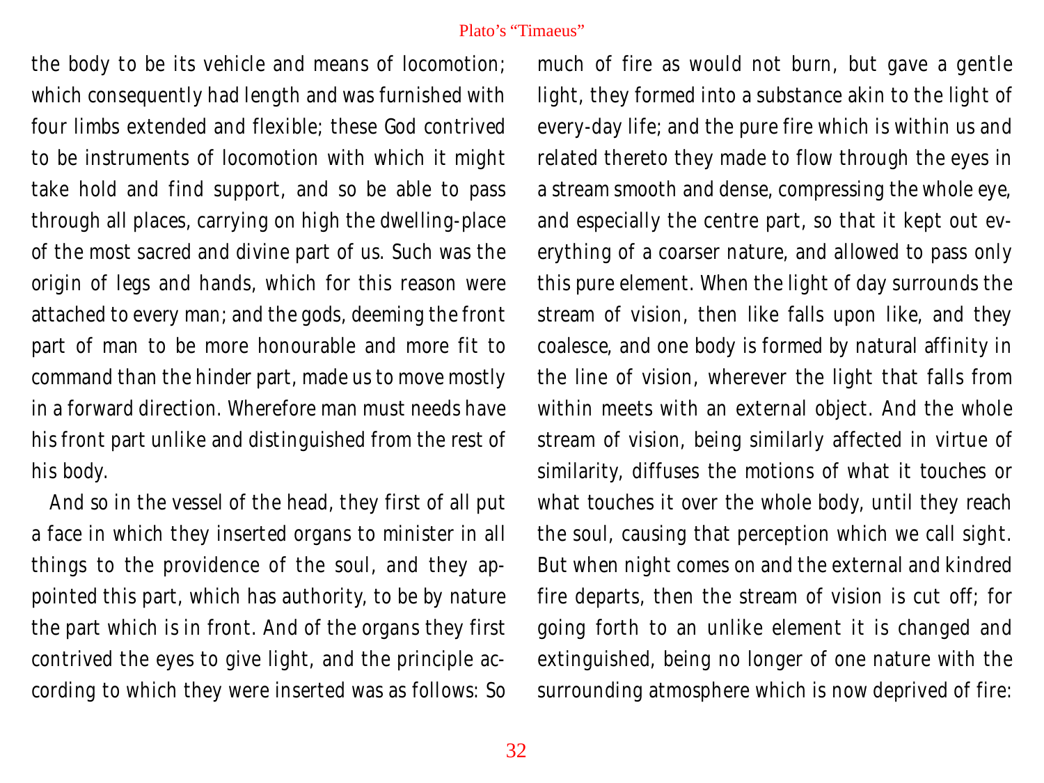the body to be its vehicle and means of locomotion; which consequently had length and was furnished with four limbs extended and flexible; these God contrived to be instruments of locomotion with which it might take hold and find support, and so be able to pass through all places, carrying on high the dwelling-place of the most sacred and divine part of us. Such was the origin of legs and hands, which for this reason were attached to every man; and the gods, deeming the front part of man to be more honourable and more fit to command than the hinder part, made us to move mostly in a forward direction. Wherefore man must needs have his front part unlike and distinguished from the rest of his body.

And so in the vessel of the head, they first of all put a face in which they inserted organs to minister in all things to the providence of the soul, and they appointed this part, which has authority, to be by nature the part which is in front. And of the organs they first contrived the eyes to give light, and the principle according to which they were inserted was as follows: So much of fire as would not burn, but gave a gentle light, they formed into a substance akin to the light of every-day life; and the pure fire which is within us and related thereto they made to flow through the eyes in a stream smooth and dense, compressing the whole eye, and especially the centre part, so that it kept out everything of a coarser nature, and allowed to pass only this pure element. When the light of day surrounds the stream of vision, then like falls upon like, and they coalesce, and one body is formed by natural affinity in the line of vision, wherever the light that falls from within meets with an external object. And the whole stream of vision, being similarly affected in virtue of similarity, diffuses the motions of what it touches or what touches it over the whole body, until they reach the soul, causing that perception which we call sight. But when night comes on and the external and kindred fire departs, then the stream of vision is cut off; for going forth to an unlike element it is changed and extinguished, being no longer of one nature with the surrounding atmosphere which is now deprived of fire: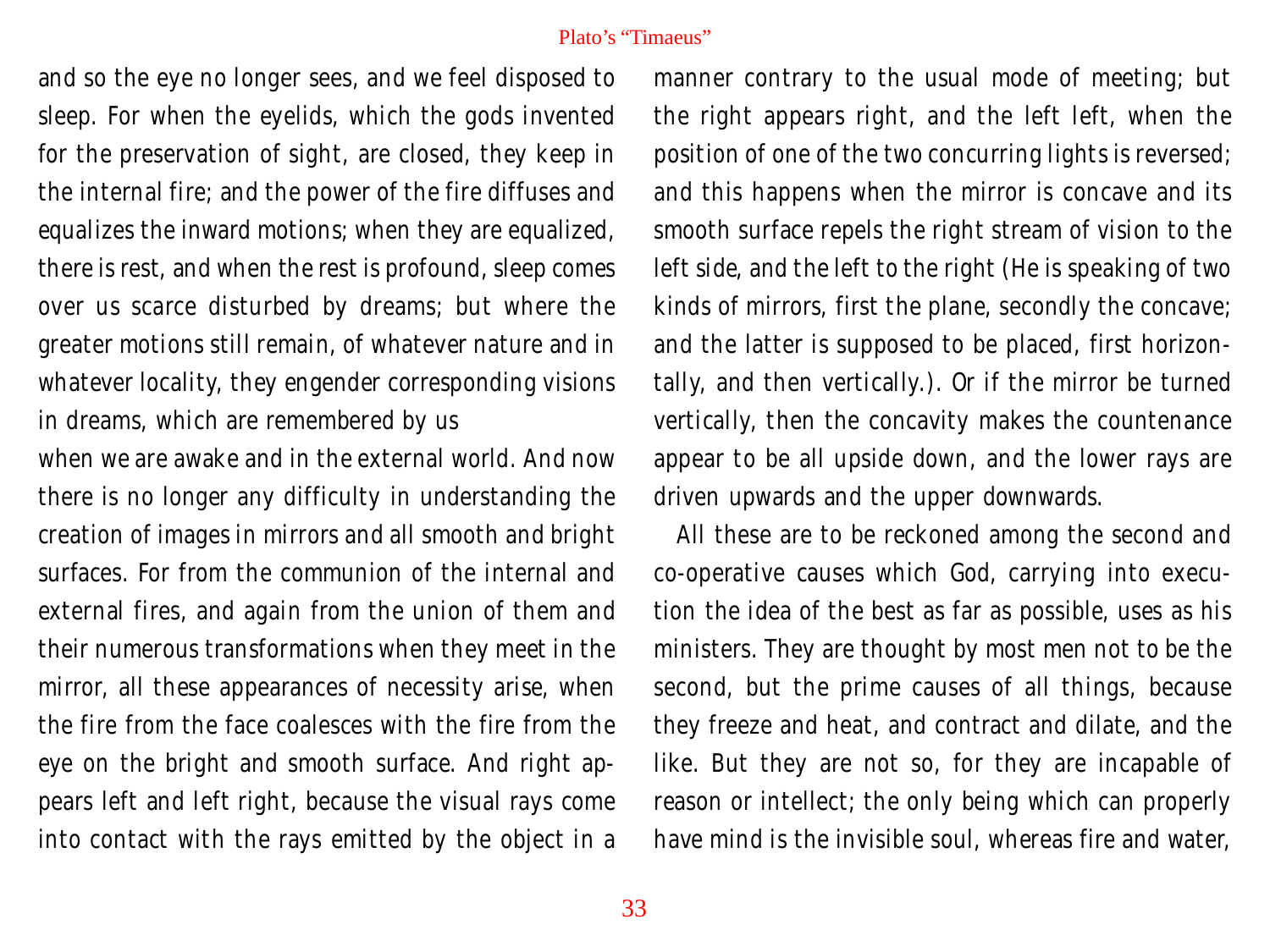and so the eye no longer sees, and we feel disposed to sleep. For when the eyelids, which the gods invented for the preservation of sight, are closed, they keep in the internal fire; and the power of the fire diffuses and equalizes the inward motions; when they are equalized, there is rest, and when the rest is profound, sleep comes over us scarce disturbed by dreams; but where the greater motions still remain, of whatever nature and in whatever locality, they engender corresponding visions in dreams, which are remembered by us

when we are awake and in the external world. And now there is no longer any difficulty in understanding the creation of images in mirrors and all smooth and bright surfaces. For from the communion of the internal and external fires, and again from the union of them and their numerous transformations when they meet in the mirror, all these appearances of necessity arise, when the fire from the face coalesces with the fire from the eye on the bright and smooth surface. And right appears left and left right, because the visual rays come into contact with the rays emitted by the object in a manner contrary to the usual mode of meeting; but the right appears right, and the left left, when the position of one of the two concurring lights is reversed; and this happens when the mirror is concave and its smooth surface repels the right stream of vision to the left side, and the left to the right (He is speaking of two kinds of mirrors, first the plane, secondly the concave; and the latter is supposed to be placed, first horizontally, and then vertically.). Or if the mirror be turned vertically, then the concavity makes the countenance appear to be all upside down, and the lower rays are driven upwards and the upper downwards.

All these are to be reckoned among the second and co-operative causes which God, carrying into execution the idea of the best as far as possible, uses as his ministers. They are thought by most men not to be the second, but the prime causes of all things, because they freeze and heat, and contract and dilate, and the like. But they are not so, for they are incapable of reason or intellect; the only being which can properly have mind is the invisible soul, whereas fire and water,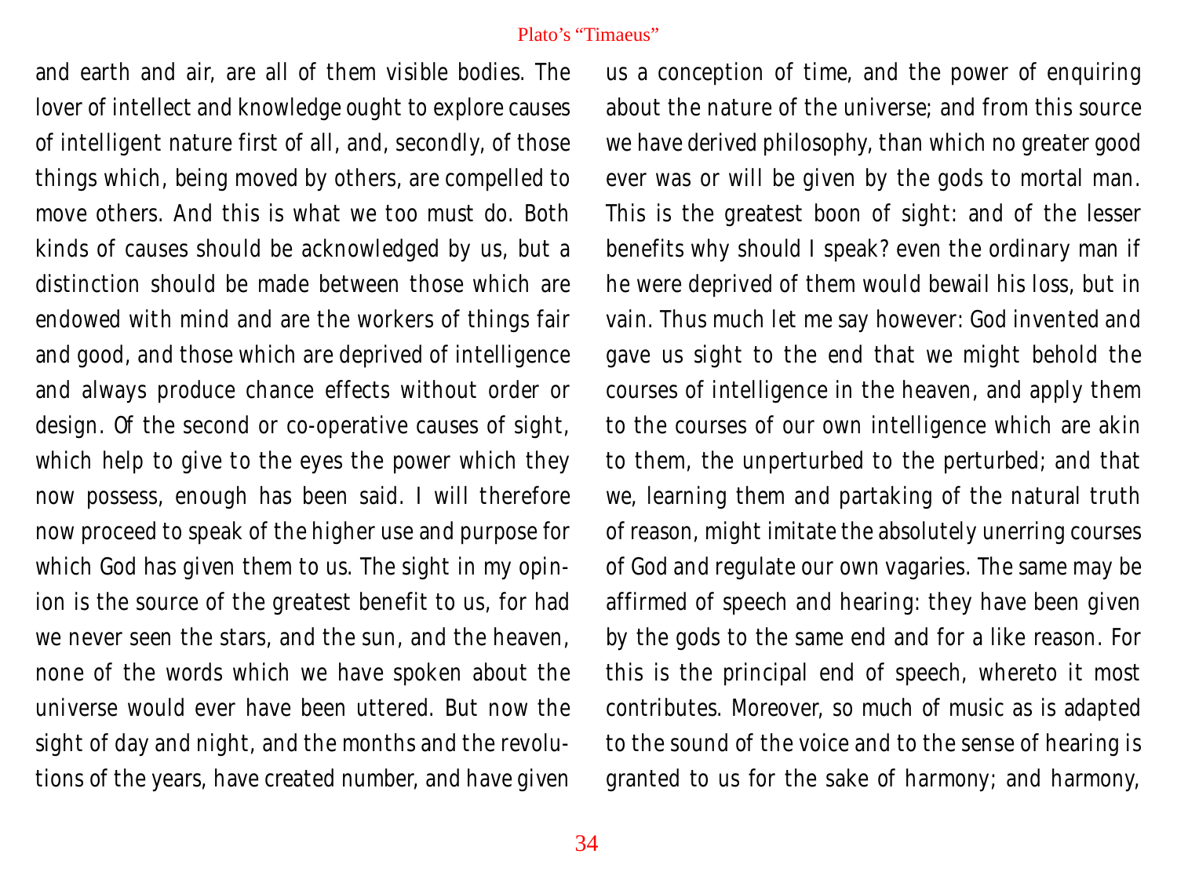and earth and air, are all of them visible bodies. The lover of intellect and knowledge ought to explore causes of intelligent nature first of all, and, secondly, of those things which, being moved by others, are compelled to move others. And this is what we too must do. Both kinds of causes should be acknowledged by us, but a distinction should be made between those which are endowed with mind and are the workers of things fair and good, and those which are deprived of intelligence and always produce chance effects without order or design. Of the second or co-operative causes of sight, which help to give to the eyes the power which they now possess, enough has been said. I will therefore now proceed to speak of the higher use and purpose for which God has given them to us. The sight in my opinion is the source of the greatest benefit to us, for had we never seen the stars, and the sun, and the heaven, none of the words which we have spoken about the universe would ever have been uttered. But now the sight of day and night, and the months and the revolutions of the years, have created number, and have given us a conception of time, and the power of enquiring about the nature of the universe; and from this source we have derived philosophy, than which no greater good ever was or will be given by the gods to mortal man. This is the greatest boon of sight: and of the lesser benefits why should I speak? even the ordinary man if he were deprived of them would bewail his loss, but in vain. Thus much let me say however: God invented and gave us sight to the end that we might behold the courses of intelligence in the heaven, and apply them to the courses of our own intelligence which are akin to them, the unperturbed to the perturbed; and that we, learning them and partaking of the natural truth of reason, might imitate the absolutely unerring courses of God and regulate our own vagaries. The same may be affirmed of speech and hearing: they have been given by the gods to the same end and for a like reason. For this is the principal end of speech, whereto it most contributes. Moreover, so much of music as is adapted to the sound of the voice and to the sense of hearing is granted to us for the sake of harmony; and harmony,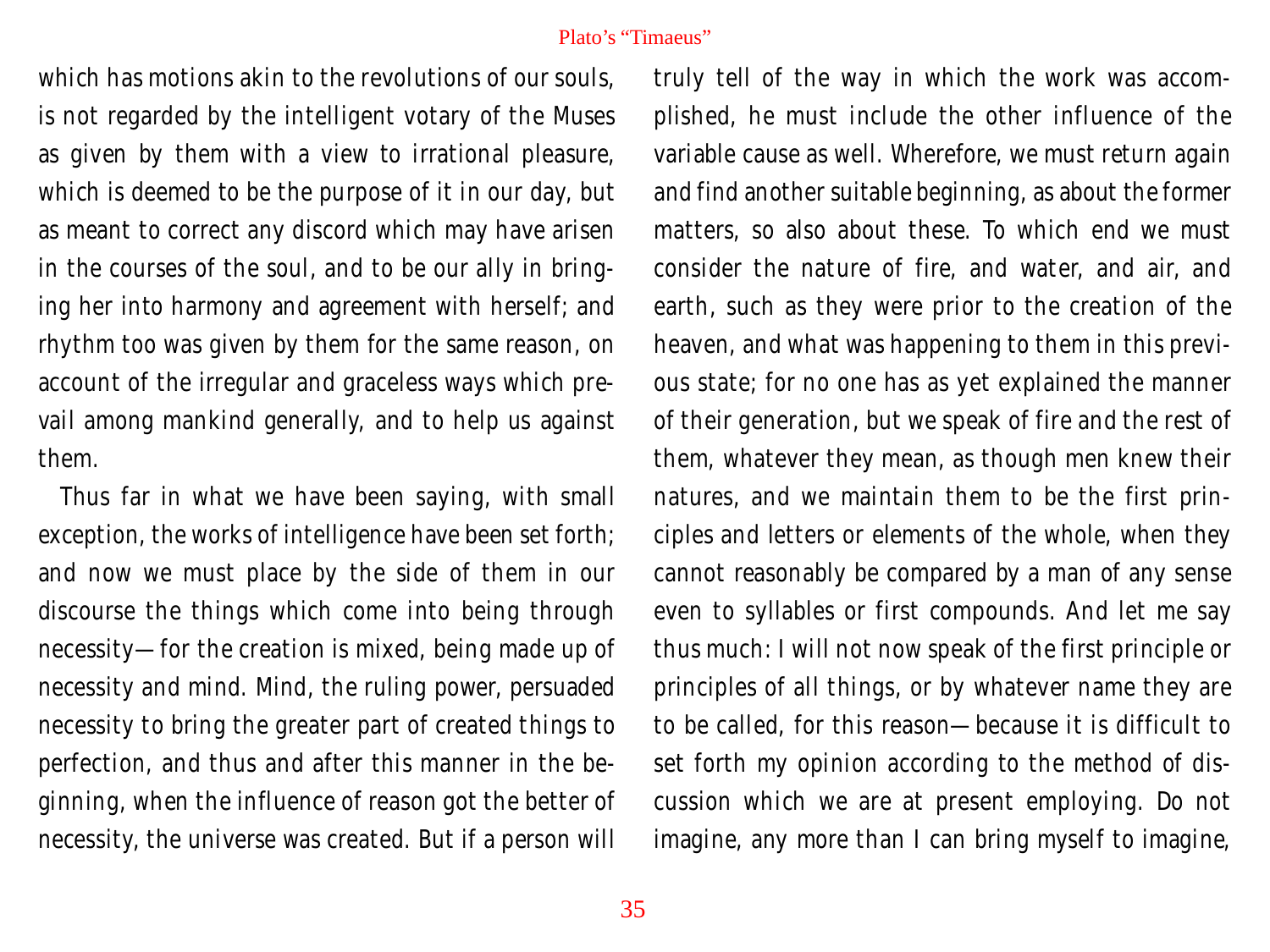which has motions akin to the revolutions of our souls, is not regarded by the intelligent votary of the Muses as given by them with a view to irrational pleasure, which is deemed to be the purpose of it in our day, but as meant to correct any discord which may have arisen in the courses of the soul, and to be our ally in bringing her into harmony and agreement with herself; and rhythm too was given by them for the same reason, on account of the irregular and graceless ways which prevail among mankind generally, and to help us against them.

Thus far in what we have been saying, with small exception, the works of intelligence have been set forth; and now we must place by the side of them in our discourse the things which come into being through necessity—for the creation is mixed, being made up of necessity and mind. Mind, the ruling power, persuaded necessity to bring the greater part of created things to perfection, and thus and after this manner in the beginning, when the influence of reason got the better of necessity, the universe was created. But if a person will truly tell of the way in which the work was accomplished, he must include the other influence of the variable cause as well. Wherefore, we must return again and find another suitable beginning, as about the former matters, so also about these. To which end we must consider the nature of fire, and water, and air, and earth, such as they were prior to the creation of the heaven, and what was happening to them in this previous state; for no one has as yet explained the manner of their generation, but we speak of fire and the rest of them, whatever they mean, as though men knew their natures, and we maintain them to be the first principles and letters or elements of the whole, when they cannot reasonably be compared by a man of any sense even to syllables or first compounds. And let me say thus much: I will not now speak of the first principle or principles of all things, or by whatever name they are to be called, for this reason—because it is difficult to set forth my opinion according to the method of discussion which we are at present employing. Do not imagine, any more than I can bring myself to imagine,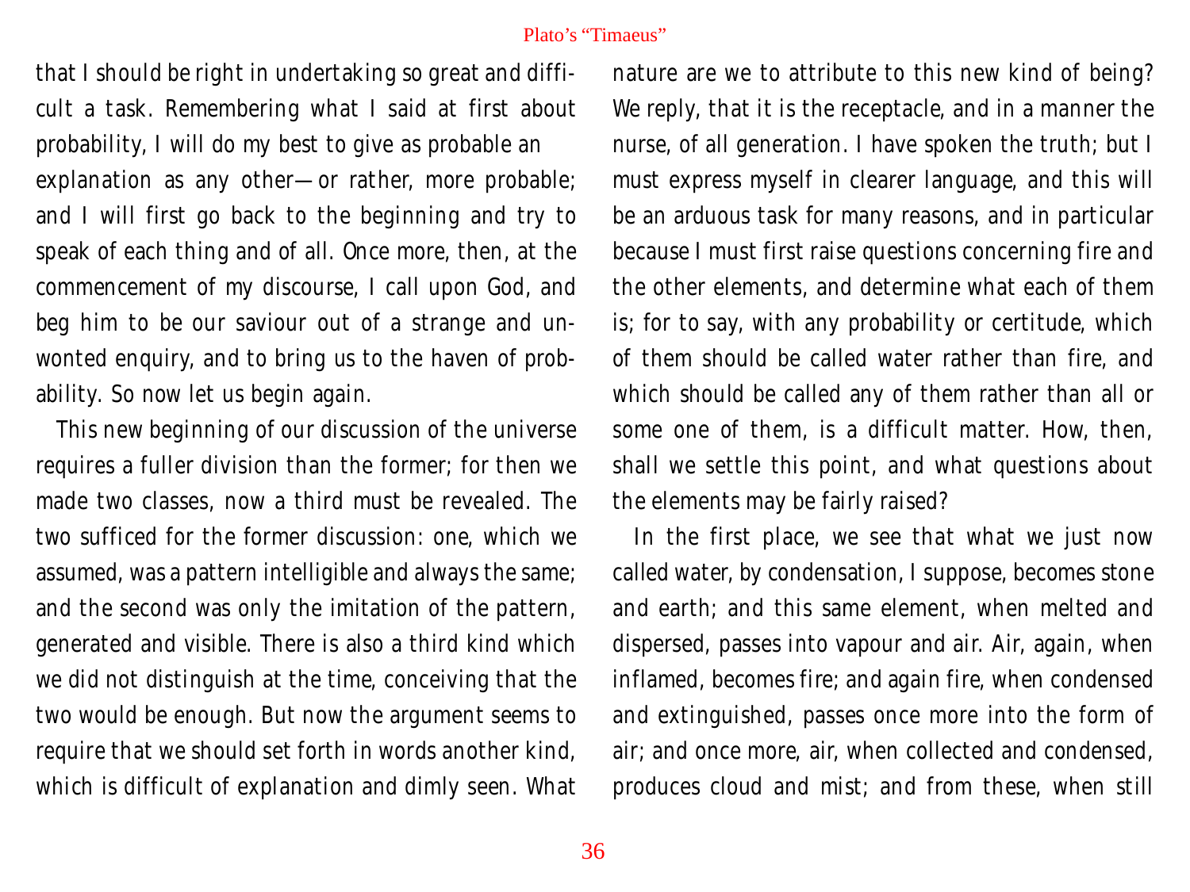that I should be right in undertaking so great and difficult a task. Remembering what I said at first about probability, I will do my best to give as probable an explanation as any other—or rather, more probable; and I will first go back to the beginning and try to speak of each thing and of all. Once more, then, at the commencement of my discourse, I call upon God, and beg him to be our saviour out of a strange and unwonted enquiry, and to bring us to the haven of probability. So now let us begin again.

This new beginning of our discussion of the universe requires a fuller division than the former; for then we made two classes, now a third must be revealed. The two sufficed for the former discussion: one, which we assumed, was a pattern intelligible and always the same; and the second was only the imitation of the pattern, generated and visible. There is also a third kind which we did not distinguish at the time, conceiving that the two would be enough. But now the argument seems to require that we should set forth in words another kind, which is difficult of explanation and dimly seen. What nature are we to attribute to this new kind of being? We reply, that it is the receptacle, and in a manner the nurse, of all generation. I have spoken the truth; but I must express myself in clearer language, and this will be an arduous task for many reasons, and in particular because I must first raise questions concerning fire and the other elements, and determine what each of them is; for to say, with any probability or certitude, which of them should be called water rather than fire, and which should be called any of them rather than all or some one of them, is a difficult matter. How, then, shall we settle this point, and what questions about the elements may be fairly raised?

In the first place, we see that what we just now called water, by condensation, I suppose, becomes stone and earth; and this same element, when melted and dispersed, passes into vapour and air. Air, again, when inflamed, becomes fire; and again fire, when condensed and extinguished, passes once more into the form of air; and once more, air, when collected and condensed, produces cloud and mist; and from these, when still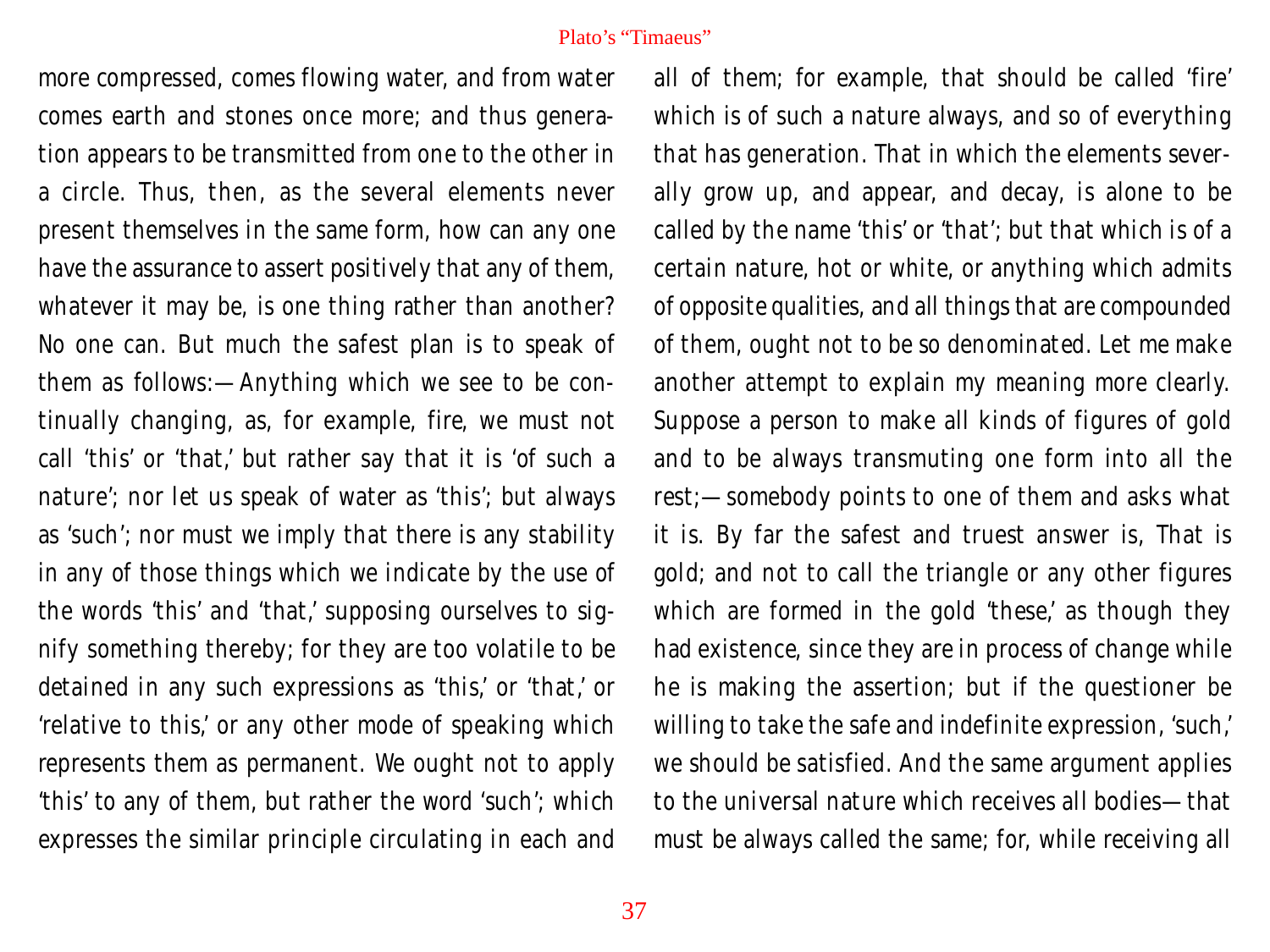more compressed, comes flowing water, and from water comes earth and stones once more; and thus generation appears to be transmitted from one to the other in a circle. Thus, then, as the several elements never present themselves in the same form, how can any one have the assurance to assert positively that any of them, whatever it may be, is one thing rather than another? No one can. But much the safest plan is to speak of them as follows:—Anything which we see to be continually changing, as, for example, fire, we must not call 'this' or 'that,' but rather say that it is 'of such a nature'; nor let us speak of water as 'this'; but always as 'such'; nor must we imply that there is any stability in any of those things which we indicate by the use of the words 'this' and 'that,' supposing ourselves to signify something thereby; for they are too volatile to be detained in any such expressions as 'this,' or 'that,' or 'relative to this,' or any other mode of speaking which represents them as permanent. We ought not to apply 'this' to any of them, but rather the word 'such'; which expresses the similar principle circulating in each and all of them; for example, that should be called 'fire' which is of such a nature always, and so of everything that has generation. That in which the elements severally grow up, and appear, and decay, is alone to be called by the name 'this' or 'that'; but that which is of a certain nature, hot or white, or anything which admits of opposite qualities, and all things that are compounded of them, ought not to be so denominated. Let me make another attempt to explain my meaning more clearly. Suppose a person to make all kinds of figures of gold and to be always transmuting one form into all the rest;—somebody points to one of them and asks what it is. By far the safest and truest answer is, That is gold; and not to call the triangle or any other figures which are formed in the gold 'these,' as though they had existence, since they are in process of change while he is making the assertion; but if the questioner be willing to take the safe and indefinite expression, 'such,' we should be satisfied. And the same argument applies to the universal nature which receives all bodies—that must be always called the same; for, while receiving all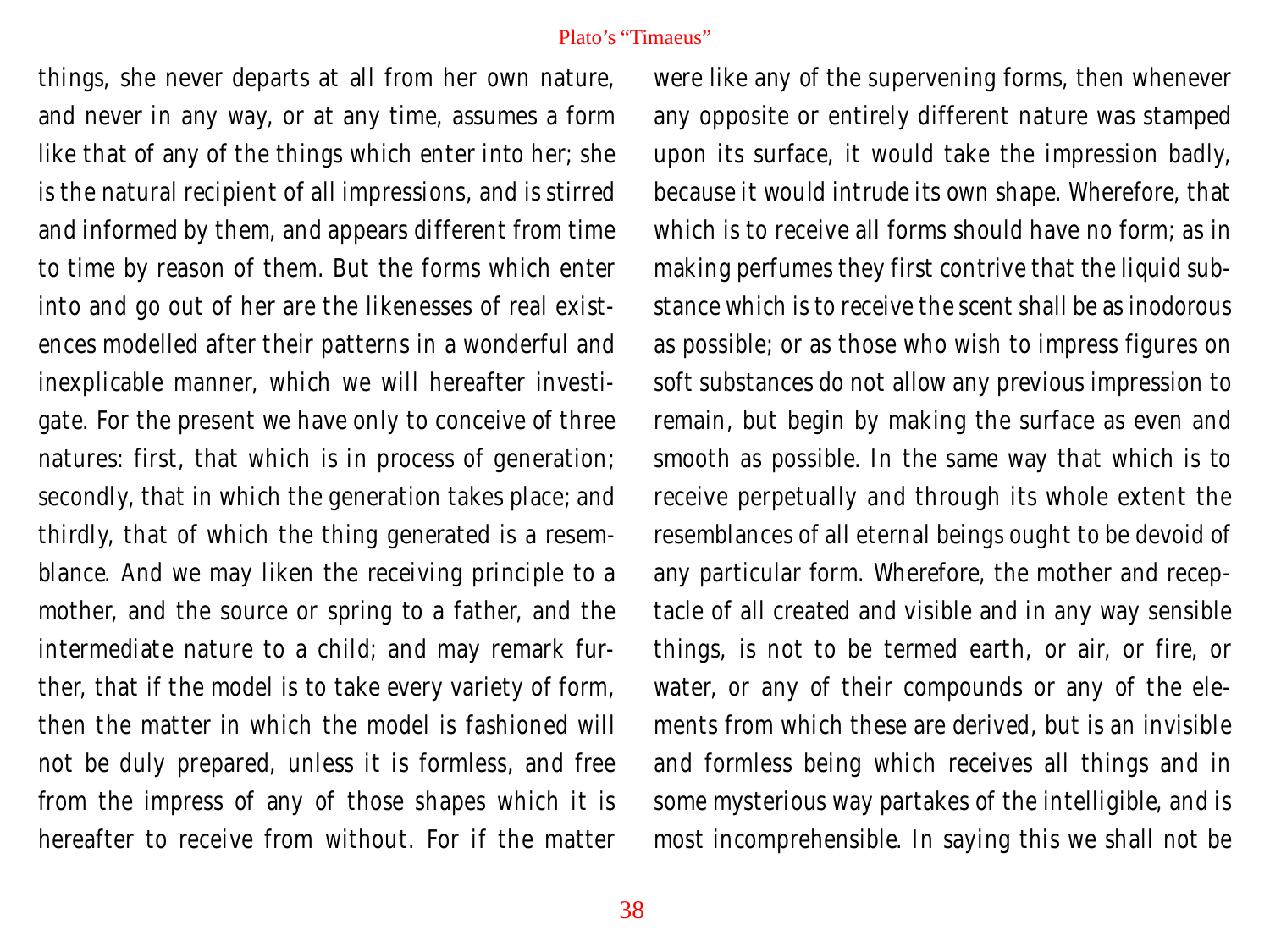things, she never departs at all from her own nature, and never in any way, or at any time, assumes a form like that of any of the things which enter into her; she is the natural recipient of all impressions, and is stirred and informed by them, and appears different from time to time by reason of them. But the forms which enter into and go out of her are the likenesses of real existences modelled after their patterns in a wonderful and inexplicable manner, which we will hereafter investigate. For the present we have only to conceive of three natures: first, that which is in process of generation; secondly, that in which the generation takes place; and thirdly, that of which the thing generated is a resemblance. And we may liken the receiving principle to a mother, and the source or spring to a father, and the intermediate nature to a child; and may remark further, that if the model is to take every variety of form, then the matter in which the model is fashioned will not be duly prepared, unless it is formless, and free from the impress of any of those shapes which it is hereafter to receive from without. For if the matter were like any of the supervening forms, then whenever any opposite or entirely different nature was stamped upon its surface, it would take the impression badly, because it would intrude its own shape. Wherefore, that which is to receive all forms should have no form; as in making perfumes they first contrive that the liquid substance which is to receive the scent shall be as inodorous as possible; or as those who wish to impress figures on soft substances do not allow any previous impression to remain, but begin by making the surface as even and smooth as possible. In the same way that which is to receive perpetually and through its whole extent the resemblances of all eternal beings ought to be devoid of any particular form. Wherefore, the mother and receptacle of all created and visible and in any way sensible things, is not to be termed earth, or air, or fire, or water, or any of their compounds or any of the elements from which these are derived, but is an invisible and formless being which receives all things and in some mysterious way partakes of the intelligible, and is most incomprehensible. In saying this we shall not be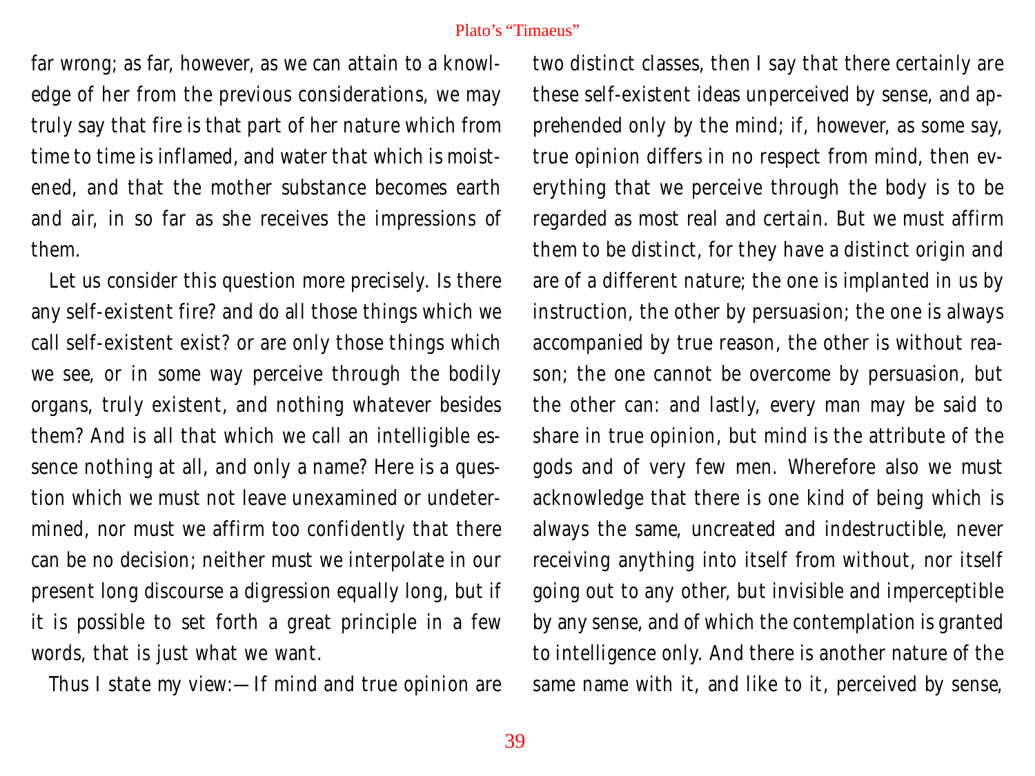far wrong; as far, however, as we can attain to a knowledge of her from the previous considerations, we may truly say that fire is that part of her nature which from time to time is inflamed, and water that which is moistened, and that the mother substance becomes earth and air, in so far as she receives the impressions of them.

Let us consider this question more precisely. Is there any self-existent fire? and do all those things which we call self-existent exist? or are only those things which we see, or in some way perceive through the bodily organs, truly existent, and nothing whatever besides them? And is all that which we call an intelligible essence nothing at all, and only a name? Here is a question which we must not leave unexamined or undetermined, nor must we affirm too confidently that there can be no decision; neither must we interpolate in our present long discourse a digression equally long, but if it is possible to set forth a great principle in a few words, that is just what we want.

Thus I state my view:—If mind and true opinion are two distinct classes, then I say that there certainly are these self-existent ideas unperceived by sense, and apprehended only by the mind; if, however, as some say, true opinion differs in no respect from mind, then everything that we perceive through the body is to be regarded as most real and certain. But we must affirm them to be distinct, for they have a distinct origin and are of a different nature; the one is implanted in us by instruction, the other by persuasion; the one is always accompanied by true reason, the other is without reason; the one cannot be overcome by persuasion, but the other can: and lastly, every man may be said to share in true opinion, but mind is the attribute of the gods and of very few men. Wherefore also we must acknowledge that there is one kind of being which is always the same, uncreated and indestructible, never receiving anything into itself from without, nor itself going out to any other, but invisible and imperceptible by any sense, and of which the contemplation is granted to intelligence only. And there is another nature of the same name with it, and like to it, perceived by sense,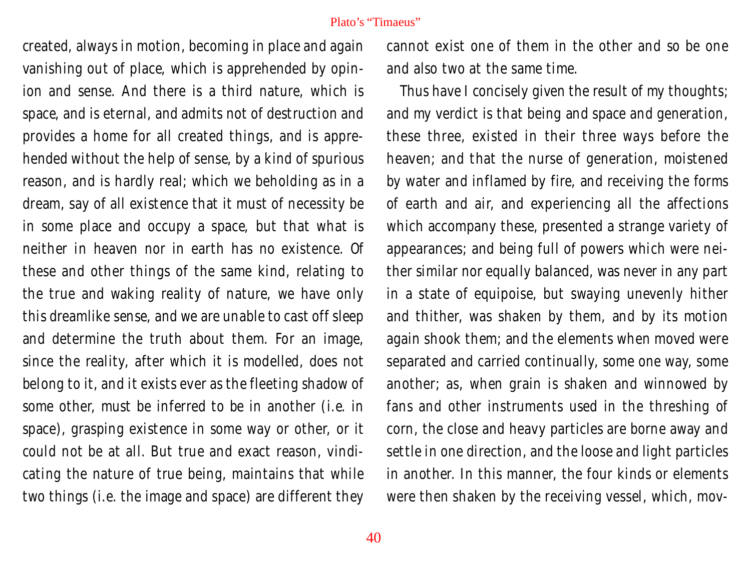created, always in motion, becoming in place and again vanishing out of place, which is apprehended by opinion and sense. And there is a third nature, which is space, and is eternal, and admits not of destruction and provides a home for all created things, and is apprehended without the help of sense, by a kind of spurious reason, and is hardly real; which we beholding as in a dream, say of all existence that it must of necessity be in some place and occupy a space, but that what is neither in heaven nor in earth has no existence. Of these and other things of the same kind, relating to the true and waking reality of nature, we have only this dreamlike sense, and we are unable to cast off sleep and determine the truth about them. For an image, since the reality, after which it is modelled, does not belong to it, and it exists ever as the fleeting shadow of some other, must be inferred to be in another (i.e. in space), grasping existence in some way or other, or it could not be at all. But true and exact reason, vindicating the nature of true being, maintains that while two things (i.e. the image and space) are different they cannot exist one of them in the other and so be one and also two at the same time.

Thus have I concisely given the result of my thoughts; and my verdict is that being and space and generation, these three, existed in their three ways before the heaven; and that the nurse of generation, moistened by water and inflamed by fire, and receiving the forms of earth and air, and experiencing all the affections which accompany these, presented a strange variety of appearances; and being full of powers which were neither similar nor equally balanced, was never in any part in a state of equipoise, but swaying unevenly hither and thither, was shaken by them, and by its motion again shook them; and the elements when moved were separated and carried continually, some one way, some another; as, when grain is shaken and winnowed by fans and other instruments used in the threshing of corn, the close and heavy particles are borne away and settle in one direction, and the loose and light particles in another. In this manner, the four kinds or elements were then shaken by the receiving vessel, which, mov-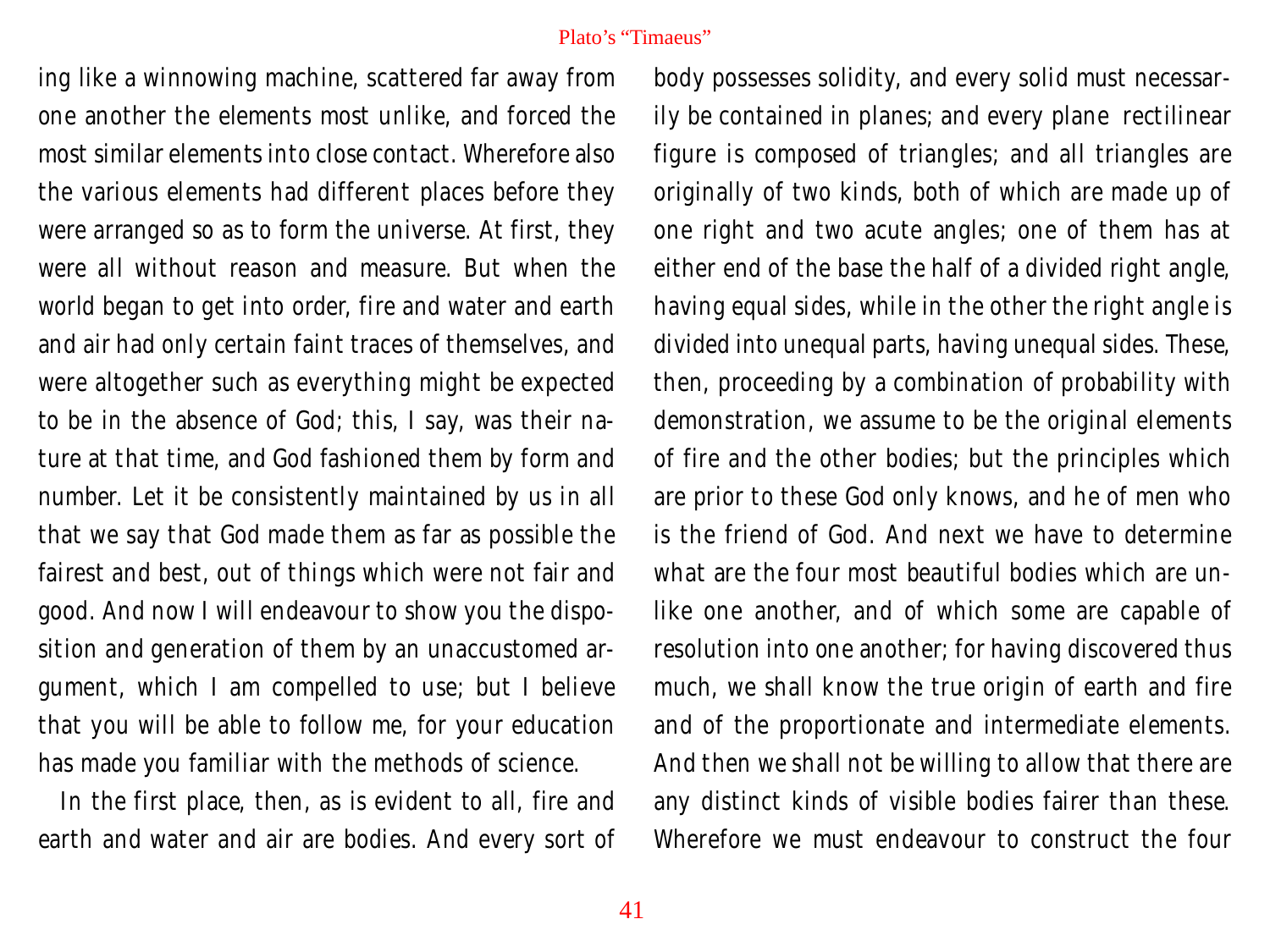ing like a winnowing machine, scattered far away from one another the elements most unlike, and forced the most similar elements into close contact. Wherefore also the various elements had different places before they were arranged so as to form the universe. At first, they were all without reason and measure. But when the world began to get into order, fire and water and earth and air had only certain faint traces of themselves, and were altogether such as everything might be expected to be in the absence of God; this, I say, was their nature at that time, and God fashioned them by form and number. Let it be consistently maintained by us in all that we say that God made them as far as possible the fairest and best, out of things which were not fair and good. And now I will endeavour to show you the disposition and generation of them by an unaccustomed argument, which I am compelled to use; but I believe that you will be able to follow me, for your education has made you familiar with the methods of science.

In the first place, then, as is evident to all, fire and earth and water and air are bodies. And every sort of body possesses solidity, and every solid must necessarily be contained in planes; and every plane rectilinear figure is composed of triangles; and all triangles are originally of two kinds, both of which are made up of one right and two acute angles; one of them has at either end of the base the half of a divided right angle, having equal sides, while in the other the right angle is divided into unequal parts, having unequal sides. These, then, proceeding by a combination of probability with demonstration, we assume to be the original elements of fire and the other bodies; but the principles which are prior to these God only knows, and he of men who is the friend of God. And next we have to determine what are the four most beautiful bodies which are unlike one another, and of which some are capable of resolution into one another; for having discovered thus much, we shall know the true origin of earth and fire and of the proportionate and intermediate elements. And then we shall not be willing to allow that there are any distinct kinds of visible bodies fairer than these. Wherefore we must endeavour to construct the four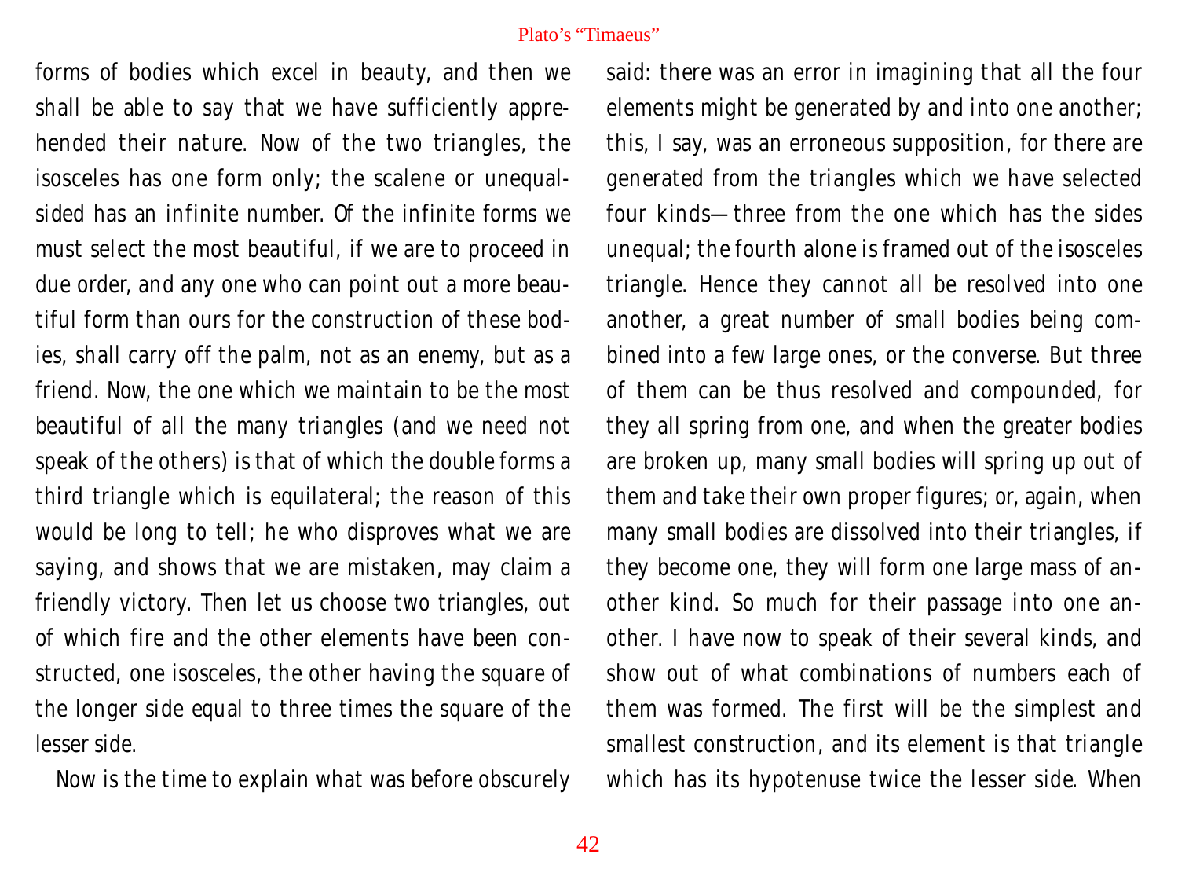forms of bodies which excel in beauty, and then we shall be able to say that we have sufficiently apprehended their nature. Now of the two triangles, the isosceles has one form only; the scalene or unequal-sided has an infinite number. Of the infinite forms we must select the most beautiful, if we are to proceed in due order, and any one who can point out a more beautiful form than ours for the construction of these bodies, shall carry off the palm, not as an enemy, but as a friend. Now, the one which we maintain to be the most beautiful of all the many triangles (and we need not speak of the others) is that of which the double forms a third triangle which is equilateral; the reason of this would be long to tell; he who disproves what we are saying, and shows that we are mistaken, may claim a friendly victory. Then let us choose two triangles, out of which fire and the other elements have been constructed, one isosceles, the other having the square of the longer side equal to three times the square of the lesser side.

Now is the time to explain what was before obscurely said: there was an error in imagining that all the four elements might be generated by and into one another; this, I say, was an erroneous supposition, for there are generated from the triangles which we have selected four kinds—three from the one which has the sides unequal; the fourth alone is framed out of the isosceles triangle. Hence they cannot all be resolved into one another, a great number of small bodies being combined into a few large ones, or the converse. But three of them can be thus resolved and compounded, for they all spring from one, and when the greater bodies are broken up, many small bodies will spring up out of them and take their own proper figures; or, again, when many small bodies are dissolved into their triangles, if they become one, they will form one large mass of another kind. So much for their passage into one another. I have now to speak of their several kinds, and show out of what combinations of numbers each of them was formed. The first will be the simplest and smallest construction, and its element is that triangle which has its hypotenuse twice the lesser side. When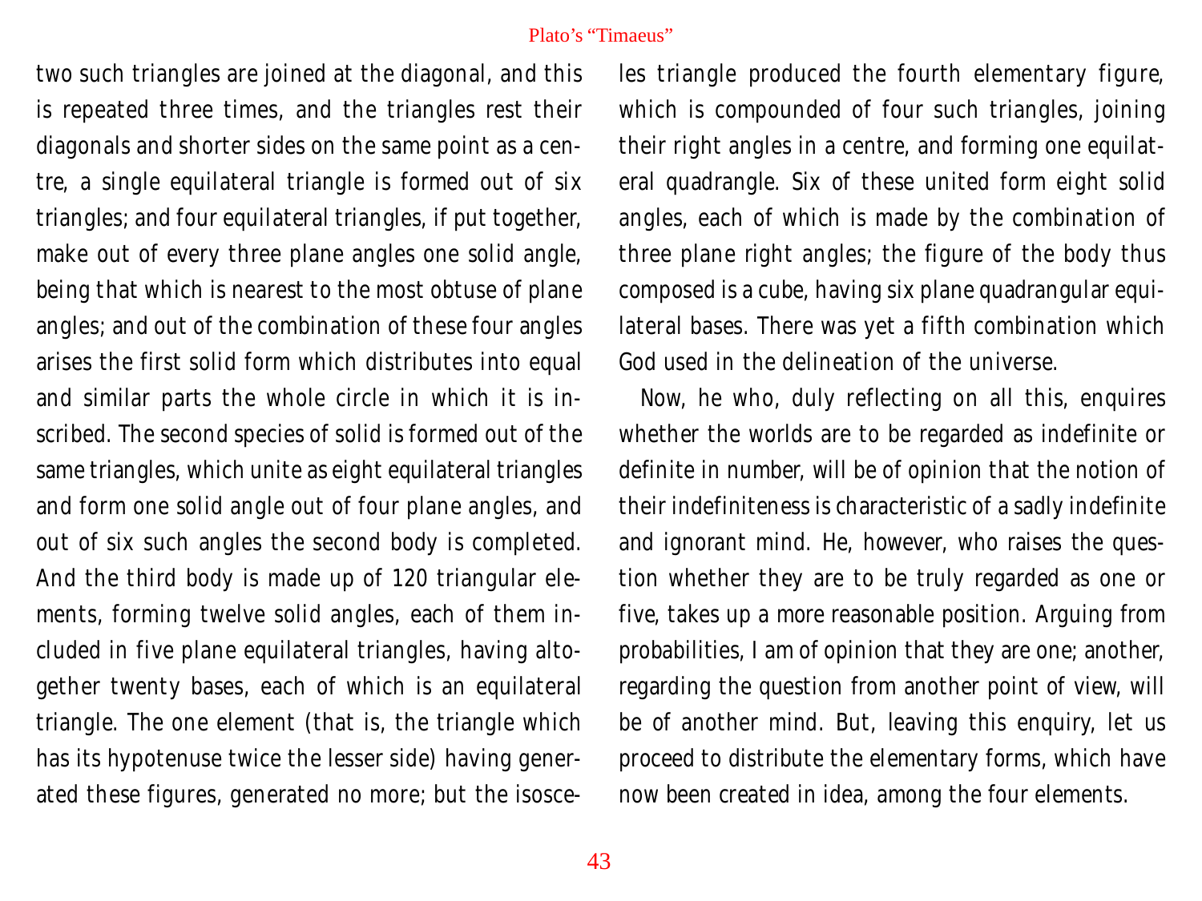two such triangles are joined at the diagonal, and this is repeated three times, and the triangles rest their diagonals and shorter sides on the same point as a centre, a single equilateral triangle is formed out of six triangles; and four equilateral triangles, if put together, make out of every three plane angles one solid angle, being that which is nearest to the most obtuse of plane angles; and out of the combination of these four angles arises the first solid form which distributes into equal and similar parts the whole circle in which it is inscribed. The second species of solid is formed out of the same triangles, which unite as eight equilateral triangles and form one solid angle out of four plane angles, and out of six such angles the second body is completed. And the third body is made up of 120 triangular elements, forming twelve solid angles, each of them included in five plane equilateral triangles, having altogether twenty bases, each of which is an equilateral triangle. The one element (that is, the triangle which has its hypotenuse twice the lesser side) having generated these figures, generated no more; but the isosceles triangle produced the fourth elementary figure, which is compounded of four such triangles, joining their right angles in a centre, and forming one equilateral quadrangle. Six of these united form eight solid angles, each of which is made by the combination of three plane right angles; the figure of the body thus composed is a cube, having six plane quadrangular equilateral bases. There was yet a fifth combination which God used in the delineation of the universe.

Now, he who, duly reflecting on all this, enquires whether the worlds are to be regarded as indefinite or definite in number, will be of opinion that the notion of their indefiniteness is characteristic of a sadly indefinite and ignorant mind. He, however, who raises the question whether they are to be truly regarded as one or five, takes up a more reasonable position. Arguing from probabilities, I am of opinion that they are one; another, regarding the question from another point of view, will be of another mind. But, leaving this enquiry, let us proceed to distribute the elementary forms, which have now been created in idea, among the four elements.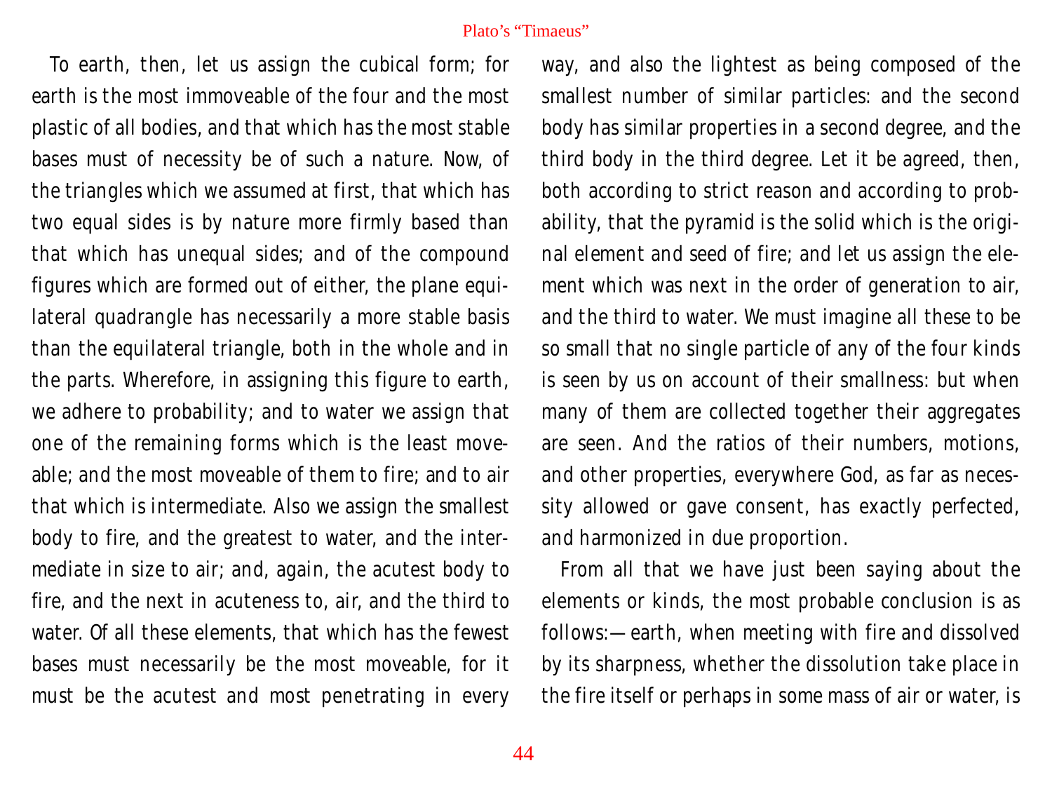To earth, then, let us assign the cubical form; for earth is the most immoveable of the four and the most plastic of all bodies, and that which has the most stable bases must of necessity be of such a nature. Now, of the triangles which we assumed at first, that which has two equal sides is by nature more firmly based than that which has unequal sides; and of the compound figures which are formed out of either, the plane equilateral quadrangle has necessarily a more stable basis than the equilateral triangle, both in the whole and in the parts. Wherefore, in assigning this figure to earth, we adhere to probability; and to water we assign that one of the remaining forms which is the least moveable; and the most moveable of them to fire; and to air that which is intermediate. Also we assign the smallest body to fire, and the greatest to water, and the intermediate in size to air; and, again, the acutest body to fire, and the next in acuteness to, air, and the third to water. Of all these elements, that which has the fewest bases must necessarily be the most moveable, for it must be the acutest and most penetrating in every way, and also the lightest as being composed of the smallest number of similar particles: and the second body has similar properties in a second degree, and the third body in the third degree. Let it be agreed, then, both according to strict reason and according to probability, that the pyramid is the solid which is the original element and seed of fire; and let us assign the element which was next in the order of generation to air, and the third to water. We must imagine all these to be so small that no single particle of any of the four kinds is seen by us on account of their smallness: but when many of them are collected together their aggregates are seen. And the ratios of their numbers, motions, and other properties, everywhere God, as far as necessity allowed or gave consent, has exactly perfected, and harmonized in due proportion.

From all that we have just been saying about the elements or kinds, the most probable conclusion is as follows:—earth, when meeting with fire and dissolved by its sharpness, whether the dissolution take place in the fire itself or perhaps in some mass of air or water, is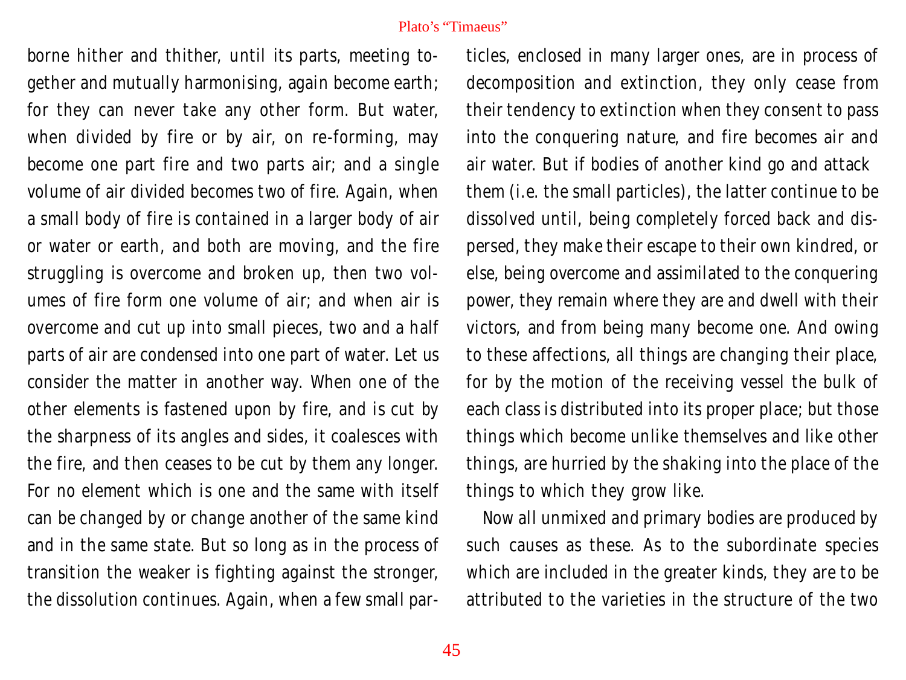borne hither and thither, until its parts, meeting together and mutually harmonising, again become earth; for they can never take any other form. But water, when divided by fire or by air, on re-forming, may become one part fire and two parts air; and a single volume of air divided becomes two of fire. Again, when a small body of fire is contained in a larger body of air or water or earth, and both are moving, and the fire struggling is overcome and broken up, then two volumes of fire form one volume of air; and when air is overcome and cut up into small pieces, two and a half parts of air are condensed into one part of water. Let us consider the matter in another way. When one of the other elements is fastened upon by fire, and is cut by the sharpness of its angles and sides, it coalesces with the fire, and then ceases to be cut by them any longer. For no element which is one and the same with itself can be changed by or change another of the same kind and in the same state. But so long as in the process of transition the weaker is fighting against the stronger, the dissolution continues. Again, when a few small particles, enclosed in many larger ones, are in process of decomposition and extinction, they only cease from their tendency to extinction when they consent to pass into the conquering nature, and fire becomes air and air water. But if bodies of another kind go and attack them (i.e. the small particles), the latter continue to be dissolved until, being completely forced back and dispersed, they make their escape to their own kindred, or else, being overcome and assimilated to the conquering power, they remain where they are and dwell with their victors, and from being many become one. And owing to these affections, all things are changing their place, for by the motion of the receiving vessel the bulk of each class is distributed into its proper place; but those things which become unlike themselves and like other things, are hurried by the shaking into the place of the things to which they grow like.

Now all unmixed and primary bodies are produced by such causes as these. As to the subordinate species which are included in the greater kinds, they are to be attributed to the varieties in the structure of the two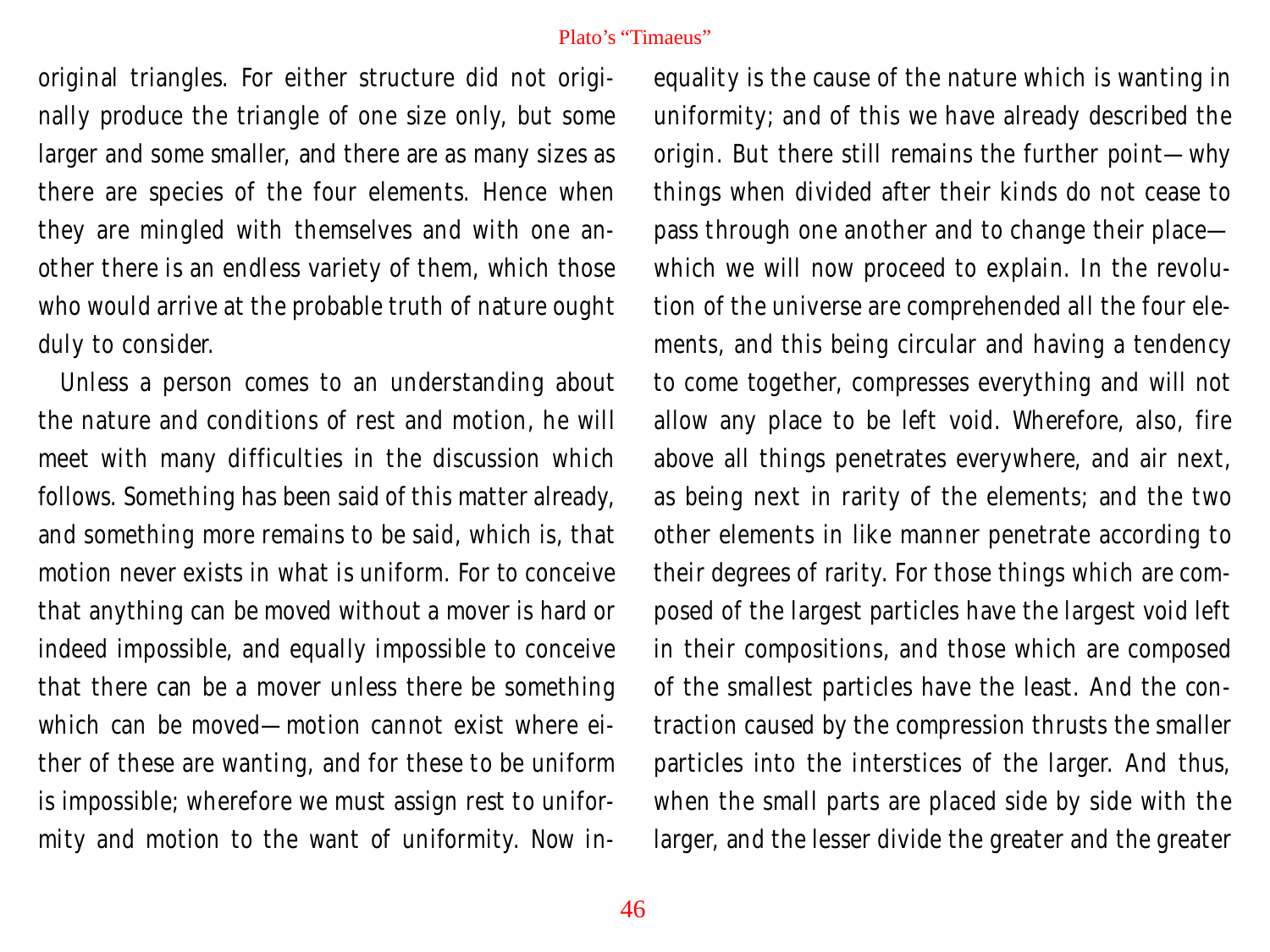original triangles. For either structure did not originally produce the triangle of one size only, but some larger and some smaller, and there are as many sizes as there are species of the four elements. Hence when they are mingled with themselves and with one another there is an endless variety of them, which those who would arrive at the probable truth of nature ought duly to consider.

Unless a person comes to an understanding about the nature and conditions of rest and motion, he will meet with many difficulties in the discussion which follows. Something has been said of this matter already, and something more remains to be said, which is, that motion never exists in what is uniform. For to conceive that anything can be moved without a mover is hard or indeed impossible, and equally impossible to conceive that there can be a mover unless there be something which can be moved—motion cannot exist where either of these are wanting, and for these to be uniform is impossible; wherefore we must assign rest to uniformity and motion to the want of uniformity. Now inequality is the cause of the nature which is wanting in uniformity; and of this we have already described the origin. But there still remains the further point—why things when divided after their kinds do not cease to pass through one another and to change their place—which we will now proceed to explain. In the revolution of the universe are comprehended all the four elements, and this being circular and having a tendency to come together, compresses everything and will not allow any place to be left void. Wherefore, also, fire above all things penetrates everywhere, and air next, as being next in rarity of the elements; and the two other elements in like manner penetrate according to their degrees of rarity. For those things which are composed of the largest particles have the largest void left in their compositions, and those which are composed of the smallest particles have the least. And the contraction caused by the compression thrusts the smaller particles into the interstices of the larger. And thus, when the small parts are placed side by side with the larger, and the lesser divide the greater and the greater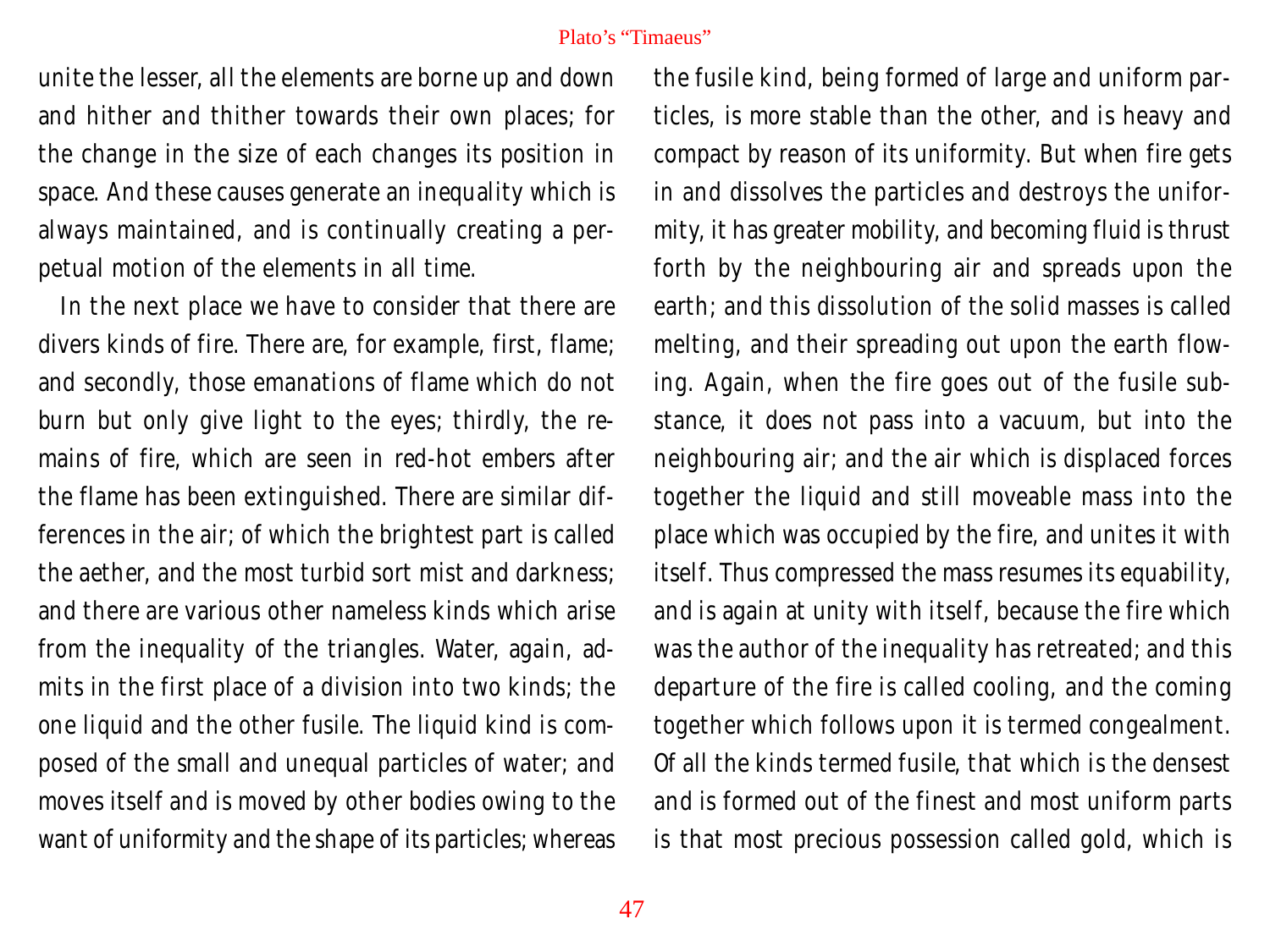unite the lesser, all the elements are borne up and down and hither and thither towards their own places; for the change in the size of each changes its position in space. And these causes generate an inequality which is always maintained, and is continually creating a perpetual motion of the elements in all time.

In the next place we have to consider that there are divers kinds of fire. There are, for example, first, flame; and secondly, those emanations of flame which do not burn but only give light to the eyes; thirdly, the remains of fire, which are seen in red-hot embers after the flame has been extinguished. There are similar differences in the air; of which the brightest part is called the aether, and the most turbid sort mist and darkness; and there are various other nameless kinds which arise from the inequality of the triangles. Water, again, admits in the first place of a division into two kinds; the one liquid and the other fusile. The liquid kind is composed of the small and unequal particles of water; and moves itself and is moved by other bodies owing to the want of uniformity and the shape of its particles; whereas the fusile kind, being formed of large and uniform particles, is more stable than the other, and is heavy and compact by reason of its uniformity. But when fire gets in and dissolves the particles and destroys the uniformity, it has greater mobility, and becoming fluid is thrust forth by the neighbouring air and spreads upon the earth; and this dissolution of the solid masses is called melting, and their spreading out upon the earth flowing. Again, when the fire goes out of the fusile substance, it does not pass into a vacuum, but into the neighbouring air; and the air which is displaced forces together the liquid and still moveable mass into the place which was occupied by the fire, and unites it with itself. Thus compressed the mass resumes its equability, and is again at unity with itself, because the fire which was the author of the inequality has retreated; and this departure of the fire is called cooling, and the coming together which follows upon it is termed congealment. Of all the kinds termed fusile, that which is the densest and is formed out of the finest and most uniform parts is that most precious possession called gold, which is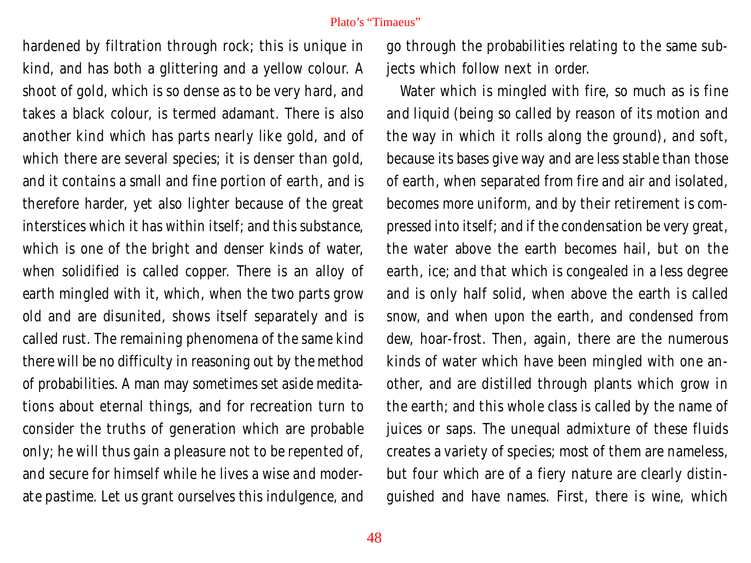hardened by filtration through rock; this is unique in kind, and has both a glittering and a yellow colour. A shoot of gold, which is so dense as to be very hard, and takes a black colour, is termed adamant. There is also another kind which has parts nearly like gold, and of which there are several species; it is denser than gold, and it contains a small and fine portion of earth, and is therefore harder, yet also lighter because of the great interstices which it has within itself; and this substance, which is one of the bright and denser kinds of water, when solidified is called copper. There is an alloy of earth mingled with it, which, when the two parts grow old and are disunited, shows itself separately and is called rust. The remaining phenomena of the same kind there will be no difficulty in reasoning out by the method of probabilities. A man may sometimes set aside meditations about eternal things, and for recreation turn to consider the truths of generation which are probable only; he will thus gain a pleasure not to be repented of, and secure for himself while he lives a wise and moderate pastime. Let us grant ourselves this indulgence, and go through the probabilities relating to the same subjects which follow next in order.

Water which is mingled with fire, so much as is fine and liquid (being so called by reason of its motion and the way in which it rolls along the ground), and soft, because its bases give way and are less stable than those of earth, when separated from fire and air and isolated, becomes more uniform, and by their retirement is compressed into itself; and if the condensation be very great, the water above the earth becomes hail, but on the earth, ice; and that which is congealed in a less degree and is only half solid, when above the earth is called snow, and when upon the earth, and condensed from dew, hoar-frost. Then, again, there are the numerous kinds of water which have been mingled with one another, and are distilled through plants which grow in the earth; and this whole class is called by the name of juices or saps. The unequal admixture of these fluids creates a variety of species; most of them are nameless, but four which are of a fiery nature are clearly distinguished and have names. First, there is wine, which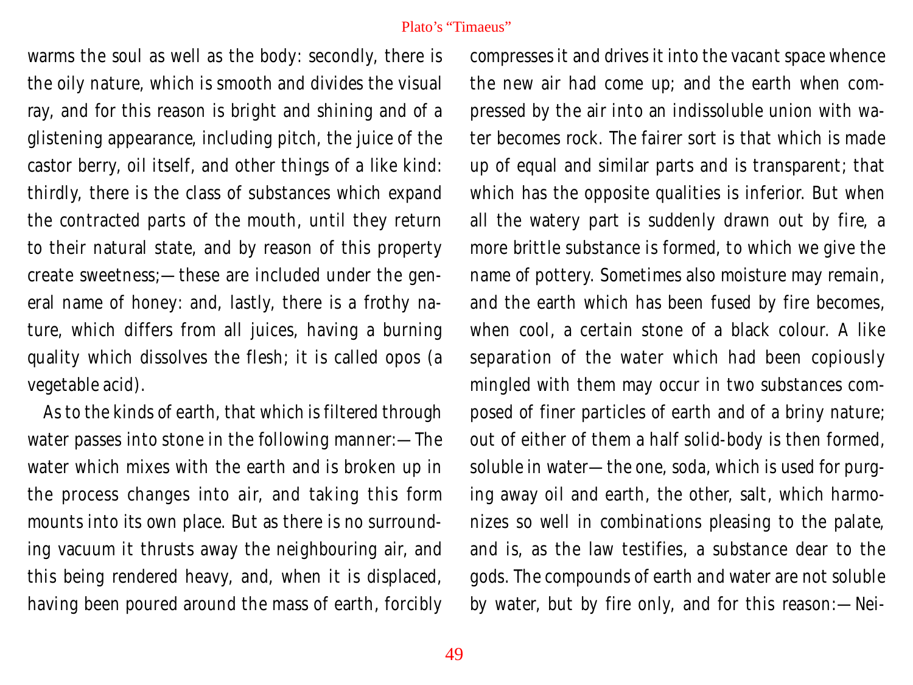warms the soul as well as the body: secondly, there is the oily nature, which is smooth and divides the visual ray, and for this reason is bright and shining and of a glistening appearance, including pitch, the juice of the castor berry, oil itself, and other things of a like kind: thirdly, there is the class of substances which expand the contracted parts of the mouth, until they return to their natural state, and by reason of this property create sweetness;—these are included under the general name of honey: and, lastly, there is a frothy nature, which differs from all juices, having a burning quality which dissolves the flesh; it is called opos (a vegetable acid).

As to the kinds of earth, that which is filtered through water passes into stone in the following manner:—The water which mixes with the earth and is broken up in the process changes into air, and taking this form mounts into its own place. But as there is no surrounding vacuum it thrusts away the neighbouring air, and this being rendered heavy, and, when it is displaced, having been poured around the mass of earth, forcibly compresses it and drives it into the vacant space whence the new air had come up; and the earth when compressed by the air into an indissoluble union with water becomes rock. The fairer sort is that which is made up of equal and similar parts and is transparent; that which has the opposite qualities is inferior. But when all the watery part is suddenly drawn out by fire, a more brittle substance is formed, to which we give the name of pottery. Sometimes also moisture may remain, and the earth which has been fused by fire becomes, when cool, a certain stone of a black colour. A like separation of the water which had been copiously mingled with them may occur in two substances composed of finer particles of earth and of a briny nature; out of either of them a half solid-body is then formed, soluble in water—the one, soda, which is used for purging away oil and earth, the other, salt, which harmonizes so well in combinations pleasing to the palate, and is, as the law testifies, a substance dear to the gods. The compounds of earth and water are not soluble by water, but by fire only, and for this reason:—Nei-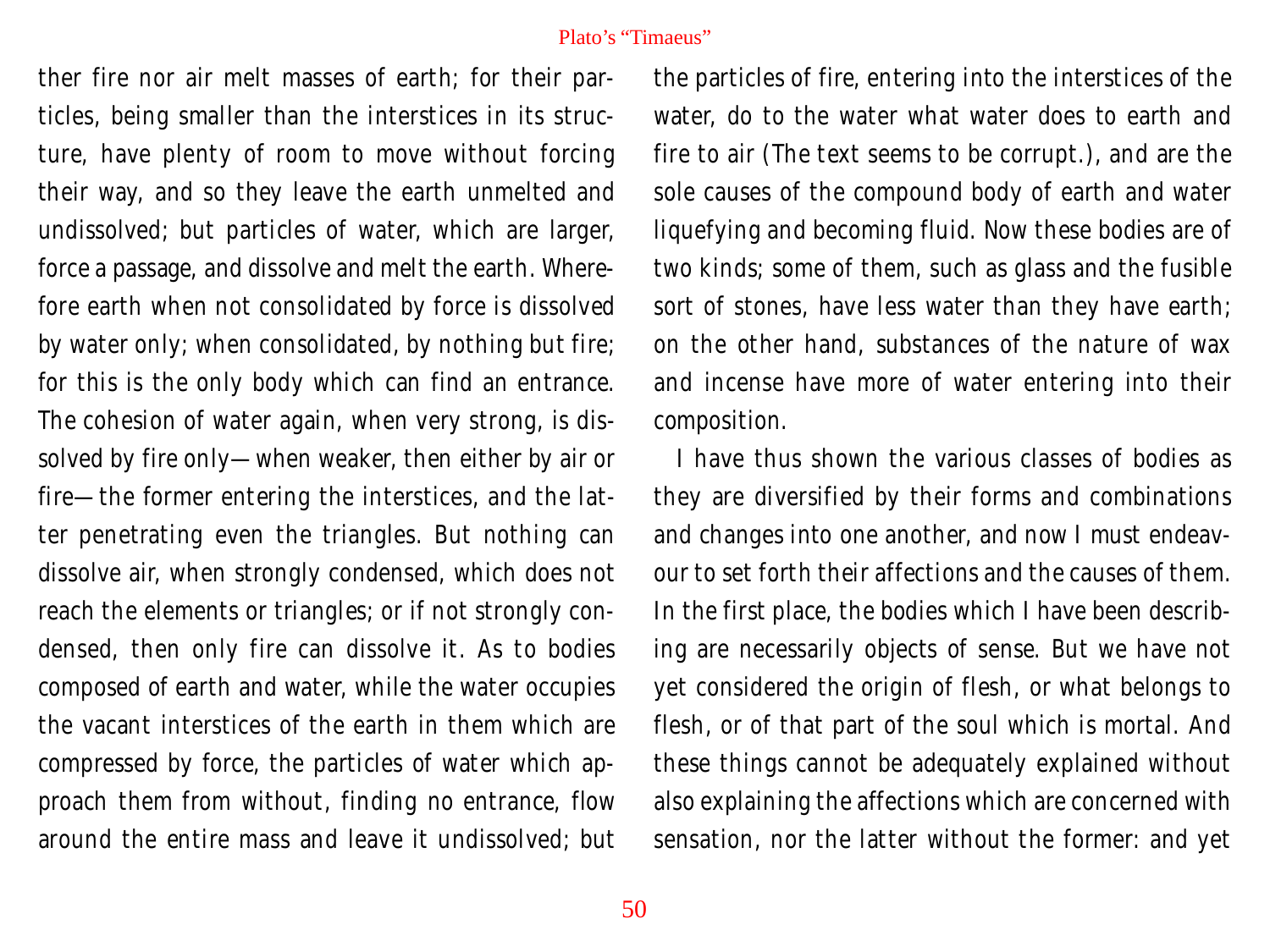ther fire nor air melt masses of earth; for their particles, being smaller than the interstices in its structure, have plenty of room to move without forcing their way, and so they leave the earth unmelted and undissolved; but particles of water, which are larger, force a passage, and dissolve and melt the earth. Wherefore earth when not consolidated by force is dissolved by water only; when consolidated, by nothing but fire; for this is the only body which can find an entrance. The cohesion of water again, when very strong, is dissolved by fire only—when weaker, then either by air or fire—the former entering the interstices, and the latter penetrating even the triangles. But nothing can dissolve air, when strongly condensed, which does not reach the elements or triangles; or if not strongly condensed, then only fire can dissolve it. As to bodies composed of earth and water, while the water occupies the vacant interstices of the earth in them which are compressed by force, the particles of water which approach them from without, finding no entrance, flow around the entire mass and leave it undissolved; but the particles of fire, entering into the interstices of the water, do to the water what water does to earth and fire to air (The text seems to be corrupt.), and are the sole causes of the compound body of earth and water liquefying and becoming fluid. Now these bodies are of two kinds; some of them, such as glass and the fusible sort of stones, have less water than they have earth; on the other hand, substances of the nature of wax and incense have more of water entering into their composition.

I have thus shown the various classes of bodies as they are diversified by their forms and combinations and changes into one another, and now I must endeavour to set forth their affections and the causes of them. In the first place, the bodies which I have been describing are necessarily objects of sense. But we have not yet considered the origin of flesh, or what belongs to flesh, or of that part of the soul which is mortal. And these things cannot be adequately explained without also explaining the affections which are concerned with sensation, nor the latter without the former: and yet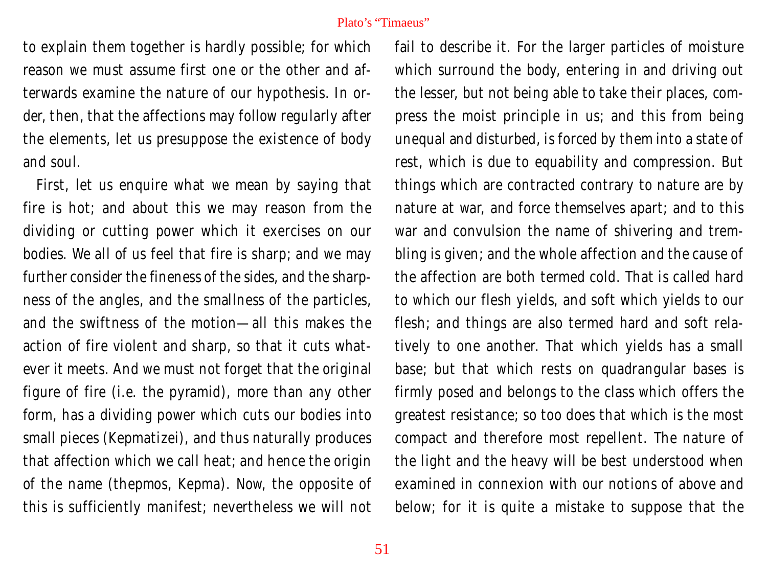to explain them together is hardly possible; for which reason we must assume first one or the other and afterwards examine the nature of our hypothesis. In order, then, that the affections may follow regularly after the elements, let us presuppose the existence of body and soul.

First, let us enquire what we mean by saying that fire is hot; and about this we may reason from the dividing or cutting power which it exercises on our bodies. We all of us feel that fire is sharp; and we may further consider the fineness of the sides, and the sharpness of the angles, and the smallness of the particles, and the swiftness of the motion—all this makes the action of fire violent and sharp, so that it cuts whatever it meets. And we must not forget that the original figure of fire (i.e. the pyramid), more than any other form, has a dividing power which cuts our bodies into small pieces (Kepmatizei), and thus naturally produces that affection which we call heat; and hence the origin of the name (thepmos, Kepma). Now, the opposite of this is sufficiently manifest; nevertheless we will not fail to describe it. For the larger particles of moisture which surround the body, entering in and driving out the lesser, but not being able to take their places, compress the moist principle in us; and this from being unequal and disturbed, is forced by them into a state of rest, which is due to equability and compression. But things which are contracted contrary to nature are by nature at war, and force themselves apart; and to this war and convulsion the name of shivering and trembling is given; and the whole affection and the cause of the affection are both termed cold. That is called hard to which our flesh yields, and soft which yields to our flesh; and things are also termed hard and soft relatively to one another. That which yields has a small base; but that which rests on quadrangular bases is firmly posed and belongs to the class which offers the greatest resistance; so too does that which is the most compact and therefore most repellent. The nature of the light and the heavy will be best understood when examined in connexion with our notions of above and below; for it is quite a mistake to suppose that the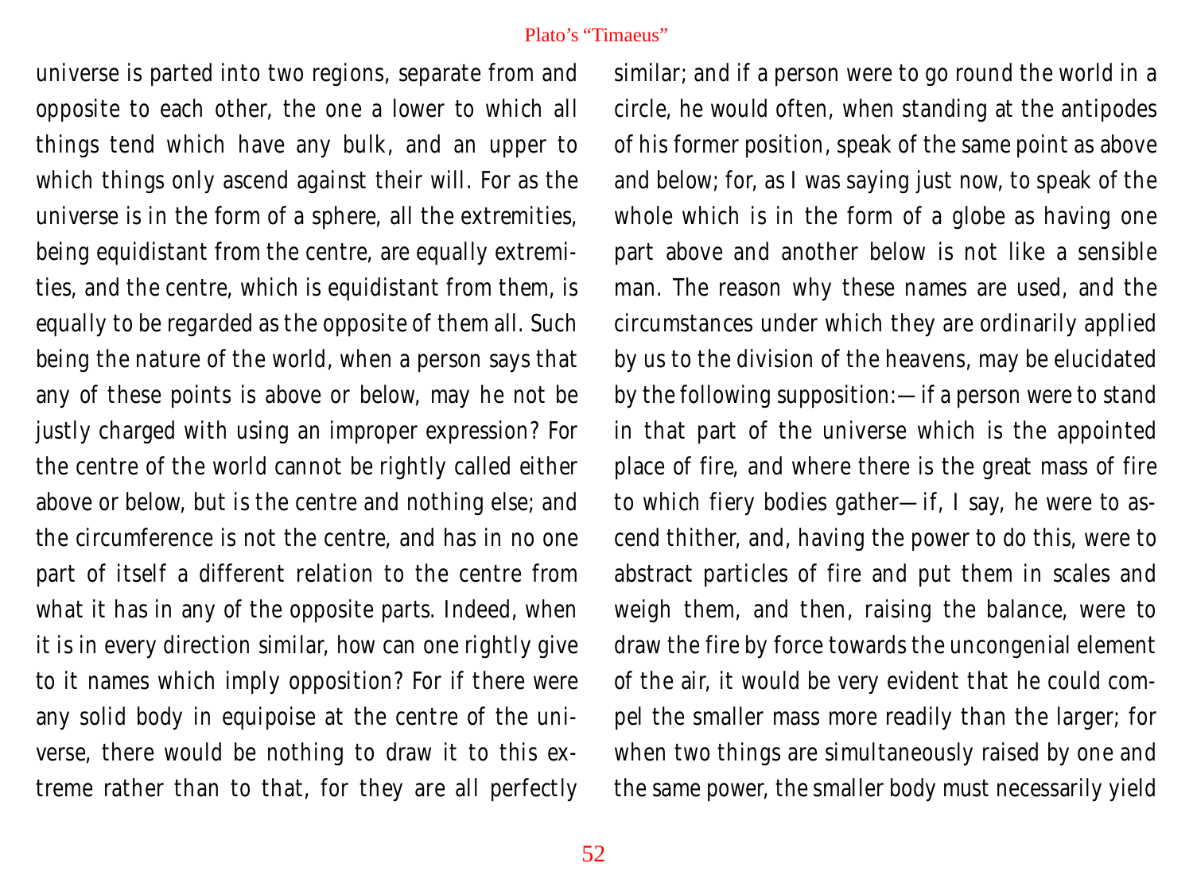universe is parted into two regions, separate from and opposite to each other, the one a lower to which all things tend which have any bulk, and an upper to which things only ascend against their will. For as the universe is in the form of a sphere, all the extremities, being equidistant from the centre, are equally extremities, and the centre, which is equidistant from them, is equally to be regarded as the opposite of them all. Such being the nature of the world, when a person says that any of these points is above or below, may he not be justly charged with using an improper expression? For the centre of the world cannot be rightly called either above or below, but is the centre and nothing else; and the circumference is not the centre, and has in no one part of itself a different relation to the centre from what it has in any of the opposite parts. Indeed, when it is in every direction similar, how can one rightly give to it names which imply opposition? For if there were any solid body in equipoise at the centre of the universe, there would be nothing to draw it to this extreme rather than to that, for they are all perfectly similar; and if a person were to go round the world in a circle, he would often, when standing at the antipodes of his former position, speak of the same point as above and below; for, as I was saying just now, to speak of the whole which is in the form of a globe as having one part above and another below is not like a sensible man. The reason why these names are used, and the circumstances under which they are ordinarily applied by us to the division of the heavens, may be elucidated by the following supposition:—if a person were to stand in that part of the universe which is the appointed place of fire, and where there is the great mass of fire to which fiery bodies gather—if, I say, he were to ascend thither, and, having the power to do this, were to abstract particles of fire and put them in scales and weigh them, and then, raising the balance, were to draw the fire by force towards the uncongenial element of the air, it would be very evident that he could compel the smaller mass more readily than the larger; for when two things are simultaneously raised by one and the same power, the smaller body must necessarily yield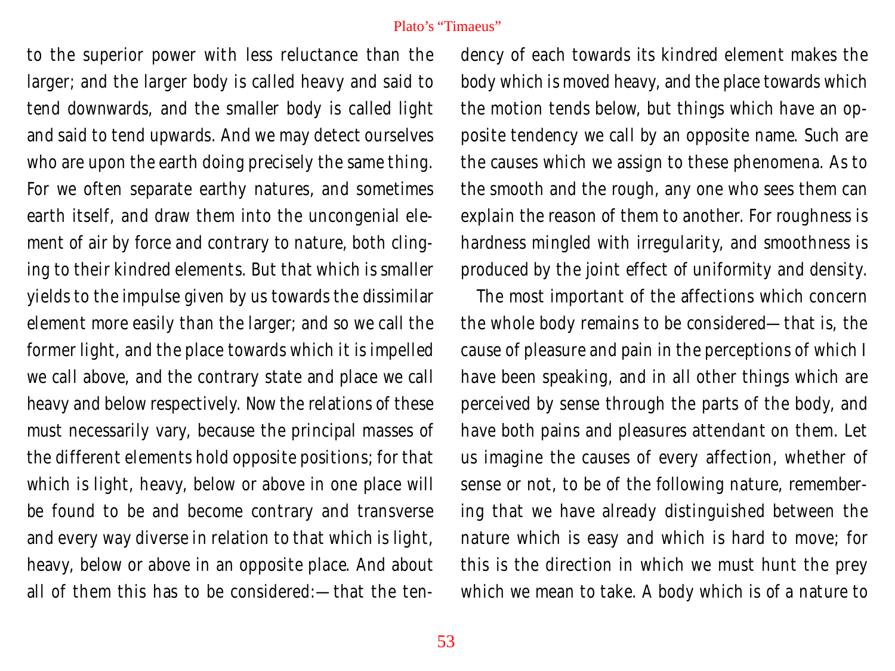to the superior power with less reluctance than the larger; and the larger body is called heavy and said to tend downwards, and the smaller body is called light and said to tend upwards. And we may detect ourselves who are upon the earth doing precisely the same thing. For we often separate earthy natures, and sometimes earth itself, and draw them into the uncongenial element of air by force and contrary to nature, both clinging to their kindred elements. But that which is smaller yields to the impulse given by us towards the dissimilar element more easily than the larger; and so we call the former light, and the place towards which it is impelled we call above, and the contrary state and place we call heavy and below respectively. Now the relations of these must necessarily vary, because the principal masses of the different elements hold opposite positions; for that which is light, heavy, below or above in one place will be found to be and become contrary and transverse and every way diverse in relation to that which is light, heavy, below or above in an opposite place. And about all of them this has to be considered:—that the tendency of each towards its kindred element makes the body which is moved heavy, and the place towards which the motion tends below, but things which have an opposite tendency we call by an opposite name. Such are the causes which we assign to these phenomena. As to the smooth and the rough, any one who sees them can explain the reason of them to another. For roughness is hardness mingled with irregularity, and smoothness is produced by the joint effect of uniformity and density.

The most important of the affections which concern the whole body remains to be considered—that is, the cause of pleasure and pain in the perceptions of which I have been speaking, and in all other things which are perceived by sense through the parts of the body, and have both pains and pleasures attendant on them. Let us imagine the causes of every affection, whether of sense or not, to be of the following nature, remembering that we have already distinguished between the nature which is easy and which is hard to move; for this is the direction in which we must hunt the prey which we mean to take. A body which is of a nature to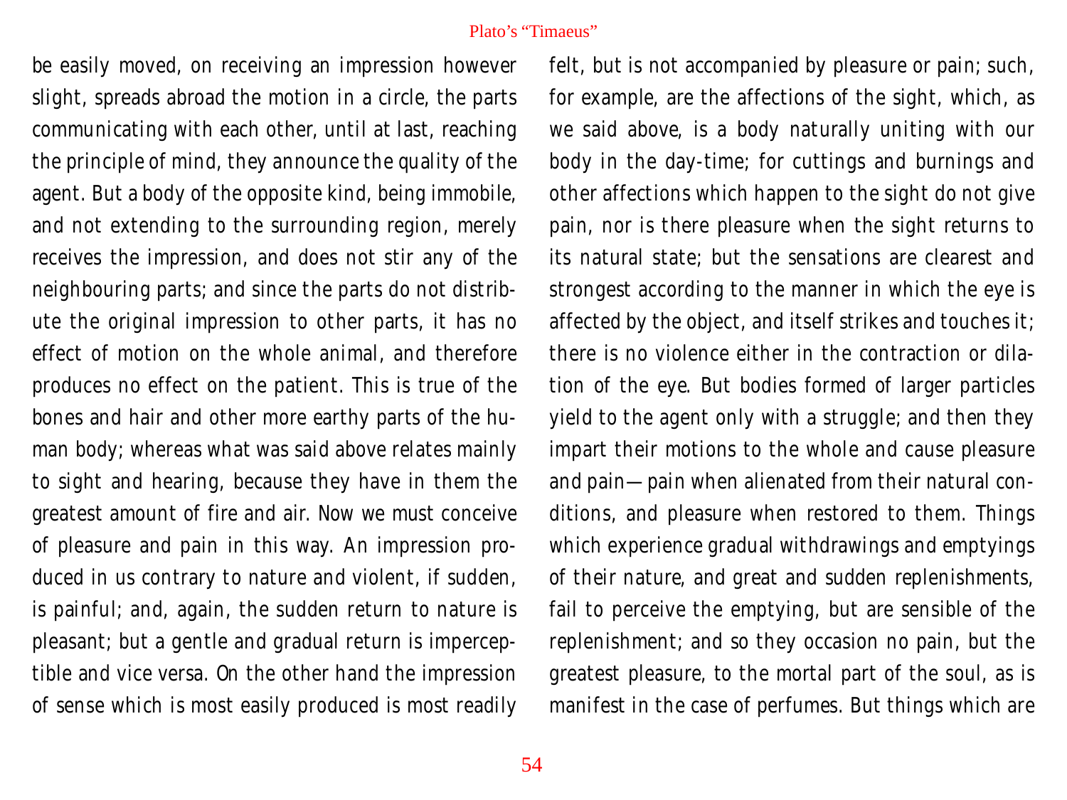be easily moved, on receiving an impression however slight, spreads abroad the motion in a circle, the parts communicating with each other, until at last, reaching the principle of mind, they announce the quality of the agent. But a body of the opposite kind, being immobile, and not extending to the surrounding region, merely receives the impression, and does not stir any of the neighbouring parts; and since the parts do not distribute the original impression to other parts, it has no effect of motion on the whole animal, and therefore produces no effect on the patient. This is true of the bones and hair and other more earthy parts of the human body; whereas what was said above relates mainly to sight and hearing, because they have in them the greatest amount of fire and air. Now we must conceive of pleasure and pain in this way. An impression produced in us contrary to nature and violent, if sudden, is painful; and, again, the sudden return to nature is pleasant; but a gentle and gradual return is imperceptible and vice versa. On the other hand the impression of sense which is most easily produced is most readily felt, but is not accompanied by pleasure or pain; such, for example, are the affections of the sight, which, as we said above, is a body naturally uniting with our body in the day-time; for cuttings and burnings and other affections which happen to the sight do not give pain, nor is there pleasure when the sight returns to its natural state; but the sensations are clearest and strongest according to the manner in which the eye is affected by the object, and itself strikes and touches it; there is no violence either in the contraction or dilation of the eye. But bodies formed of larger particles yield to the agent only with a struggle; and then they impart their motions to the whole and cause pleasure and pain—pain when alienated from their natural conditions, and pleasure when restored to them. Things which experience gradual withdrawings and emptyings of their nature, and great and sudden replenishments, fail to perceive the emptying, but are sensible of the replenishment; and so they occasion no pain, but the greatest pleasure, to the mortal part of the soul, as is manifest in the case of perfumes. But things which are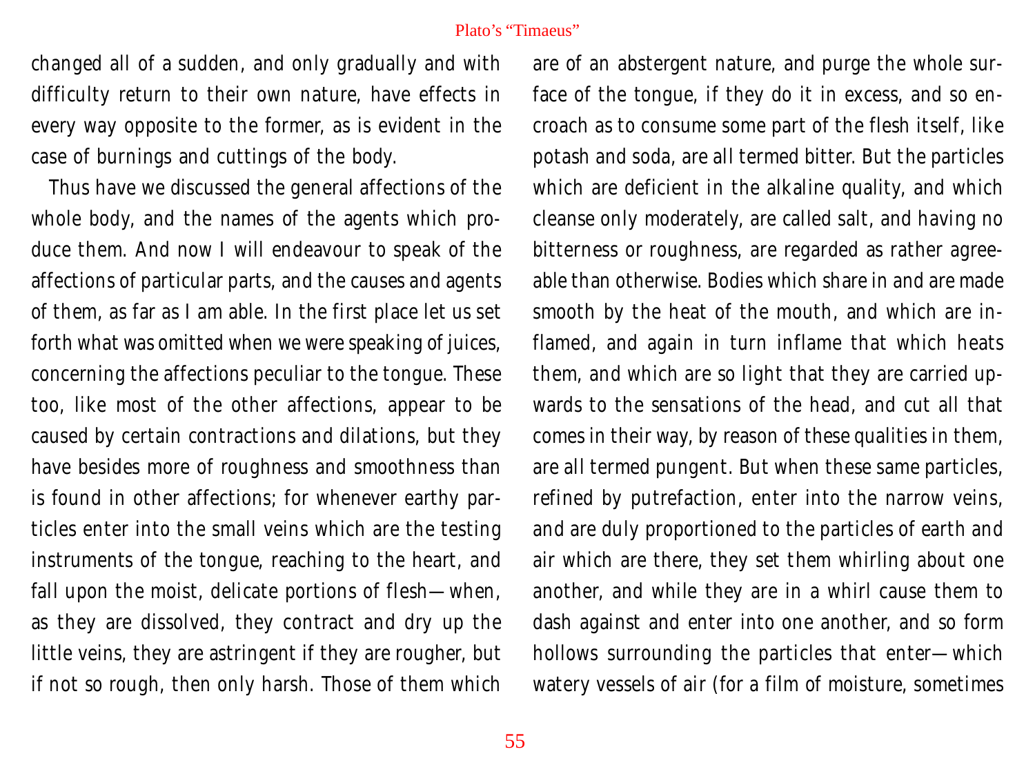changed all of a sudden, and only gradually and with difficulty return to their own nature, have effects in every way opposite to the former, as is evident in the case of burnings and cuttings of the body.

Thus have we discussed the general affections of the whole body, and the names of the agents which produce them. And now I will endeavour to speak of the affections of particular parts, and the causes and agents of them, as far as I am able. In the first place let us set forth what was omitted when we were speaking of juices, concerning the affections peculiar to the tongue. These too, like most of the other affections, appear to be caused by certain contractions and dilations, but they have besides more of roughness and smoothness than is found in other affections; for whenever earthy particles enter into the small veins which are the testing instruments of the tongue, reaching to the heart, and fall upon the moist, delicate portions of flesh—when, as they are dissolved, they contract and dry up the little veins, they are astringent if they are rougher, but if not so rough, then only harsh. Those of them which are of an abstergent nature, and purge the whole surface of the tongue, if they do it in excess, and so encroach as to consume some part of the flesh itself, like potash and soda, are all termed bitter. But the particles which are deficient in the alkaline quality, and which cleanse only moderately, are called salt, and having no bitterness or roughness, are regarded as rather agreeable than otherwise. Bodies which share in and are made smooth by the heat of the mouth, and which are inflamed, and again in turn inflame that which heats them, and which are so light that they are carried upwards to the sensations of the head, and cut all that comes in their way, by reason of these qualities in them, are all termed pungent. But when these same particles, refined by putrefaction, enter into the narrow veins, and are duly proportioned to the particles of earth and air which are there, they set them whirling about one another, and while they are in a whirl cause them to dash against and enter into one another, and so form hollows surrounding the particles that enter—which watery vessels of air (for a film of moisture, sometimes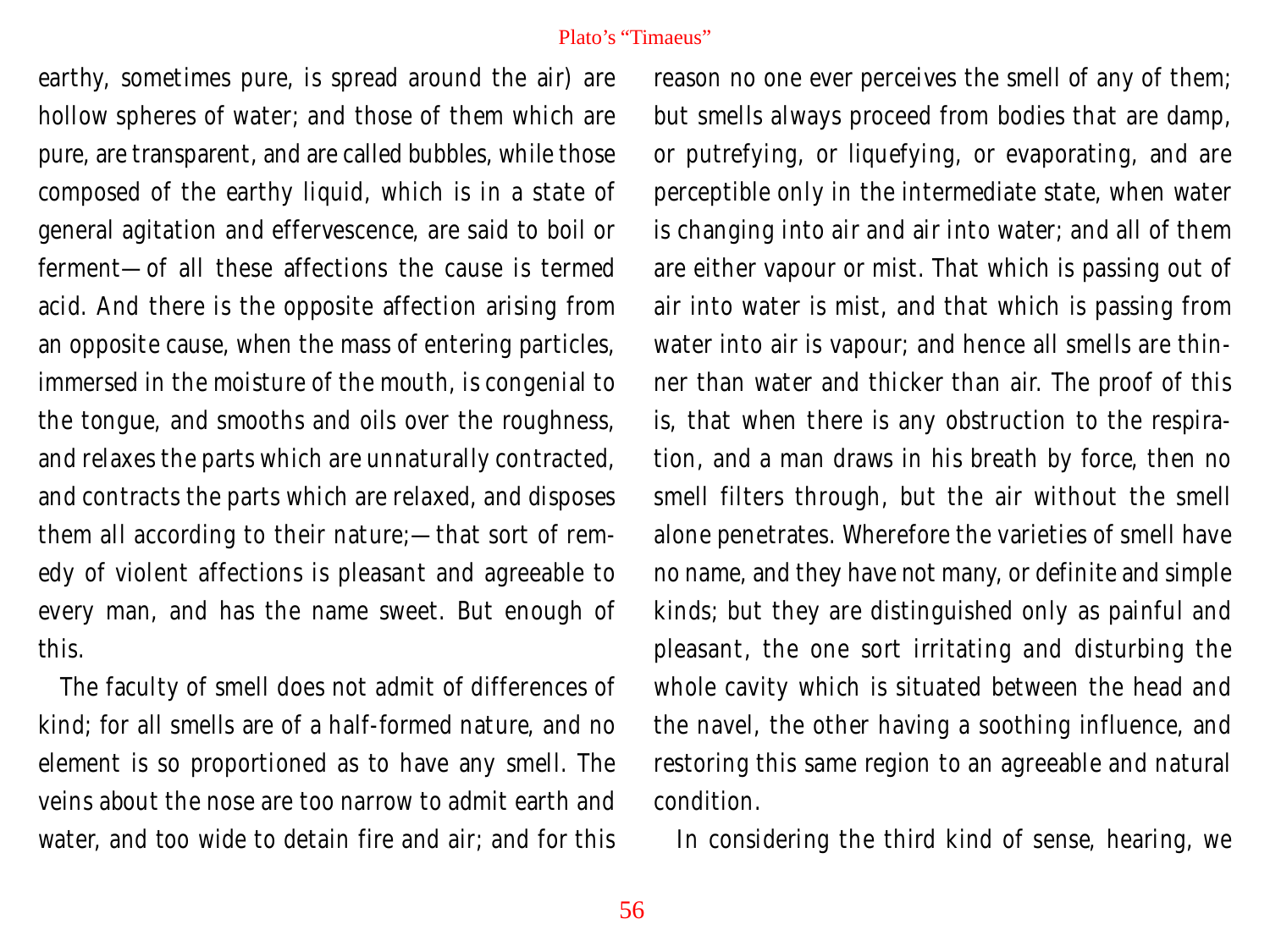earthy, sometimes pure, is spread around the air) are hollow spheres of water; and those of them which are pure, are transparent, and are called bubbles, while those composed of the earthy liquid, which is in a state of general agitation and effervescence, are said to boil or ferment—of all these affections the cause is termed acid. And there is the opposite affection arising from an opposite cause, when the mass of entering particles, immersed in the moisture of the mouth, is congenial to the tongue, and smooths and oils over the roughness, and relaxes the parts which are unnaturally contracted, and contracts the parts which are relaxed, and disposes them all according to their nature;—that sort of remedy of violent affections is pleasant and agreeable to every man, and has the name sweet. But enough of this.

The faculty of smell does not admit of differences of kind; for all smells are of a half-formed nature, and no element is so proportioned as to have any smell. The veins about the nose are too narrow to admit earth and water, and too wide to detain fire and air; and for this reason no one ever perceives the smell of any of them; but smells always proceed from bodies that are damp, or putrefying, or liquefying, or evaporating, and are perceptible only in the intermediate state, when water is changing into air and air into water; and all of them are either vapour or mist. That which is passing out of air into water is mist, and that which is passing from water into air is vapour; and hence all smells are thinner than water and thicker than air. The proof of this is, that when there is any obstruction to the respiration, and a man draws in his breath by force, then no smell filters through, but the air without the smell alone penetrates. Wherefore the varieties of smell have no name, and they have not many, or definite and simple kinds; but they are distinguished only as painful and pleasant, the one sort irritating and disturbing the whole cavity which is situated between the head and the navel, the other having a soothing influence, and restoring this same region to an agreeable and natural condition.

In considering the third kind of sense, hearing, we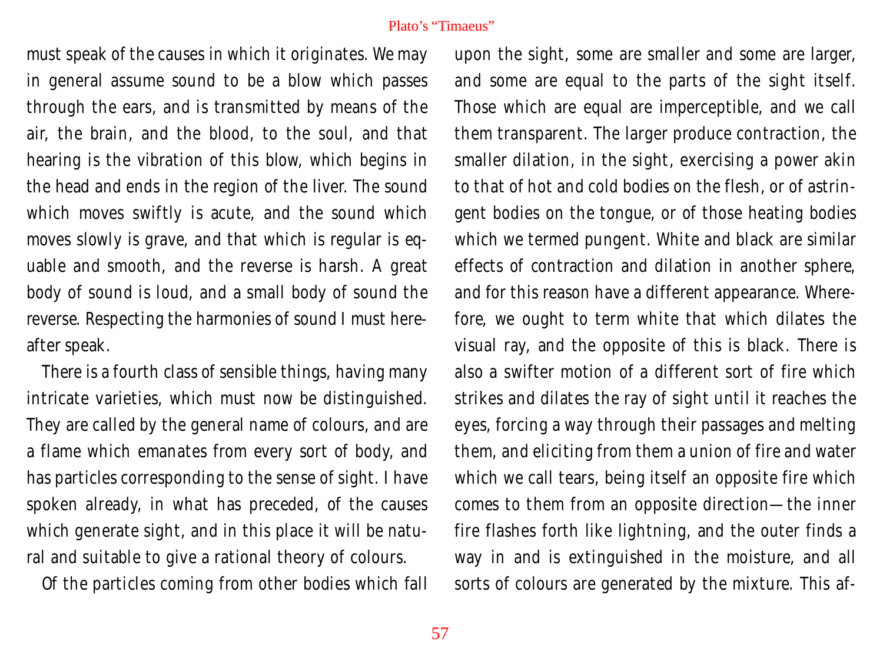must speak of the causes in which it originates. We may in general assume sound to be a blow which passes through the ears, and is transmitted by means of the air, the brain, and the blood, to the soul, and that hearing is the vibration of this blow, which begins in the head and ends in the region of the liver. The sound which moves swiftly is acute, and the sound which moves slowly is grave, and that which is regular is equable and smooth, and the reverse is harsh. A great body of sound is loud, and a small body of sound the reverse. Respecting the harmonies of sound I must hereafter speak.

There is a fourth class of sensible things, having many intricate varieties, which must now be distinguished. They are called by the general name of colours, and are a flame which emanates from every sort of body, and has particles corresponding to the sense of sight. I have spoken already, in what has preceded, of the causes which generate sight, and in this place it will be natural and suitable to give a rational theory of colours.

Of the particles coming from other bodies which fall upon the sight, some are smaller and some are larger, and some are equal to the parts of the sight itself. Those which are equal are imperceptible, and we call them transparent. The larger produce contraction, the smaller dilation, in the sight, exercising a power akin to that of hot and cold bodies on the flesh, or of astringent bodies on the tongue, or of those heating bodies which we termed pungent. White and black are similar effects of contraction and dilation in another sphere, and for this reason have a different appearance. Wherefore, we ought to term white that which dilates the visual ray, and the opposite of this is black. There is also a swifter motion of a different sort of fire which strikes and dilates the ray of sight until it reaches the eyes, forcing a way through their passages and melting them, and eliciting from them a union of fire and water which we call tears, being itself an opposite fire which comes to them from an opposite direction—the inner fire flashes forth like lightning, and the outer finds a way in and is extinguished in the moisture, and all sorts of colours are generated by the mixture. This af-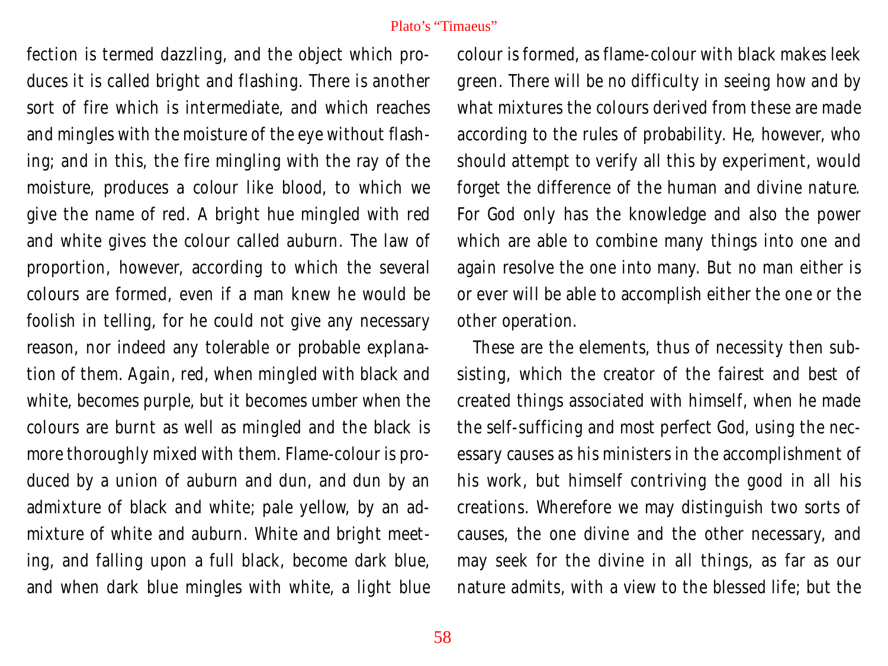fection is termed dazzling, and the object which produces it is called bright and flashing. There is another sort of fire which is intermediate, and which reaches and mingles with the moisture of the eye without flashing; and in this, the fire mingling with the ray of the moisture, produces a colour like blood, to which we give the name of red. A bright hue mingled with red and white gives the colour called auburn. The law of proportion, however, according to which the several colours are formed, even if a man knew he would be foolish in telling, for he could not give any necessary reason, nor indeed any tolerable or probable explanation of them. Again, red, when mingled with black and white, becomes purple, but it becomes umber when the colours are burnt as well as mingled and the black is more thoroughly mixed with them. Flame-colour is produced by a union of auburn and dun, and dun by an admixture of black and white; pale yellow, by an admixture of white and auburn. White and bright meeting, and falling upon a full black, become dark blue, and when dark blue mingles with white, a light blue colour is formed, as flame-colour with black makes leek green. There will be no difficulty in seeing how and by what mixtures the colours derived from these are made according to the rules of probability. He, however, who should attempt to verify all this by experiment, would forget the difference of the human and divine nature. For God only has the knowledge and also the power which are able to combine many things into one and again resolve the one into many. But no man either is or ever will be able to accomplish either the one or the other operation.

These are the elements, thus of necessity then subsisting, which the creator of the fairest and best of created things associated with himself, when he made the self-sufficing and most perfect God, using the necessary causes as his ministers in the accomplishment of his work, but himself contriving the good in all his creations. Wherefore we may distinguish two sorts of causes, the one divine and the other necessary, and may seek for the divine in all things, as far as our nature admits, with a view to the blessed life; but the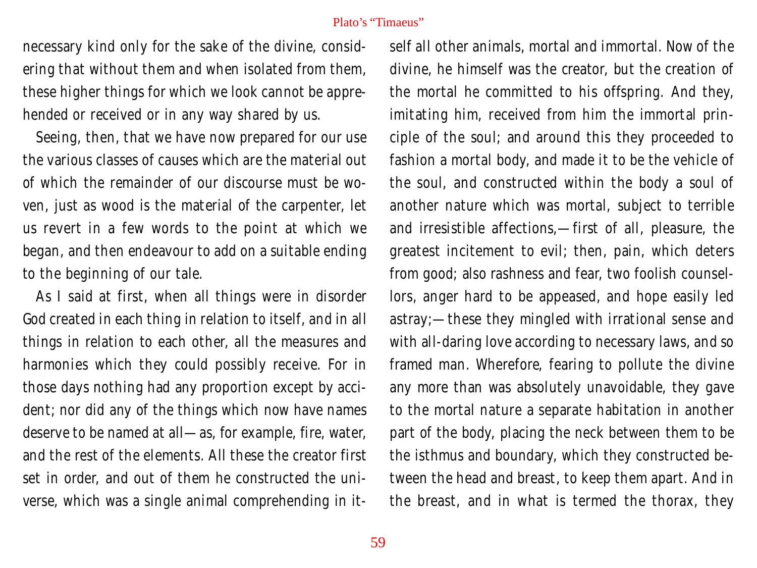necessary kind only for the sake of the divine, considering that without them and when isolated from them, these higher things for which we look cannot be apprehended or received or in any way shared by us.

Seeing, then, that we have now prepared for our use the various classes of causes which are the material out of which the remainder of our discourse must be woven, just as wood is the material of the carpenter, let us revert in a few words to the point at which we began, and then endeavour to add on a suitable ending to the beginning of our tale.

As I said at first, when all things were in disorder God created in each thing in relation to itself, and in all things in relation to each other, all the measures and harmonies which they could possibly receive. For in those days nothing had any proportion except by accident; nor did any of the things which now have names deserve to be named at all—as, for example, fire, water, and the rest of the elements. All these the creator first set in order, and out of them he constructed the universe, which was a single animal comprehending in itself all other animals, mortal and immortal. Now of the divine, he himself was the creator, but the creation of the mortal he committed to his offspring. And they, imitating him, received from him the immortal principle of the soul; and around this they proceeded to fashion a mortal body, and made it to be the vehicle of the soul, and constructed within the body a soul of another nature which was mortal, subject to terrible and irresistible affections,—first of all, pleasure, the greatest incitement to evil; then, pain, which deters from good; also rashness and fear, two foolish counsellors, anger hard to be appeased, and hope easily led astray;—these they mingled with irrational sense and with all-daring love according to necessary laws, and so framed man. Wherefore, fearing to pollute the divine any more than was absolutely unavoidable, they gave to the mortal nature a separate habitation in another part of the body, placing the neck between them to be the isthmus and boundary, which they constructed between the head and breast, to keep them apart. And in the breast, and in what is termed the thorax, they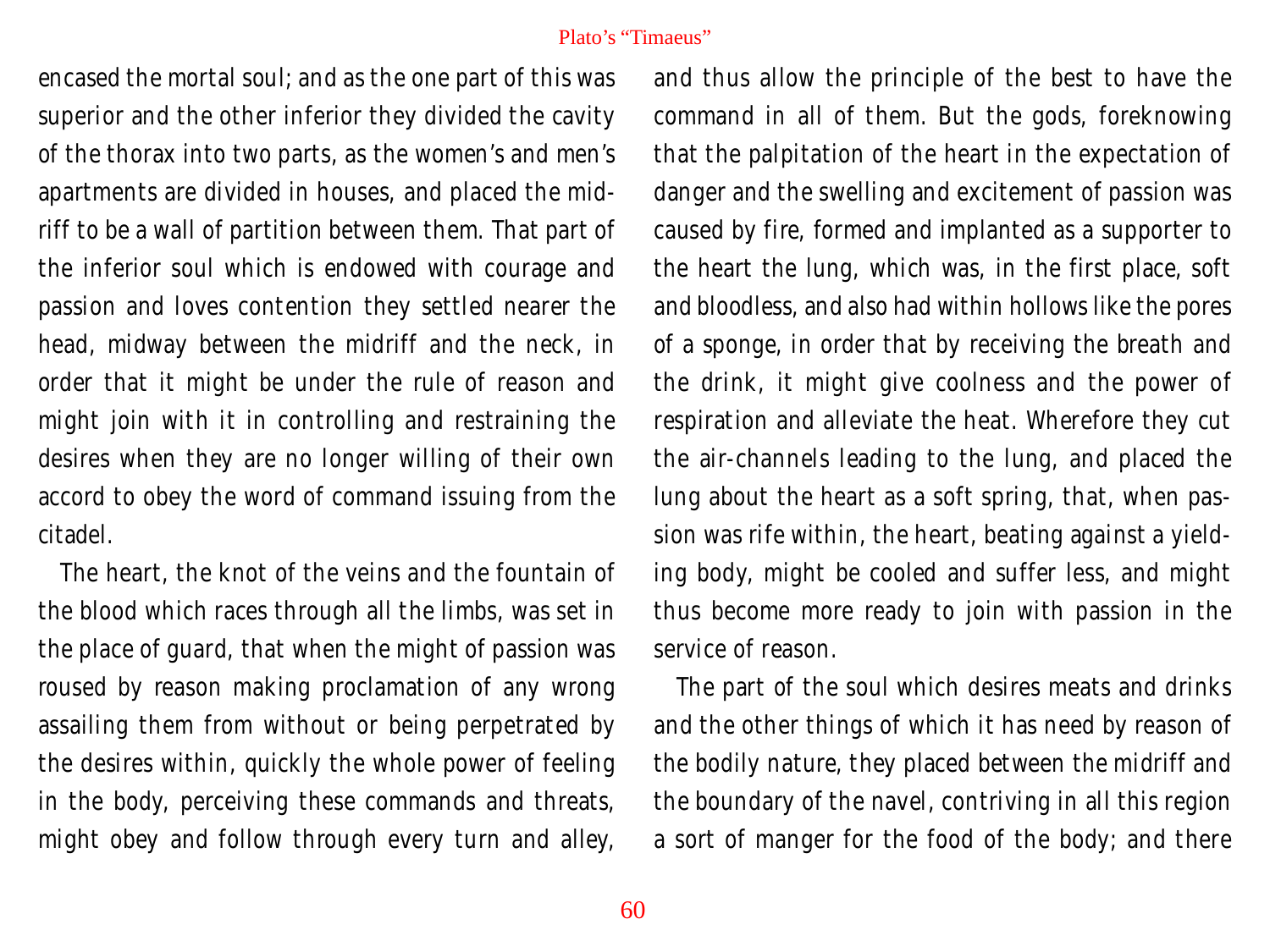encased the mortal soul; and as the one part of this was superior and the other inferior they divided the cavity of the thorax into two parts, as the women's and men's apartments are divided in houses, and placed the midriff to be a wall of partition between them. That part of the inferior soul which is endowed with courage and passion and loves contention they settled nearer the head, midway between the midriff and the neck, in order that it might be under the rule of reason and might join with it in controlling and restraining the desires when they are no longer willing of their own accord to obey the word of command issuing from the citadel.

The heart, the knot of the veins and the fountain of the blood which races through all the limbs, was set in the place of guard, that when the might of passion was roused by reason making proclamation of any wrong assailing them from without or being perpetrated by the desires within, quickly the whole power of feeling in the body, perceiving these commands and threats, might obey and follow through every turn and alley, and thus allow the principle of the best to have the command in all of them. But the gods, foreknowing that the palpitation of the heart in the expectation of danger and the swelling and excitement of passion was caused by fire, formed and implanted as a supporter to the heart the lung, which was, in the first place, soft and bloodless, and also had within hollows like the pores of a sponge, in order that by receiving the breath and the drink, it might give coolness and the power of respiration and alleviate the heat. Wherefore they cut the air-channels leading to the lung, and placed the lung about the heart as a soft spring, that, when passion was rife within, the heart, beating against a yielding body, might be cooled and suffer less, and might thus become more ready to join with passion in the service of reason.

The part of the soul which desires meats and drinks and the other things of which it has need by reason of the bodily nature, they placed between the midriff and the boundary of the navel, contriving in all this region a sort of manger for the food of the body; and there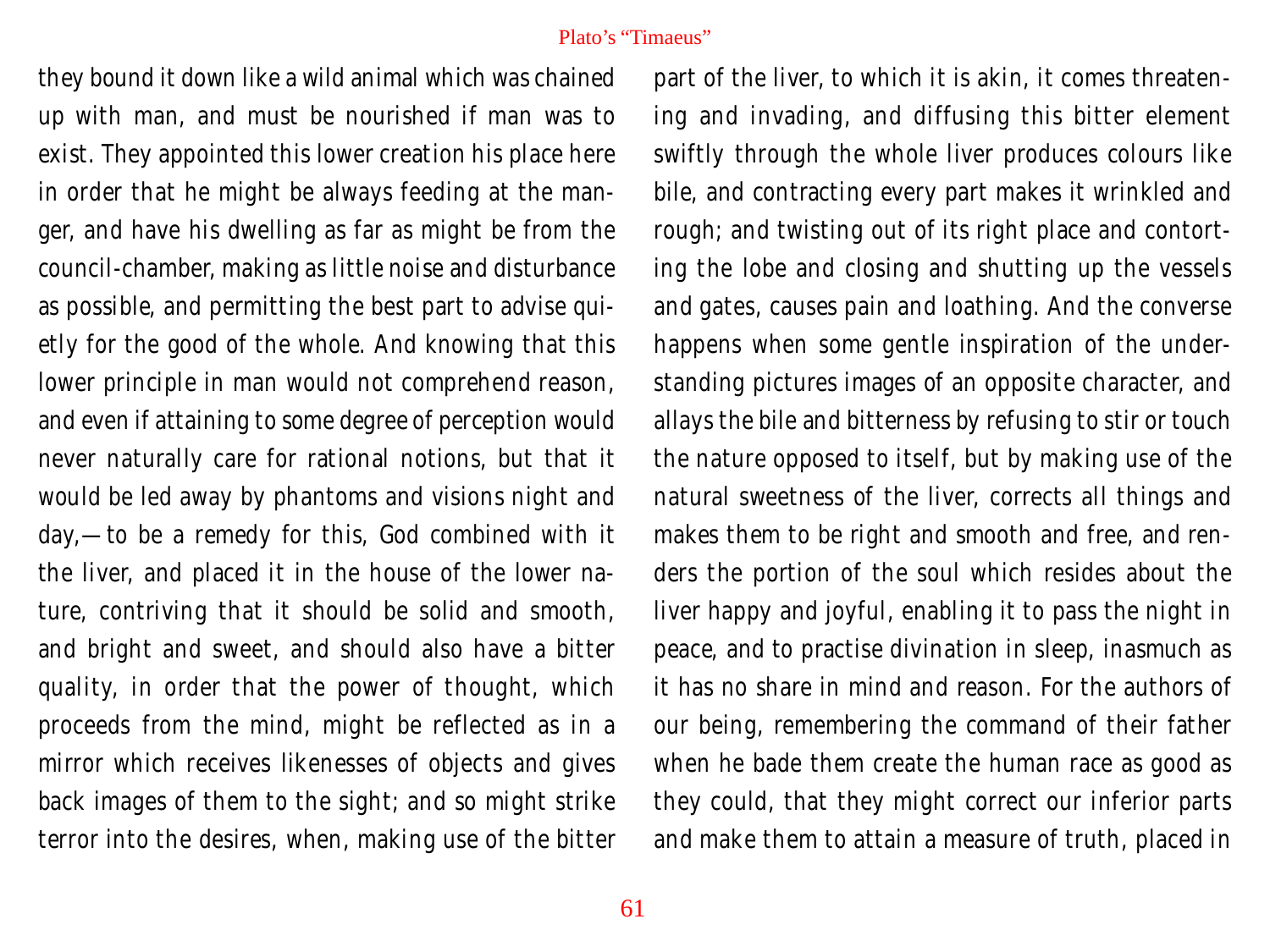they bound it down like a wild animal which was chained up with man, and must be nourished if man was to exist. They appointed this lower creation his place here in order that he might be always feeding at the manger, and have his dwelling as far as might be from the council-chamber, making as little noise and disturbance as possible, and permitting the best part to advise quietly for the good of the whole. And knowing that this lower principle in man would not comprehend reason, and even if attaining to some degree of perception would never naturally care for rational notions, but that it would be led away by phantoms and visions night and day,—to be a remedy for this, God combined with it the liver, and placed it in the house of the lower nature, contriving that it should be solid and smooth, and bright and sweet, and should also have a bitter quality, in order that the power of thought, which proceeds from the mind, might be reflected as in a mirror which receives likenesses of objects and gives back images of them to the sight; and so might strike terror into the desires, when, making use of the bitter part of the liver, to which it is akin, it comes threatening and invading, and diffusing this bitter element swiftly through the whole liver produces colours like bile, and contracting every part makes it wrinkled and rough; and twisting out of its right place and contorting the lobe and closing and shutting up the vessels and gates, causes pain and loathing. And the converse happens when some gentle inspiration of the understanding pictures images of an opposite character, and allays the bile and bitterness by refusing to stir or touch the nature opposed to itself, but by making use of the natural sweetness of the liver, corrects all things and makes them to be right and smooth and free, and renders the portion of the soul which resides about the liver happy and joyful, enabling it to pass the night in peace, and to practise divination in sleep, inasmuch as it has no share in mind and reason. For the authors of our being, remembering the command of their father when he bade them create the human race as good as they could, that they might correct our inferior parts and make them to attain a measure of truth, placed in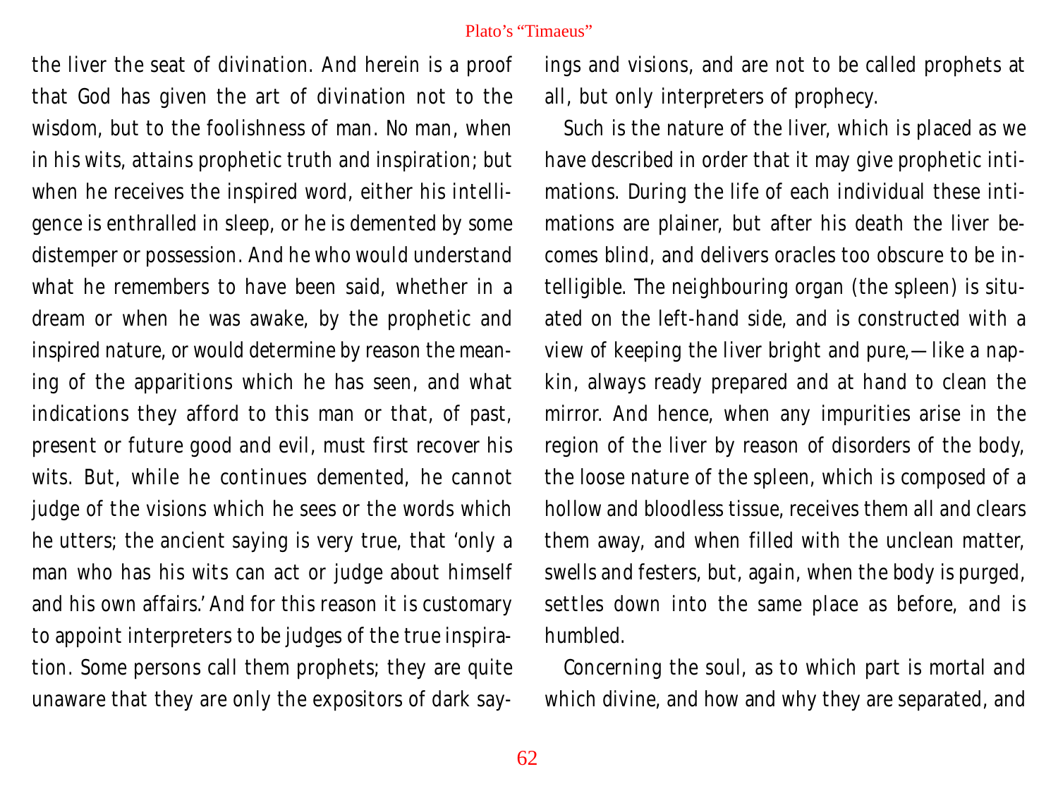the liver the seat of divination. And herein is a proof that God has given the art of divination not to the wisdom, but to the foolishness of man. No man, when in his wits, attains prophetic truth and inspiration; but when he receives the inspired word, either his intelligence is enthralled in sleep, or he is demented by some distemper or possession. And he who would understand what he remembers to have been said, whether in a dream or when he was awake, by the prophetic and inspired nature, or would determine by reason the meaning of the apparitions which he has seen, and what indications they afford to this man or that, of past, present or future good and evil, must first recover his wits. But, while he continues demented, he cannot judge of the visions which he sees or the words which he utters; the ancient saying is very true, that 'only a man who has his wits can act or judge about himself and his own affairs.' And for this reason it is customary to appoint interpreters to be judges of the true inspiration. Some persons call them prophets; they are quite unaware that they are only the expositors of dark sayings and visions, and are not to be called prophets at all, but only interpreters of prophecy.

Such is the nature of the liver, which is placed as we have described in order that it may give prophetic intimations. During the life of each individual these intimations are plainer, but after his death the liver becomes blind, and delivers oracles too obscure to be intelligible. The neighbouring organ (the spleen) is situated on the left-hand side, and is constructed with a view of keeping the liver bright and pure,—like a napkin, always ready prepared and at hand to clean the mirror. And hence, when any impurities arise in the region of the liver by reason of disorders of the body, the loose nature of the spleen, which is composed of a hollow and bloodless tissue, receives them all and clears them away, and when filled with the unclean matter, swells and festers, but, again, when the body is purged, settles down into the same place as before, and is humbled.

Concerning the soul, as to which part is mortal and which divine, and how and why they are separated, and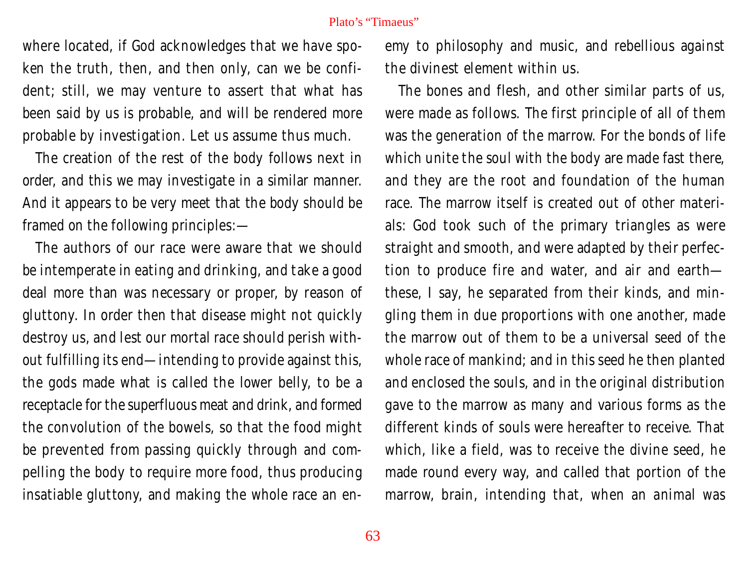where located, if God acknowledges that we have spoken the truth, then, and then only, can we be confident; still, we may venture to assert that what has been said by us is probable, and will be rendered more probable by investigation. Let us assume thus much.

The creation of the rest of the body follows next in order, and this we may investigate in a similar manner. And it appears to be very meet that the body should be framed on the following principles:—

The authors of our race were aware that we should be intemperate in eating and drinking, and take a good deal more than was necessary or proper, by reason of gluttony. In order then that disease might not quickly destroy us, and lest our mortal race should perish without fulfilling its end—intending to provide against this, the gods made what is called the lower belly, to be a receptacle for the superfluous meat and drink, and formed the convolution of the bowels, so that the food might be prevented from passing quickly through and compelling the body to require more food, thus producing insatiable gluttony, and making the whole race an enemy to philosophy and music, and rebellious against the divinest element within us.

The bones and flesh, and other similar parts of us, were made as follows. The first principle of all of them was the generation of the marrow. For the bonds of life which unite the soul with the body are made fast there, and they are the root and foundation of the human race. The marrow itself is created out of other materials: God took such of the primary triangles as were straight and smooth, and were adapted by their perfection to produce fire and water, and air and earth—these, I say, he separated from their kinds, and mingling them in due proportions with one another, made the marrow out of them to be a universal seed of the whole race of mankind; and in this seed he then planted and enclosed the souls, and in the original distribution gave to the marrow as many and various forms as the different kinds of souls were hereafter to receive. That which, like a field, was to receive the divine seed, he made round every way, and called that portion of the marrow, brain, intending that, when an animal was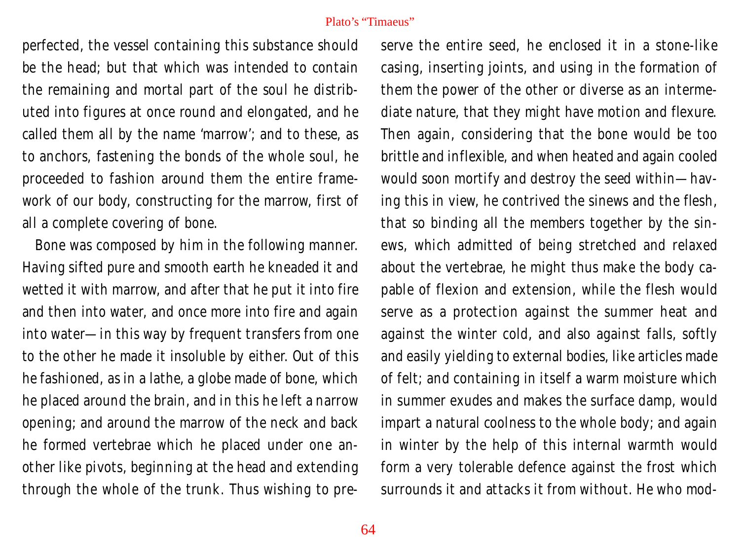perfected, the vessel containing this substance should be the head; but that which was intended to contain the remaining and mortal part of the soul he distributed into figures at once round and elongated, and he called them all by the name 'marrow'; and to these, as to anchors, fastening the bonds of the whole soul, he proceeded to fashion around them the entire framework of our body, constructing for the marrow, first of all a complete covering of bone.

Bone was composed by him in the following manner. Having sifted pure and smooth earth he kneaded it and wetted it with marrow, and after that he put it into fire and then into water, and once more into fire and again into water—in this way by frequent transfers from one to the other he made it insoluble by either. Out of this he fashioned, as in a lathe, a globe made of bone, which he placed around the brain, and in this he left a narrow opening; and around the marrow of the neck and back he formed vertebrae which he placed under one another like pivots, beginning at the head and extending through the whole of the trunk. Thus wishing to preserve the entire seed, he enclosed it in a stone-like casing, inserting joints, and using in the formation of them the power of the other or diverse as an intermediate nature, that they might have motion and flexure. Then again, considering that the bone would be too brittle and inflexible, and when heated and again cooled would soon mortify and destroy the seed within—having this in view, he contrived the sinews and the flesh, that so binding all the members together by the sinews, which admitted of being stretched and relaxed about the vertebrae, he might thus make the body capable of flexion and extension, while the flesh would serve as a protection against the summer heat and against the winter cold, and also against falls, softly and easily yielding to external bodies, like articles made of felt; and containing in itself a warm moisture which in summer exudes and makes the surface damp, would impart a natural coolness to the whole body; and again in winter by the help of this internal warmth would form a very tolerable defence against the frost which surrounds it and attacks it from without. He who mod-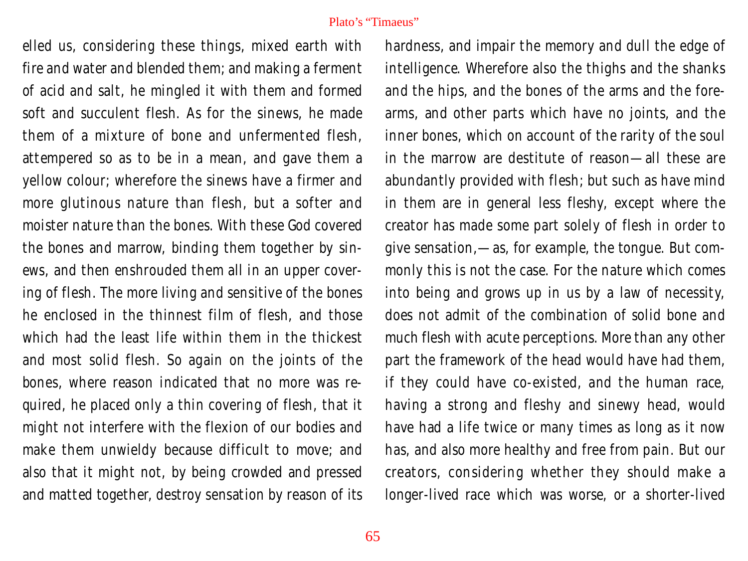elled us, considering these things, mixed earth with fire and water and blended them; and making a ferment of acid and salt, he mingled it with them and formed soft and succulent flesh. As for the sinews, he made them of a mixture of bone and unfermented flesh, attempered so as to be in a mean, and gave them a yellow colour; wherefore the sinews have a firmer and more glutinous nature than flesh, but a softer and moister nature than the bones. With these God covered the bones and marrow, binding them together by sinews, and then enshrouded them all in an upper covering of flesh. The more living and sensitive of the bones he enclosed in the thinnest film of flesh, and those which had the least life within them in the thickest and most solid flesh. So again on the joints of the bones, where reason indicated that no more was required, he placed only a thin covering of flesh, that it might not interfere with the flexion of our bodies and make them unwieldy because difficult to move; and also that it might not, by being crowded and pressed and matted together, destroy sensation by reason of its hardness, and impair the memory and dull the edge of intelligence. Wherefore also the thighs and the shanks and the hips, and the bones of the arms and the forearms, and other parts which have no joints, and the inner bones, which on account of the rarity of the soul in the marrow are destitute of reason—all these are abundantly provided with flesh; but such as have mind in them are in general less fleshy, except where the creator has made some part solely of flesh in order to give sensation,—as, for example, the tongue. But commonly this is not the case. For the nature which comes into being and grows up in us by a law of necessity, does not admit of the combination of solid bone and much flesh with acute perceptions. More than any other part the framework of the head would have had them, if they could have co-existed, and the human race, having a strong and fleshy and sinewy head, would have had a life twice or many times as long as it now has, and also more healthy and free from pain. But our creators, considering whether they should make a longer-lived race which was worse, or a shorter-lived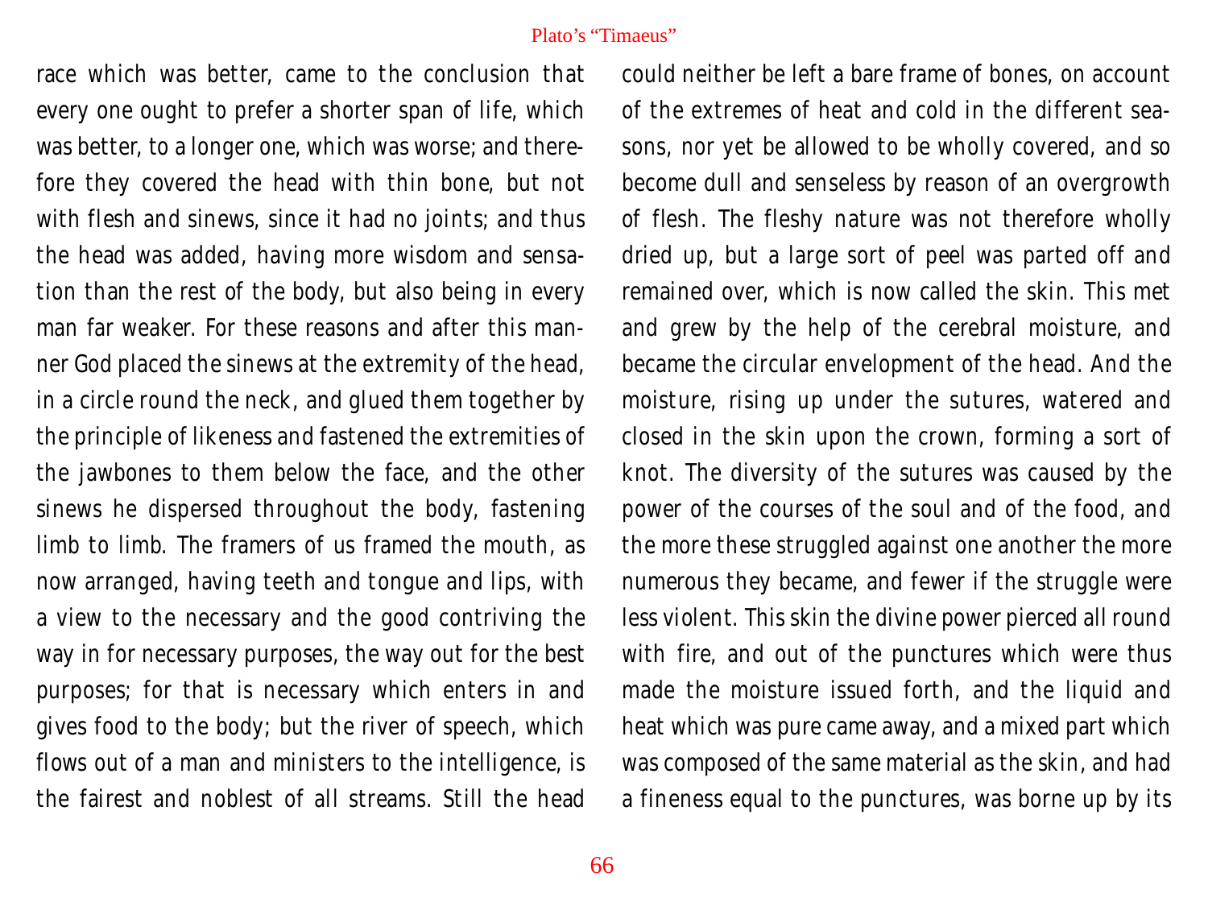race which was better, came to the conclusion that every one ought to prefer a shorter span of life, which was better, to a longer one, which was worse; and therefore they covered the head with thin bone, but not with flesh and sinews, since it had no joints; and thus the head was added, having more wisdom and sensation than the rest of the body, but also being in every man far weaker. For these reasons and after this manner God placed the sinews at the extremity of the head, in a circle round the neck, and glued them together by the principle of likeness and fastened the extremities of the jawbones to them below the face, and the other sinews he dispersed throughout the body, fastening limb to limb. The framers of us framed the mouth, as now arranged, having teeth and tongue and lips, with a view to the necessary and the good contriving the way in for necessary purposes, the way out for the best purposes; for that is necessary which enters in and gives food to the body; but the river of speech, which flows out of a man and ministers to the intelligence, is the fairest and noblest of all streams. Still the head could neither be left a bare frame of bones, on account of the extremes of heat and cold in the different seasons, nor yet be allowed to be wholly covered, and so become dull and senseless by reason of an overgrowth of flesh. The fleshy nature was not therefore wholly dried up, but a large sort of peel was parted off and remained over, which is now called the skin. This met and grew by the help of the cerebral moisture, and became the circular envelopment of the head. And the moisture, rising up under the sutures, watered and closed in the skin upon the crown, forming a sort of knot. The diversity of the sutures was caused by the power of the courses of the soul and of the food, and the more these struggled against one another the more numerous they became, and fewer if the struggle were less violent. This skin the divine power pierced all round with fire, and out of the punctures which were thus made the moisture issued forth, and the liquid and heat which was pure came away, and a mixed part which was composed of the same material as the skin, and had a fineness equal to the punctures, was borne up by its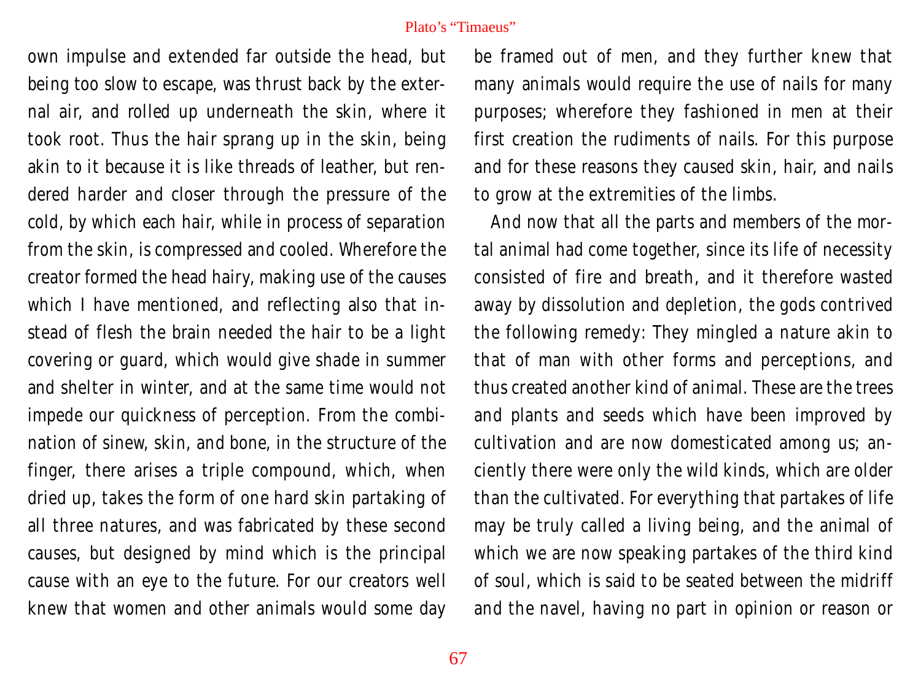own impulse and extended far outside the head, but being too slow to escape, was thrust back by the external air, and rolled up underneath the skin, where it took root. Thus the hair sprang up in the skin, being akin to it because it is like threads of leather, but rendered harder and closer through the pressure of the cold, by which each hair, while in process of separation from the skin, is compressed and cooled. Wherefore the creator formed the head hairy, making use of the causes which I have mentioned, and reflecting also that instead of flesh the brain needed the hair to be a light covering or guard, which would give shade in summer and shelter in winter, and at the same time would not impede our quickness of perception. From the combination of sinew, skin, and bone, in the structure of the finger, there arises a triple compound, which, when dried up, takes the form of one hard skin partaking of all three natures, and was fabricated by these second causes, but designed by mind which is the principal cause with an eye to the future. For our creators well knew that women and other animals would some day be framed out of men, and they further knew that many animals would require the use of nails for many purposes; wherefore they fashioned in men at their first creation the rudiments of nails. For this purpose and for these reasons they caused skin, hair, and nails to grow at the extremities of the limbs.

And now that all the parts and members of the mortal animal had come together, since its life of necessity consisted of fire and breath, and it therefore wasted away by dissolution and depletion, the gods contrived the following remedy: They mingled a nature akin to that of man with other forms and perceptions, and thus created another kind of animal. These are the trees and plants and seeds which have been improved by cultivation and are now domesticated among us; anciently there were only the wild kinds, which are older than the cultivated. For everything that partakes of life may be truly called a living being, and the animal of which we are now speaking partakes of the third kind of soul, which is said to be seated between the midriff and the navel, having no part in opinion or reason or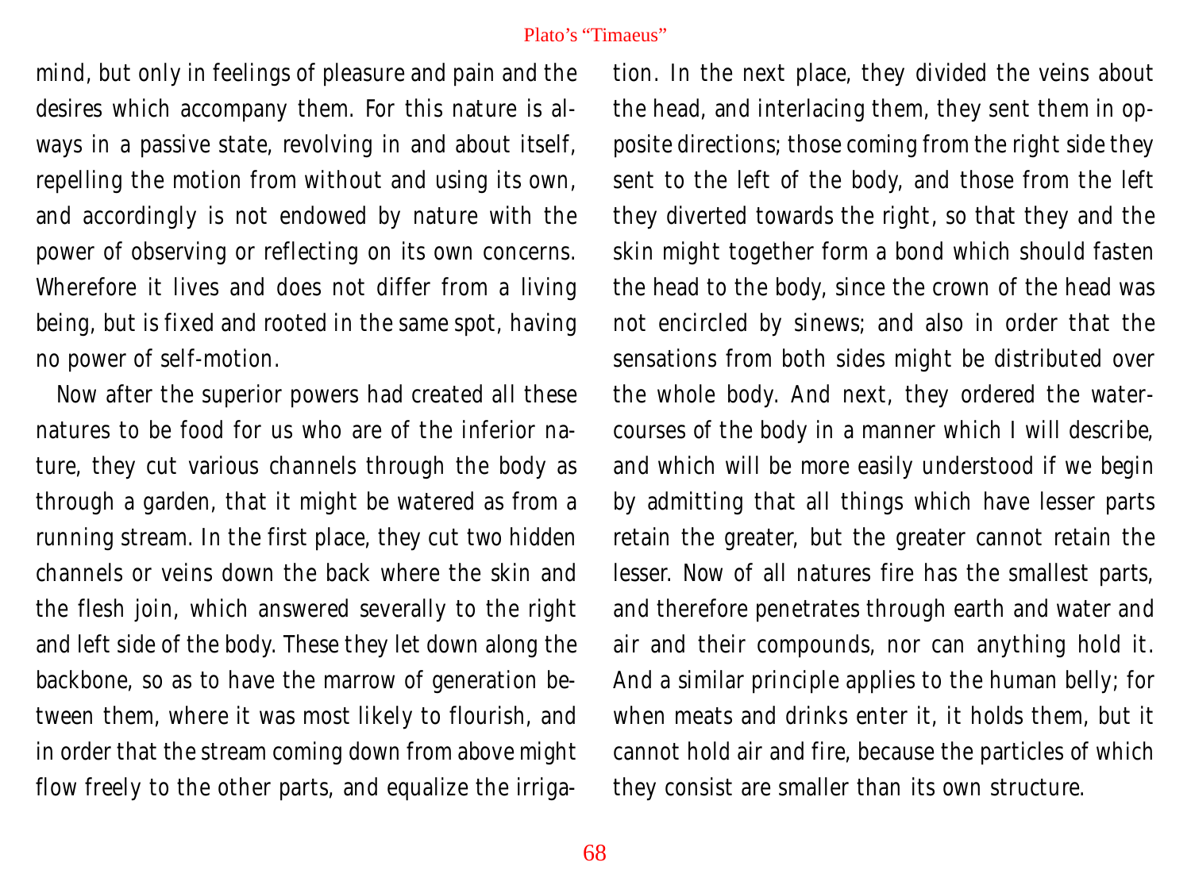mind, but only in feelings of pleasure and pain and the desires which accompany them. For this nature is always in a passive state, revolving in and about itself, repelling the motion from without and using its own, and accordingly is not endowed by nature with the power of observing or reflecting on its own concerns. Wherefore it lives and does not differ from a living being, but is fixed and rooted in the same spot, having no power of self-motion.

Now after the superior powers had created all these natures to be food for us who are of the inferior nature, they cut various channels through the body as through a garden, that it might be watered as from a running stream. In the first place, they cut two hidden channels or veins down the back where the skin and the flesh join, which answered severally to the right and left side of the body. These they let down along the backbone, so as to have the marrow of generation between them, where it was most likely to flourish, and in order that the stream coming down from above might flow freely to the other parts, and equalize the irrigation. In the next place, they divided the veins about the head, and interlacing them, they sent them in opposite directions; those coming from the right side they sent to the left of the body, and those from the left they diverted towards the right, so that they and the skin might together form a bond which should fasten the head to the body, since the crown of the head was not encircled by sinews; and also in order that the sensations from both sides might be distributed over the whole body. And next, they ordered the water-courses of the body in a manner which I will describe, and which will be more easily understood if we begin by admitting that all things which have lesser parts retain the greater, but the greater cannot retain the lesser. Now of all natures fire has the smallest parts, and therefore penetrates through earth and water and air and their compounds, nor can anything hold it. And a similar principle applies to the human belly; for when meats and drinks enter it, it holds them, but it cannot hold air and fire, because the particles of which they consist are smaller than its own structure.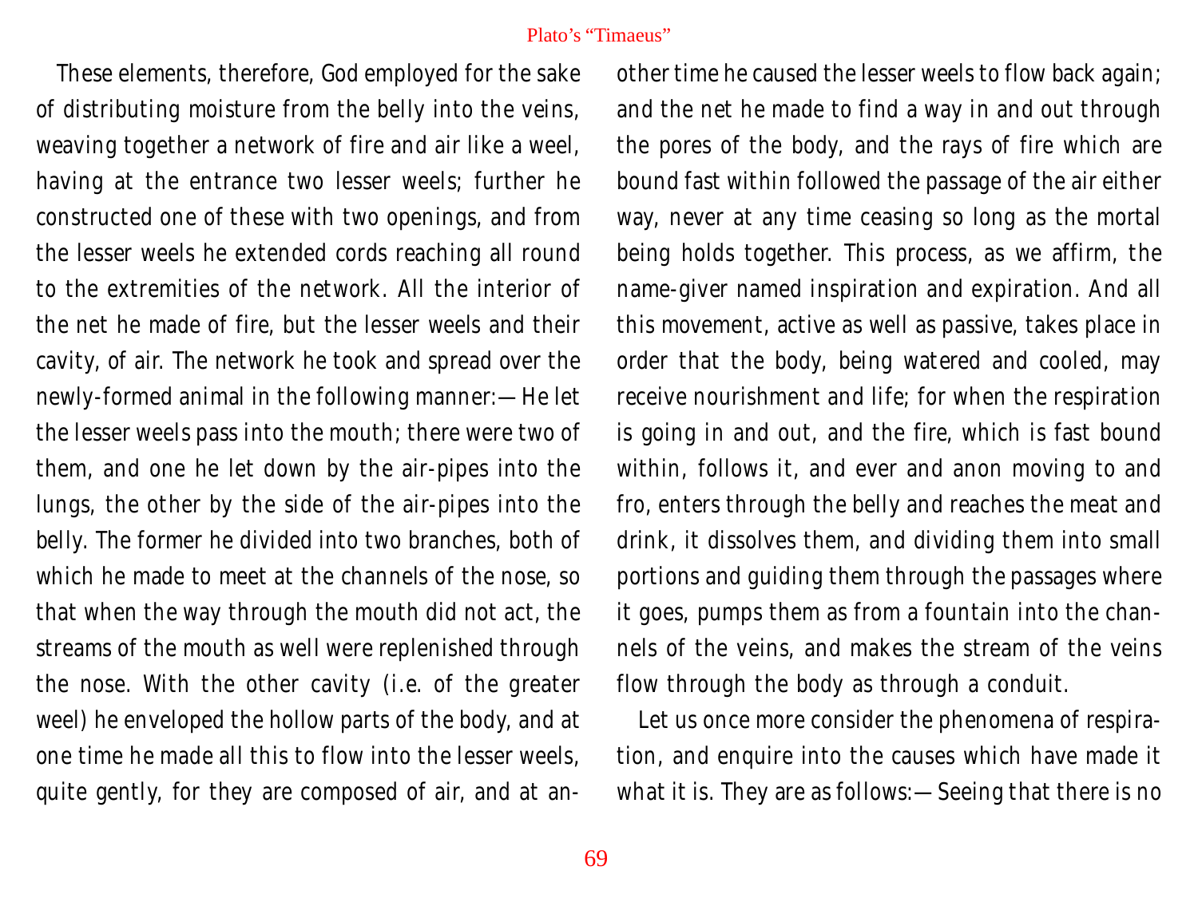These elements, therefore, God employed for the sake of distributing moisture from the belly into the veins, weaving together a network of fire and air like a weel, having at the entrance two lesser weels; further he constructed one of these with two openings, and from the lesser weels he extended cords reaching all round to the extremities of the network. All the interior of the net he made of fire, but the lesser weels and their cavity, of air. The network he took and spread over the newly-formed animal in the following manner:—He let the lesser weels pass into the mouth; there were two of them, and one he let down by the air-pipes into the lungs, the other by the side of the air-pipes into the belly. The former he divided into two branches, both of which he made to meet at the channels of the nose, so that when the way through the mouth did not act, the streams of the mouth as well were replenished through the nose. With the other cavity (i.e. of the greater weel) he enveloped the hollow parts of the body, and at one time he made all this to flow into the lesser weels, quite gently, for they are composed of air, and at another time he caused the lesser weels to flow back again; and the net he made to find a way in and out through the pores of the body, and the rays of fire which are bound fast within followed the passage of the air either way, never at any time ceasing so long as the mortal being holds together. This process, as we affirm, the name-giver named inspiration and expiration. And all this movement, active as well as passive, takes place in order that the body, being watered and cooled, may receive nourishment and life; for when the respiration is going in and out, and the fire, which is fast bound within, follows it, and ever and anon moving to and fro, enters through the belly and reaches the meat and drink, it dissolves them, and dividing them into small portions and guiding them through the passages where it goes, pumps them as from a fountain into the channels of the veins, and makes the stream of the veins flow through the body as through a conduit.

Let us once more consider the phenomena of respiration, and enquire into the causes which have made it what it is. They are as follows:—Seeing that there is no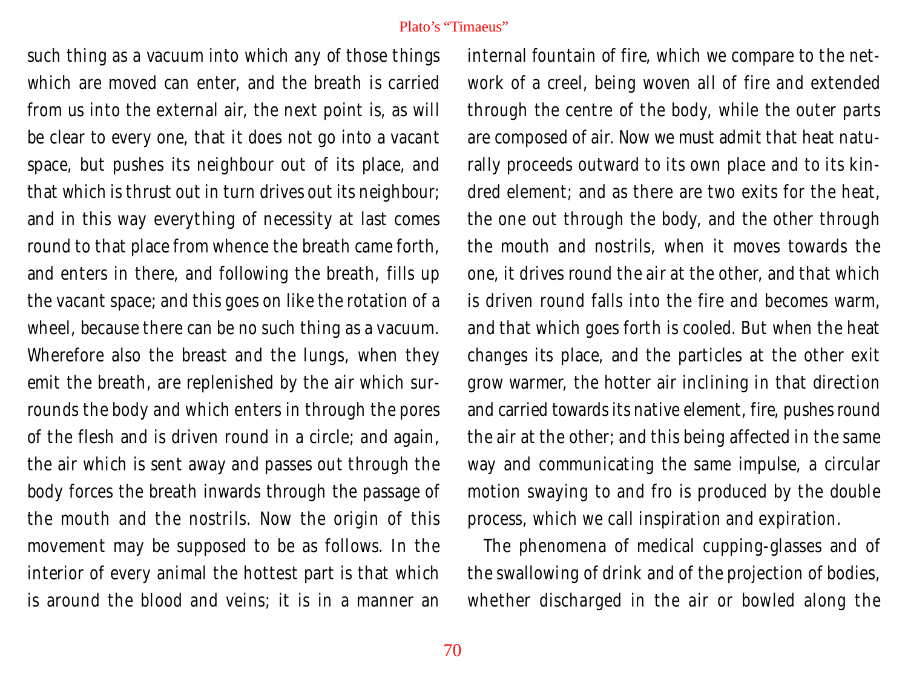such thing as a vacuum into which any of those things which are moved can enter, and the breath is carried from us into the external air, the next point is, as will be clear to every one, that it does not go into a vacant space, but pushes its neighbour out of its place, and that which is thrust out in turn drives out its neighbour; and in this way everything of necessity at last comes round to that place from whence the breath came forth, and enters in there, and following the breath, fills up the vacant space; and this goes on like the rotation of a wheel, because there can be no such thing as a vacuum. Wherefore also the breast and the lungs, when they emit the breath, are replenished by the air which surrounds the body and which enters in through the pores of the flesh and is driven round in a circle; and again, the air which is sent away and passes out through the body forces the breath inwards through the passage of the mouth and the nostrils. Now the origin of this movement may be supposed to be as follows. In the interior of every animal the hottest part is that which is around the blood and veins; it is in a manner an internal fountain of fire, which we compare to the network of a creel, being woven all of fire and extended through the centre of the body, while the outer parts are composed of air. Now we must admit that heat naturally proceeds outward to its own place and to its kindred element; and as there are two exits for the heat, the one out through the body, and the other through the mouth and nostrils, when it moves towards the one, it drives round the air at the other, and that which is driven round falls into the fire and becomes warm, and that which goes forth is cooled. But when the heat changes its place, and the particles at the other exit grow warmer, the hotter air inclining in that direction and carried towards its native element, fire, pushes round the air at the other; and this being affected in the same way and communicating the same impulse, a circular motion swaying to and fro is produced by the double process, which we call inspiration and expiration.

The phenomena of medical cupping-glasses and of the swallowing of drink and of the projection of bodies, whether discharged in the air or bowled along the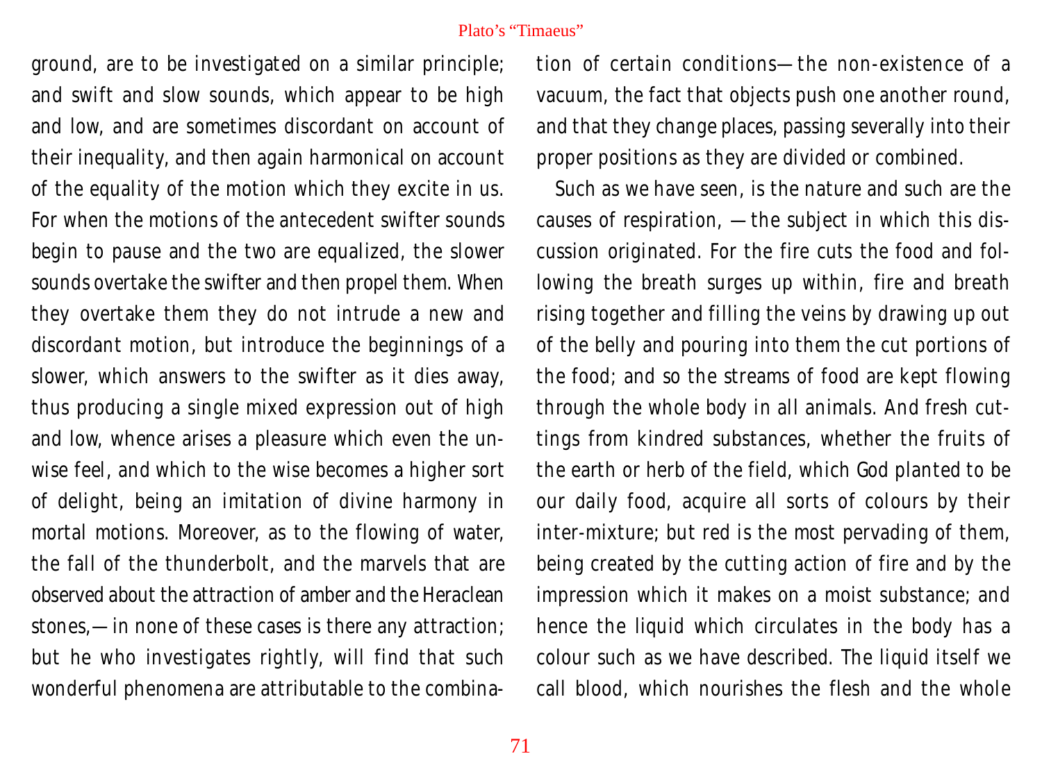ground, are to be investigated on a similar principle; and swift and slow sounds, which appear to be high and low, and are sometimes discordant on account of their inequality, and then again harmonical on account of the equality of the motion which they excite in us. For when the motions of the antecedent swifter sounds begin to pause and the two are equalized, the slower sounds overtake the swifter and then propel them. When they overtake them they do not intrude a new and discordant motion, but introduce the beginnings of a slower, which answers to the swifter as it dies away, thus producing a single mixed expression out of high and low, whence arises a pleasure which even the unwise feel, and which to the wise becomes a higher sort of delight, being an imitation of divine harmony in mortal motions. Moreover, as to the flowing of water, the fall of the thunderbolt, and the marvels that are observed about the attraction of amber and the Heraclean stones,—in none of these cases is there any attraction; but he who investigates rightly, will find that such wonderful phenomena are attributable to the combination of certain conditions—the non-existence of a vacuum, the fact that objects push one another round, and that they change places, passing severally into their proper positions as they are divided or combined.

Such as we have seen, is the nature and such are the causes of respiration, —the subject in which this discussion originated. For the fire cuts the food and following the breath surges up within, fire and breath rising together and filling the veins by drawing up out of the belly and pouring into them the cut portions of the food; and so the streams of food are kept flowing through the whole body in all animals. And fresh cuttings from kindred substances, whether the fruits of the earth or herb of the field, which God planted to be our daily food, acquire all sorts of colours by their inter-mixture; but red is the most pervading of them, being created by the cutting action of fire and by the impression which it makes on a moist substance; and hence the liquid which circulates in the body has a colour such as we have described. The liquid itself we call blood, which nourishes the flesh and the whole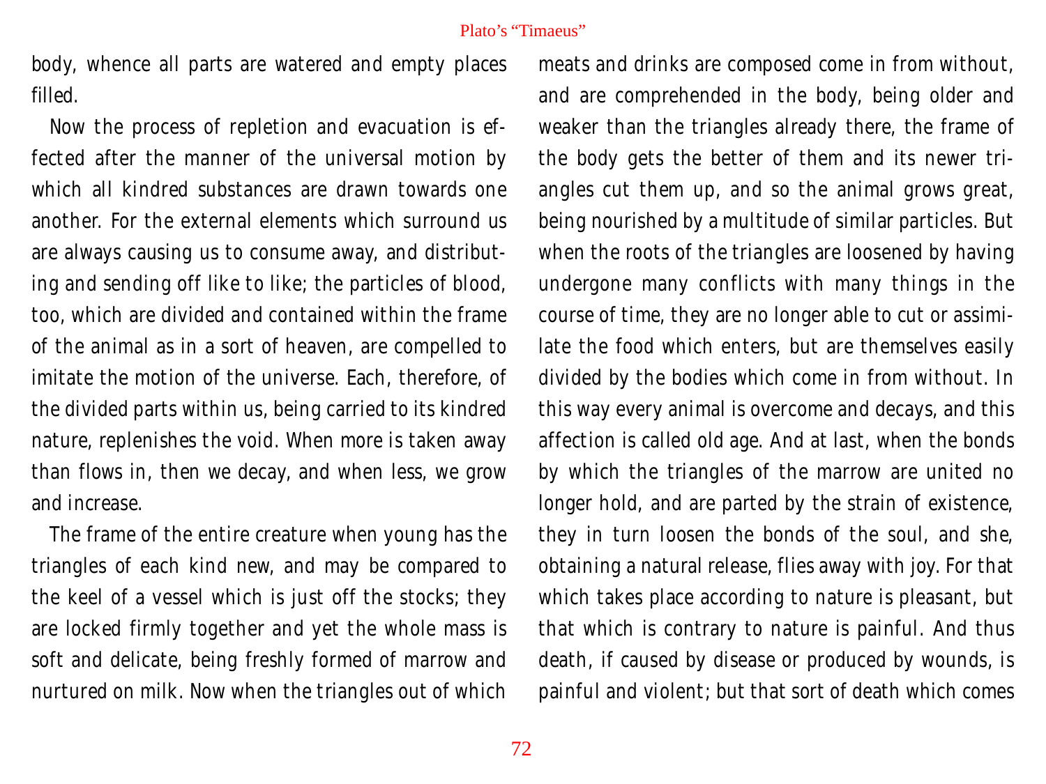body, whence all parts are watered and empty places filled.

Now the process of repletion and evacuation is effected after the manner of the universal motion by which all kindred substances are drawn towards one another. For the external elements which surround us are always causing us to consume away, and distributing and sending off like to like; the particles of blood, too, which are divided and contained within the frame of the animal as in a sort of heaven, are compelled to imitate the motion of the universe. Each, therefore, of the divided parts within us, being carried to its kindred nature, replenishes the void. When more is taken away than flows in, then we decay, and when less, we grow and increase.

The frame of the entire creature when young has the triangles of each kind new, and may be compared to the keel of a vessel which is just off the stocks; they are locked firmly together and yet the whole mass is soft and delicate, being freshly formed of marrow and nurtured on milk. Now when the triangles out of which meats and drinks are composed come in from without, and are comprehended in the body, being older and weaker than the triangles already there, the frame of the body gets the better of them and its newer triangles cut them up, and so the animal grows great, being nourished by a multitude of similar particles. But when the roots of the triangles are loosened by having undergone many conflicts with many things in the course of time, they are no longer able to cut or assimilate the food which enters, but are themselves easily divided by the bodies which come in from without. In this way every animal is overcome and decays, and this affection is called old age. And at last, when the bonds by which the triangles of the marrow are united no longer hold, and are parted by the strain of existence, they in turn loosen the bonds of the soul, and she, obtaining a natural release, flies away with joy. For that which takes place according to nature is pleasant, but that which is contrary to nature is painful. And thus death, if caused by disease or produced by wounds, is painful and violent; but that sort of death which comes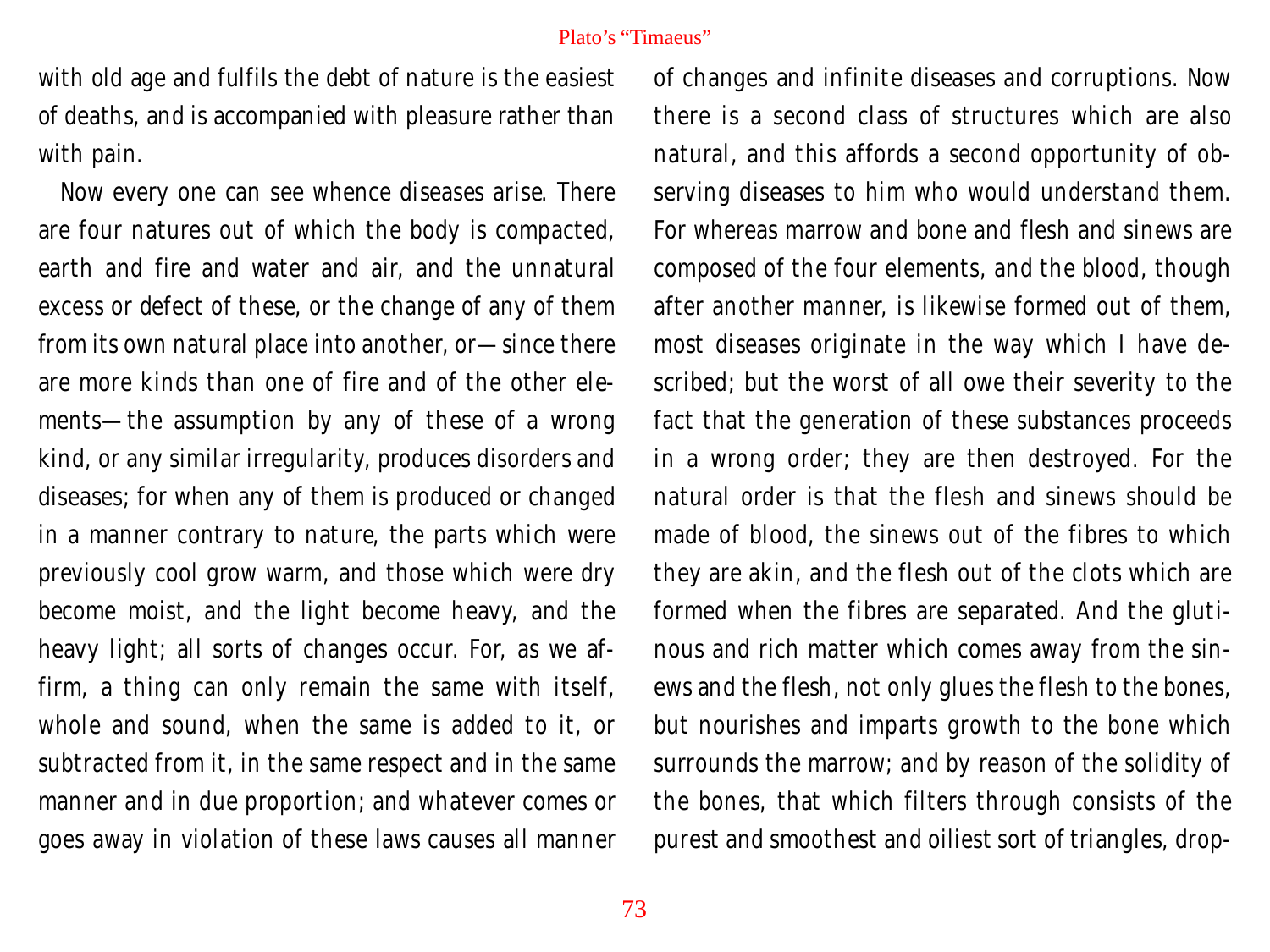with old age and fulfils the debt of nature is the easiest of deaths, and is accompanied with pleasure rather than with pain.

Now every one can see whence diseases arise. There are four natures out of which the body is compacted, earth and fire and water and air, and the unnatural excess or defect of these, or the change of any of them from its own natural place into another, or—since there are more kinds than one of fire and of the other elements—the assumption by any of these of a wrong kind, or any similar irregularity, produces disorders and diseases; for when any of them is produced or changed in a manner contrary to nature, the parts which were previously cool grow warm, and those which were dry become moist, and the light become heavy, and the heavy light; all sorts of changes occur. For, as we affirm, a thing can only remain the same with itself, whole and sound, when the same is added to it, or subtracted from it, in the same respect and in the same manner and in due proportion; and whatever comes or goes away in violation of these laws causes all manner of changes and infinite diseases and corruptions. Now there is a second class of structures which are also natural, and this affords a second opportunity of observing diseases to him who would understand them. For whereas marrow and bone and flesh and sinews are composed of the four elements, and the blood, though after another manner, is likewise formed out of them, most diseases originate in the way which I have described; but the worst of all owe their severity to the fact that the generation of these substances proceeds in a wrong order; they are then destroyed. For the natural order is that the flesh and sinews should be made of blood, the sinews out of the fibres to which they are akin, and the flesh out of the clots which are formed when the fibres are separated. And the glutinous and rich matter which comes away from the sinews and the flesh, not only glues the flesh to the bones, but nourishes and imparts growth to the bone which surrounds the marrow; and by reason of the solidity of the bones, that which filters through consists of the purest and smoothest and oiliest sort of triangles, drop-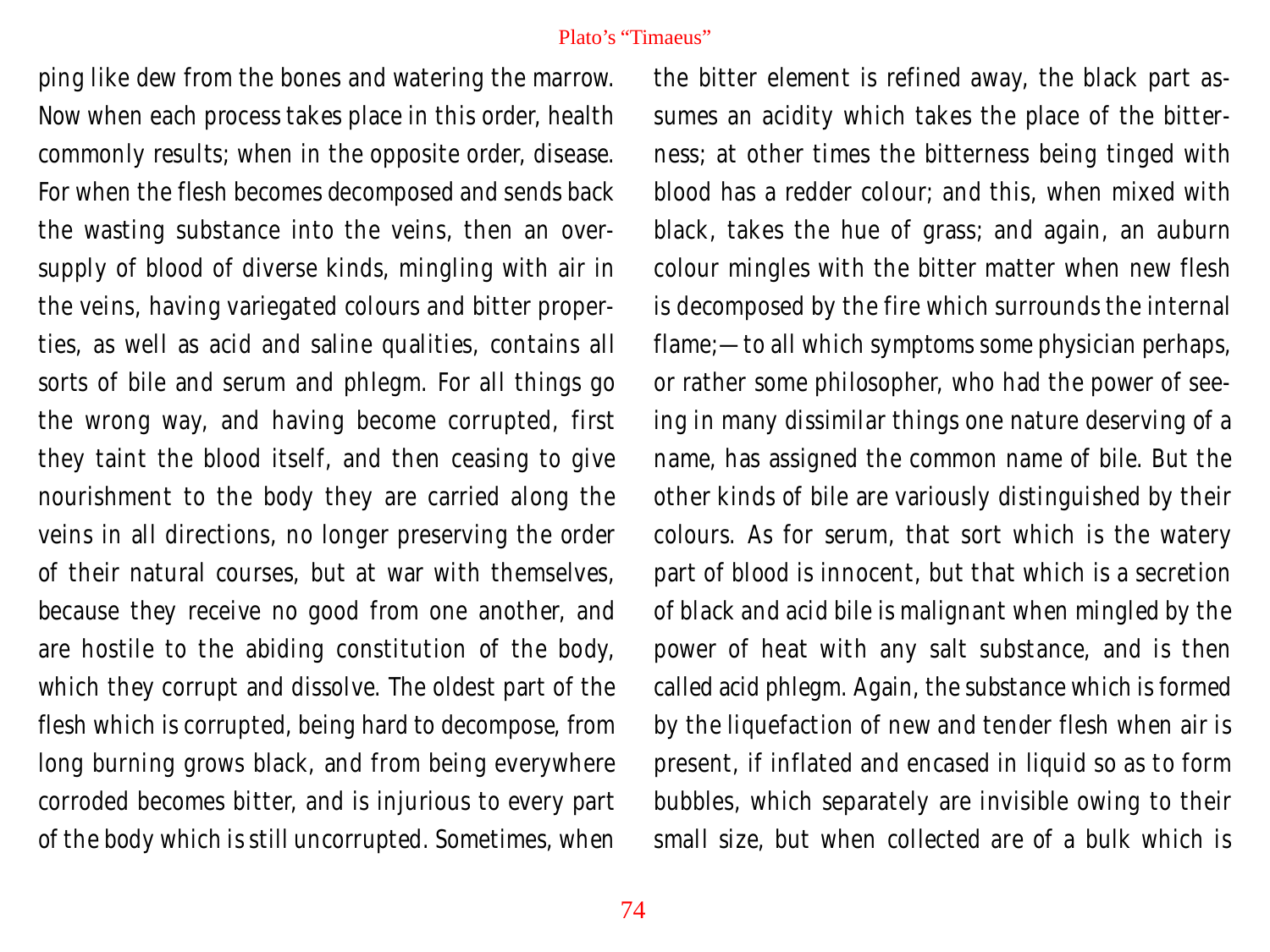ping like dew from the bones and watering the marrow. Now when each process takes place in this order, health commonly results; when in the opposite order, disease. For when the flesh becomes decomposed and sends back the wasting substance into the veins, then an over-supply of blood of diverse kinds, mingling with air in the veins, having variegated colours and bitter properties, as well as acid and saline qualities, contains all sorts of bile and serum and phlegm. For all things go the wrong way, and having become corrupted, first they taint the blood itself, and then ceasing to give nourishment to the body they are carried along the veins in all directions, no longer preserving the order of their natural courses, but at war with themselves, because they receive no good from one another, and are hostile to the abiding constitution of the body, which they corrupt and dissolve. The oldest part of the flesh which is corrupted, being hard to decompose, from long burning grows black, and from being everywhere corroded becomes bitter, and is injurious to every part of the body which is still uncorrupted. Sometimes, when the bitter element is refined away, the black part assumes an acidity which takes the place of the bitterness; at other times the bitterness being tinged with blood has a redder colour; and this, when mixed with black, takes the hue of grass; and again, an auburn colour mingles with the bitter matter when new flesh is decomposed by the fire which surrounds the internal flame;—to all which symptoms some physician perhaps, or rather some philosopher, who had the power of seeing in many dissimilar things one nature deserving of a name, has assigned the common name of bile. But the other kinds of bile are variously distinguished by their colours. As for serum, that sort which is the watery part of blood is innocent, but that which is a secretion of black and acid bile is malignant when mingled by the power of heat with any salt substance, and is then called acid phlegm. Again, the substance which is formed by the liquefaction of new and tender flesh when air is present, if inflated and encased in liquid so as to form bubbles, which separately are invisible owing to their small size, but when collected are of a bulk which is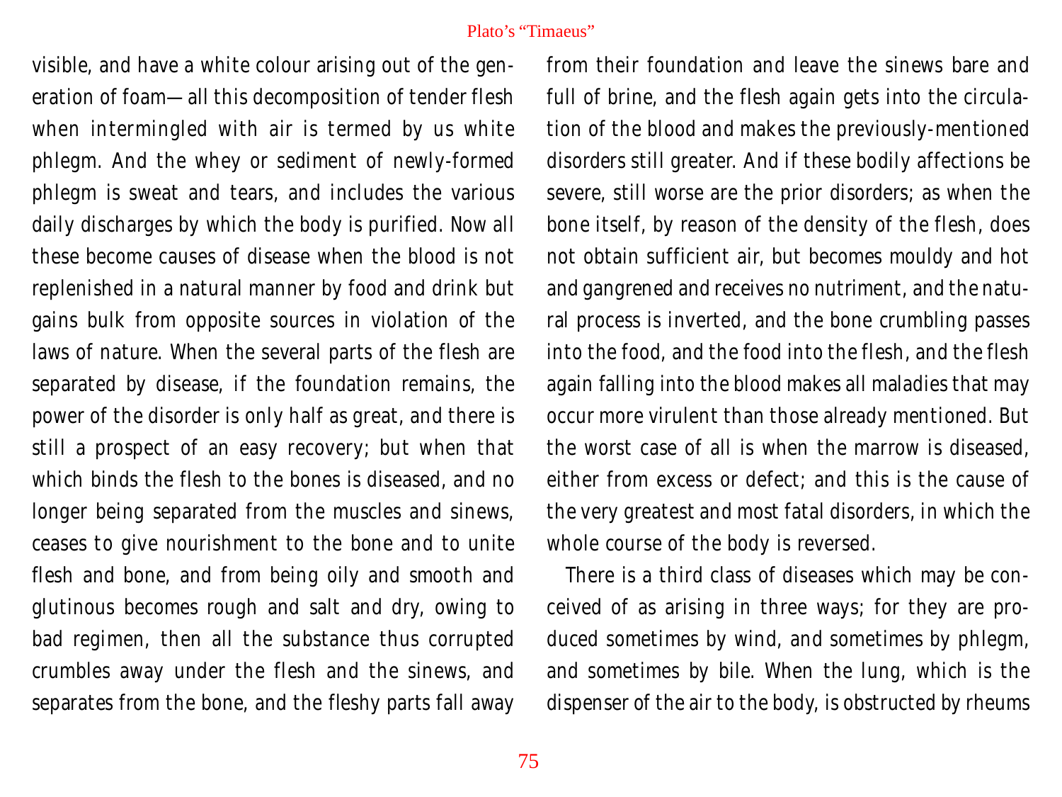visible, and have a white colour arising out of the generation of foam—all this decomposition of tender flesh when intermingled with air is termed by us white phlegm. And the whey or sediment of newly-formed phlegm is sweat and tears, and includes the various daily discharges by which the body is purified. Now all these become causes of disease when the blood is not replenished in a natural manner by food and drink but gains bulk from opposite sources in violation of the laws of nature. When the several parts of the flesh are separated by disease, if the foundation remains, the power of the disorder is only half as great, and there is still a prospect of an easy recovery; but when that which binds the flesh to the bones is diseased, and no longer being separated from the muscles and sinews, ceases to give nourishment to the bone and to unite flesh and bone, and from being oily and smooth and glutinous becomes rough and salt and dry, owing to bad regimen, then all the substance thus corrupted crumbles away under the flesh and the sinews, and separates from the bone, and the fleshy parts fall away from their foundation and leave the sinews bare and full of brine, and the flesh again gets into the circulation of the blood and makes the previously-mentioned disorders still greater. And if these bodily affections be severe, still worse are the prior disorders; as when the bone itself, by reason of the density of the flesh, does not obtain sufficient air, but becomes mouldy and hot and gangrened and receives no nutriment, and the natural process is inverted, and the bone crumbling passes into the food, and the food into the flesh, and the flesh again falling into the blood makes all maladies that may occur more virulent than those already mentioned. But the worst case of all is when the marrow is diseased, either from excess or defect; and this is the cause of the very greatest and most fatal disorders, in which the whole course of the body is reversed.

There is a third class of diseases which may be conceived of as arising in three ways; for they are produced sometimes by wind, and sometimes by phlegm, and sometimes by bile. When the lung, which is the dispenser of the air to the body, is obstructed by rheums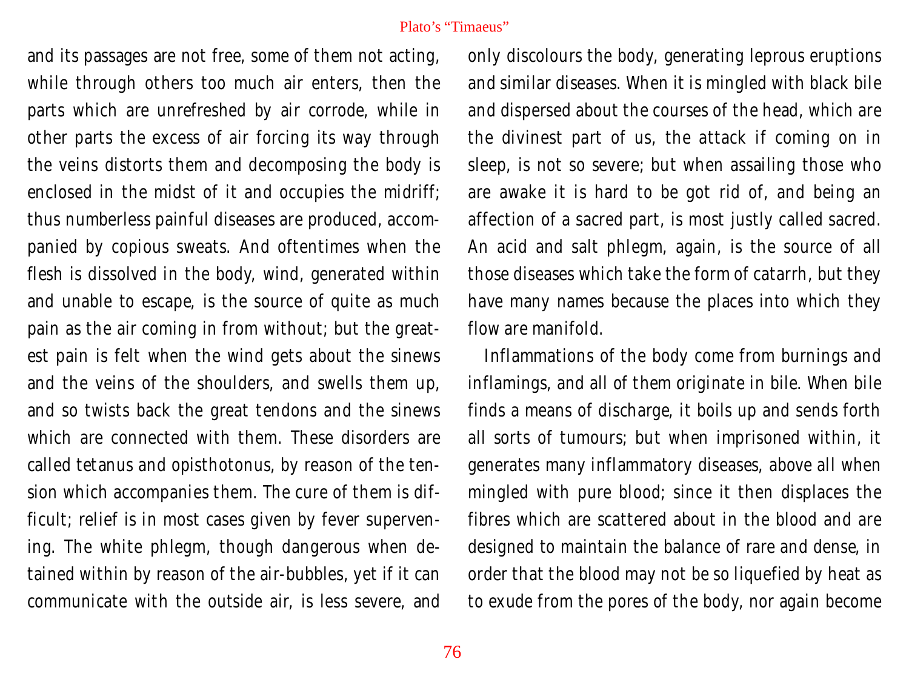and its passages are not free, some of them not acting, while through others too much air enters, then the parts which are unrefreshed by air corrode, while in other parts the excess of air forcing its way through the veins distorts them and decomposing the body is enclosed in the midst of it and occupies the midriff; thus numberless painful diseases are produced, accompanied by copious sweats. And oftentimes when the flesh is dissolved in the body, wind, generated within and unable to escape, is the source of quite as much pain as the air coming in from without; but the greatest pain is felt when the wind gets about the sinews and the veins of the shoulders, and swells them up, and so twists back the great tendons and the sinews which are connected with them. These disorders are called tetanus and opisthotonus, by reason of the tension which accompanies them. The cure of them is difficult; relief is in most cases given by fever supervening. The white phlegm, though dangerous when detained within by reason of the air-bubbles, yet if it can communicate with the outside air, is less severe, and only discolours the body, generating leprous eruptions and similar diseases. When it is mingled with black bile and dispersed about the courses of the head, which are the divinest part of us, the attack if coming on in sleep, is not so severe; but when assailing those who are awake it is hard to be got rid of, and being an affection of a sacred part, is most justly called sacred. An acid and salt phlegm, again, is the source of all those diseases which take the form of catarrh, but they have many names because the places into which they flow are manifold.

Inflammations of the body come from burnings and inflamings, and all of them originate in bile. When bile finds a means of discharge, it boils up and sends forth all sorts of tumours; but when imprisoned within, it generates many inflammatory diseases, above all when mingled with pure blood; since it then displaces the fibres which are scattered about in the blood and are designed to maintain the balance of rare and dense, in order that the blood may not be so liquefied by heat as to exude from the pores of the body, nor again become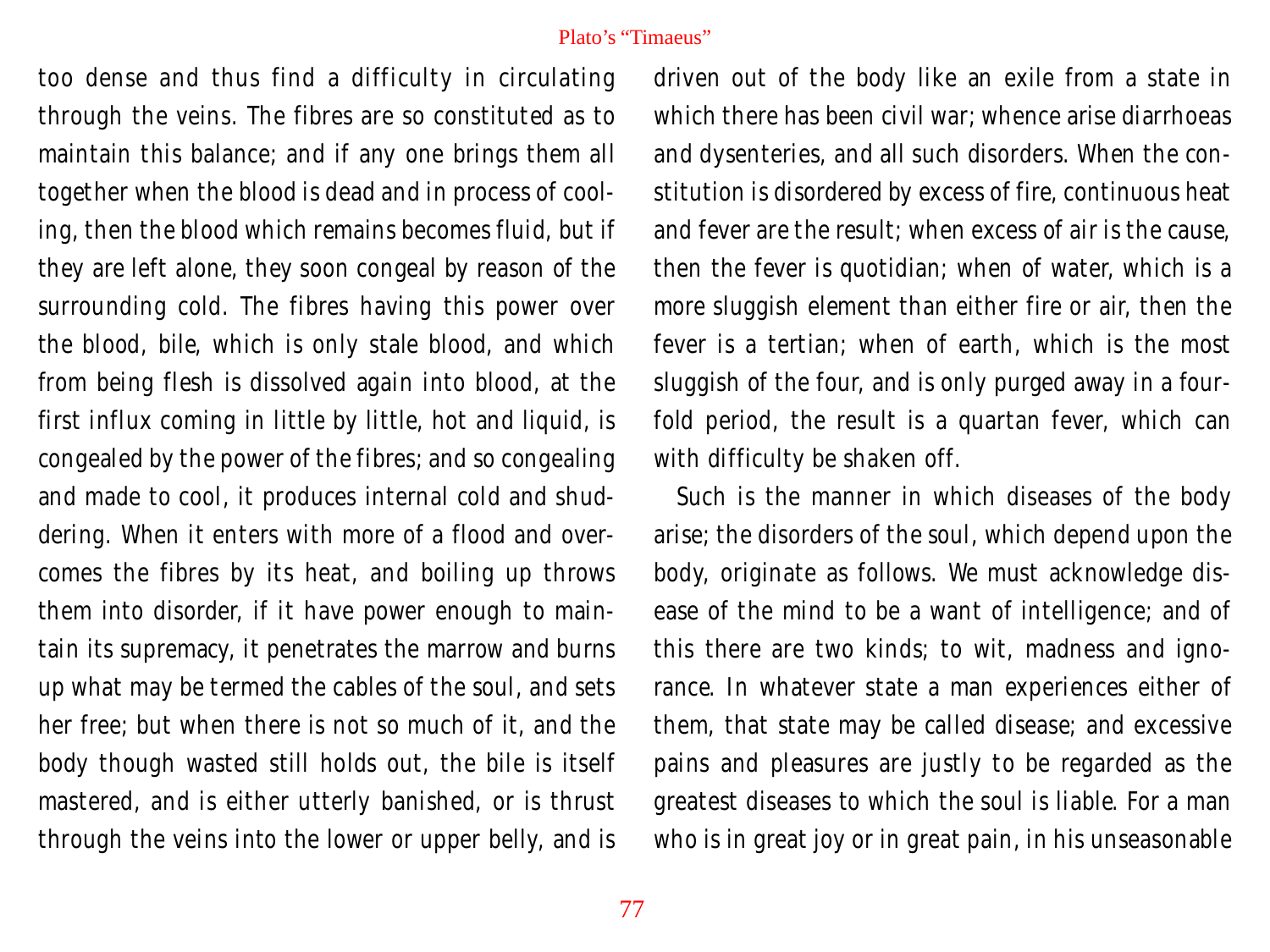too dense and thus find a difficulty in circulating through the veins. The fibres are so constituted as to maintain this balance; and if any one brings them all together when the blood is dead and in process of cooling, then the blood which remains becomes fluid, but if they are left alone, they soon congeal by reason of the surrounding cold. The fibres having this power over the blood, bile, which is only stale blood, and which from being flesh is dissolved again into blood, at the first influx coming in little by little, hot and liquid, is congealed by the power of the fibres; and so congealing and made to cool, it produces internal cold and shuddering. When it enters with more of a flood and overcomes the fibres by its heat, and boiling up throws them into disorder, if it have power enough to maintain its supremacy, it penetrates the marrow and burns up what may be termed the cables of the soul, and sets her free; but when there is not so much of it, and the body though wasted still holds out, the bile is itself mastered, and is either utterly banished, or is thrust through the veins into the lower or upper belly, and is driven out of the body like an exile from a state in which there has been civil war; whence arise diarrhoeas and dysenteries, and all such disorders. When the constitution is disordered by excess of fire, continuous heat and fever are the result; when excess of air is the cause, then the fever is quotidian; when of water, which is a more sluggish element than either fire or air, then the fever is a tertian; when of earth, which is the most sluggish of the four, and is only purged away in a fourfold period, the result is a quartan fever, which can with difficulty be shaken off.

Such is the manner in which diseases of the body arise; the disorders of the soul, which depend upon the body, originate as follows. We must acknowledge disease of the mind to be a want of intelligence; and of this there are two kinds; to wit, madness and ignorance. In whatever state a man experiences either of them, that state may be called disease; and excessive pains and pleasures are justly to be regarded as the greatest diseases to which the soul is liable. For a man who is in great joy or in great pain, in his unseasonable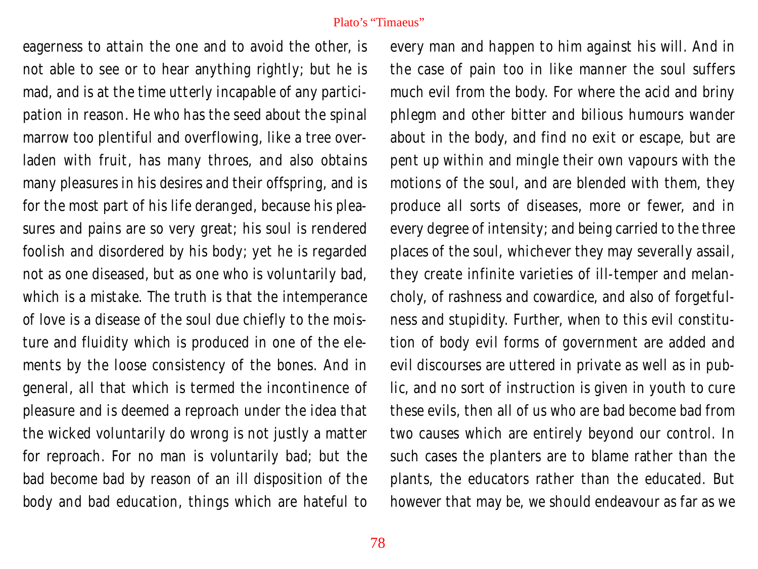eagerness to attain the one and to avoid the other, is not able to see or to hear anything rightly; but he is mad, and is at the time utterly incapable of any participation in reason. He who has the seed about the spinal marrow too plentiful and overflowing, like a tree overladen with fruit, has many throes, and also obtains many pleasures in his desires and their offspring, and is for the most part of his life deranged, because his pleasures and pains are so very great; his soul is rendered foolish and disordered by his body; yet he is regarded not as one diseased, but as one who is voluntarily bad, which is a mistake. The truth is that the intemperance of love is a disease of the soul due chiefly to the moisture and fluidity which is produced in one of the elements by the loose consistency of the bones. And in general, all that which is termed the incontinence of pleasure and is deemed a reproach under the idea that the wicked voluntarily do wrong is not justly a matter for reproach. For no man is voluntarily bad; but the bad become bad by reason of an ill disposition of the body and bad education, things which are hateful to every man and happen to him against his will. And in the case of pain too in like manner the soul suffers much evil from the body. For where the acid and briny phlegm and other bitter and bilious humours wander about in the body, and find no exit or escape, but are pent up within and mingle their own vapours with the motions of the soul, and are blended with them, they produce all sorts of diseases, more or fewer, and in every degree of intensity; and being carried to the three places of the soul, whichever they may severally assail, they create infinite varieties of ill-temper and melancholy, of rashness and cowardice, and also of forgetfulness and stupidity. Further, when to this evil constitution of body evil forms of government are added and evil discourses are uttered in private as well as in public, and no sort of instruction is given in youth to cure these evils, then all of us who are bad become bad from two causes which are entirely beyond our control. In such cases the planters are to blame rather than the plants, the educators rather than the educated. But however that may be, we should endeavour as far as we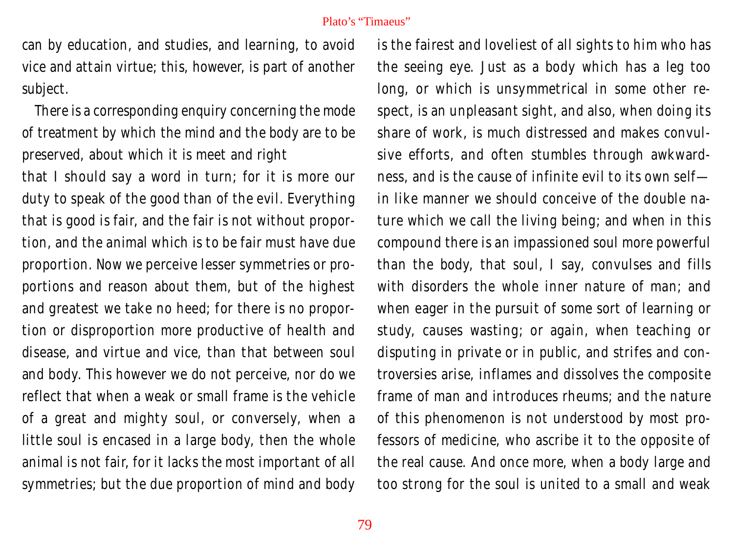can by education, and studies, and learning, to avoid vice and attain virtue; this, however, is part of another subject.

There is a corresponding enquiry concerning the mode of treatment by which the mind and the body are to be preserved, about which it is meet and right that I should say a word in turn; for it is more our duty to speak of the good than of the evil. Everything that is good is fair, and the fair is not without proportion, and the animal which is to be fair must have due proportion. Now we perceive lesser symmetries or proportions and reason about them, but of the highest and greatest we take no heed; for there is no proportion or disproportion more productive of health and disease, and virtue and vice, than that between soul and body. This however we do not perceive, nor do we reflect that when a weak or small frame is the vehicle of a great and mighty soul, or conversely, when a little soul is encased in a large body, then the whole animal is not fair, for it lacks the most important of all symmetries; but the due proportion of mind and body is the fairest and loveliest of all sights to him who has the seeing eye. Just as a body which has a leg too long, or which is unsymmetrical in some other respect, is an unpleasant sight, and also, when doing its share of work, is much distressed and makes convulsive efforts, and often stumbles through awkwardness, and is the cause of infinite evil to its own self—in like manner we should conceive of the double nature which we call the living being; and when in this compound there is an impassioned soul more powerful than the body, that soul, I say, convulses and fills with disorders the whole inner nature of man; and when eager in the pursuit of some sort of learning or study, causes wasting; or again, when teaching or disputing in private or in public, and strifes and controversies arise, inflames and dissolves the composite frame of man and introduces rheums; and the nature of this phenomenon is not understood by most professors of medicine, who ascribe it to the opposite of the real cause. And once more, when a body large and too strong for the soul is united to a small and weak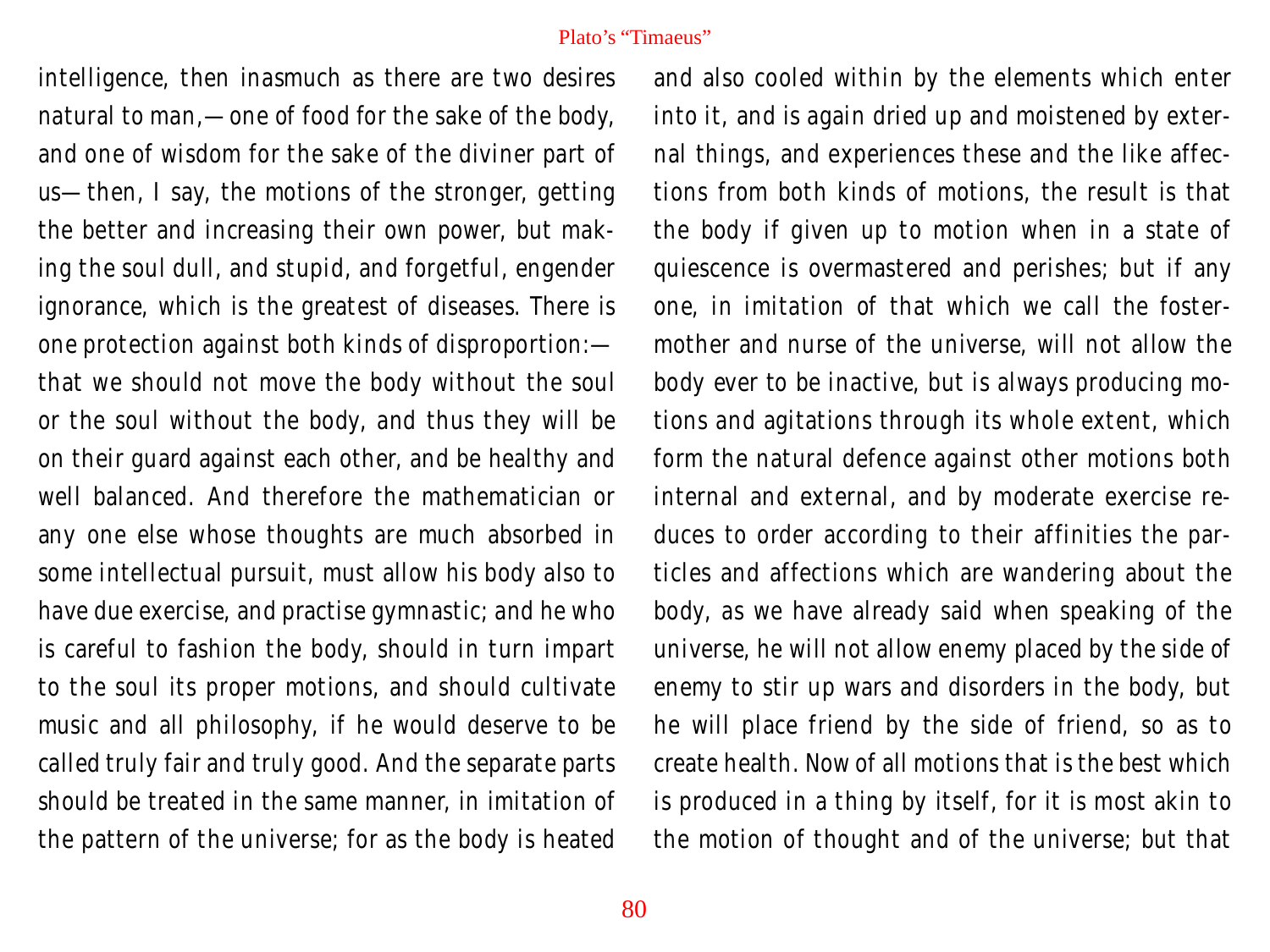intelligence, then inasmuch as there are two desires natural to man,—one of food for the sake of the body, and one of wisdom for the sake of the diviner part of us—then, I say, the motions of the stronger, getting the better and increasing their own power, but making the soul dull, and stupid, and forgetful, engender ignorance, which is the greatest of diseases. There is one protection against both kinds of disproportion:—that we should not move the body without the soul or the soul without the body, and thus they will be on their guard against each other, and be healthy and well balanced. And therefore the mathematician or any one else whose thoughts are much absorbed in some intellectual pursuit, must allow his body also to have due exercise, and practise gymnastic; and he who is careful to fashion the body, should in turn impart to the soul its proper motions, and should cultivate music and all philosophy, if he would deserve to be called truly fair and truly good. And the separate parts should be treated in the same manner, in imitation of the pattern of the universe; for as the body is heated and also cooled within by the elements which enter into it, and is again dried up and moistened by external things, and experiences these and the like affections from both kinds of motions, the result is that the body if given up to motion when in a state of quiescence is overmastered and perishes; but if any one, in imitation of that which we call the foster-mother and nurse of the universe, will not allow the body ever to be inactive, but is always producing motions and agitations through its whole extent, which form the natural defence against other motions both internal and external, and by moderate exercise reduces to order according to their affinities the particles and affections which are wandering about the body, as we have already said when speaking of the universe, he will not allow enemy placed by the side of enemy to stir up wars and disorders in the body, but he will place friend by the side of friend, so as to create health. Now of all motions that is the best which is produced in a thing by itself, for it is most akin to the motion of thought and of the universe; but that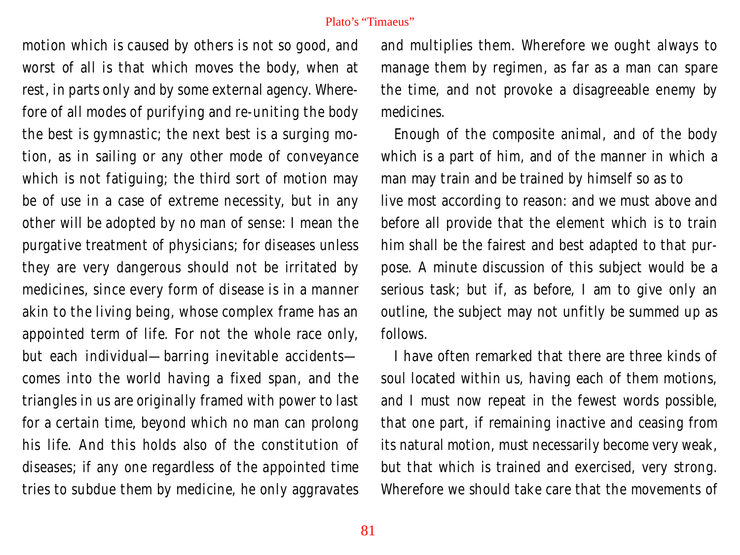motion which is caused by others is not so good, and worst of all is that which moves the body, when at rest, in parts only and by some external agency. Wherefore of all modes of purifying and re-uniting the body the best is gymnastic; the next best is a surging motion, as in sailing or any other mode of conveyance which is not fatiguing; the third sort of motion may be of use in a case of extreme necessity, but in any other will be adopted by no man of sense: I mean the purgative treatment of physicians; for diseases unless they are very dangerous should not be irritated by medicines, since every form of disease is in a manner akin to the living being, whose complex frame has an appointed term of life. For not the whole race only, but each individual—barring inevitable accidents—comes into the world having a fixed span, and the triangles in us are originally framed with power to last for a certain time, beyond which no man can prolong his life. And this holds also of the constitution of diseases; if any one regardless of the appointed time tries to subdue them by medicine, he only aggravates and multiplies them. Wherefore we ought always to manage them by regimen, as far as a man can spare the time, and not provoke a disagreeable enemy by medicines.

Enough of the composite animal, and of the body which is a part of him, and of the manner in which a man may train and be trained by himself so as to live most according to reason: and we must above and before all provide that the element which is to train him shall be the fairest and best adapted to that purpose. A minute discussion of this subject would be a serious task; but if, as before, I am to give only an outline, the subject may not unfitly be summed up as follows.

I have often remarked that there are three kinds of soul located within us, having each of them motions, and I must now repeat in the fewest words possible, that one part, if remaining inactive and ceasing from its natural motion, must necessarily become very weak, but that which is trained and exercised, very strong. Wherefore we should take care that the movements of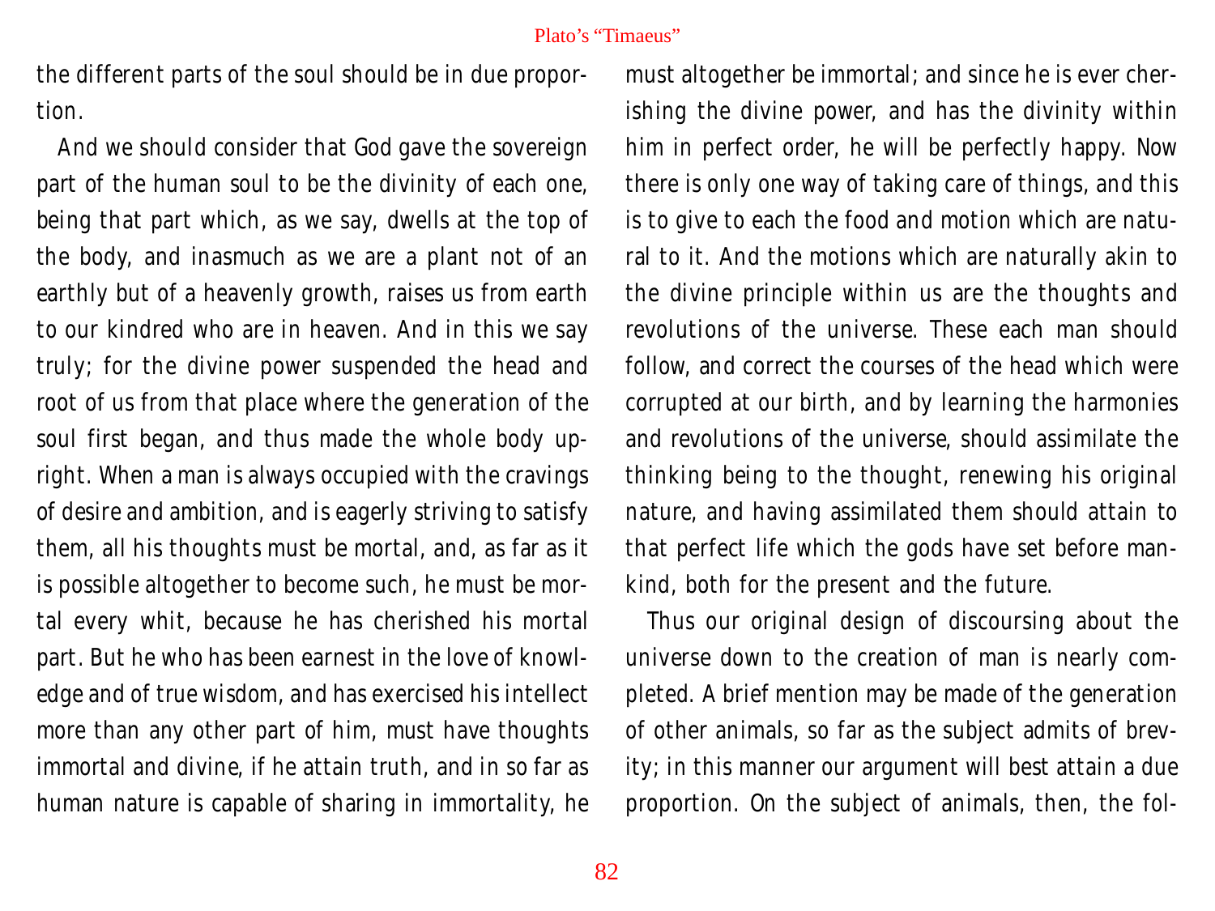the different parts of the soul should be in due proportion.

And we should consider that God gave the sovereign part of the human soul to be the divinity of each one, being that part which, as we say, dwells at the top of the body, and inasmuch as we are a plant not of an earthly but of a heavenly growth, raises us from earth to our kindred who are in heaven. And in this we say truly; for the divine power suspended the head and root of us from that place where the generation of the soul first began, and thus made the whole body upright. When a man is always occupied with the cravings of desire and ambition, and is eagerly striving to satisfy them, all his thoughts must be mortal, and, as far as it is possible altogether to become such, he must be mortal every whit, because he has cherished his mortal part. But he who has been earnest in the love of knowledge and of true wisdom, and has exercised his intellect more than any other part of him, must have thoughts immortal and divine, if he attain truth, and in so far as human nature is capable of sharing in immortality, he must altogether be immortal; and since he is ever cherishing the divine power, and has the divinity within him in perfect order, he will be perfectly happy. Now there is only one way of taking care of things, and this is to give to each the food and motion which are natural to it. And the motions which are naturally akin to the divine principle within us are the thoughts and revolutions of the universe. These each man should follow, and correct the courses of the head which were corrupted at our birth, and by learning the harmonies and revolutions of the universe, should assimilate the thinking being to the thought, renewing his original nature, and having assimilated them should attain to that perfect life which the gods have set before mankind, both for the present and the future.

Thus our original design of discoursing about the universe down to the creation of man is nearly completed. A brief mention may be made of the generation of other animals, so far as the subject admits of brevity; in this manner our argument will best attain a due proportion. On the subject of animals, then, the fol-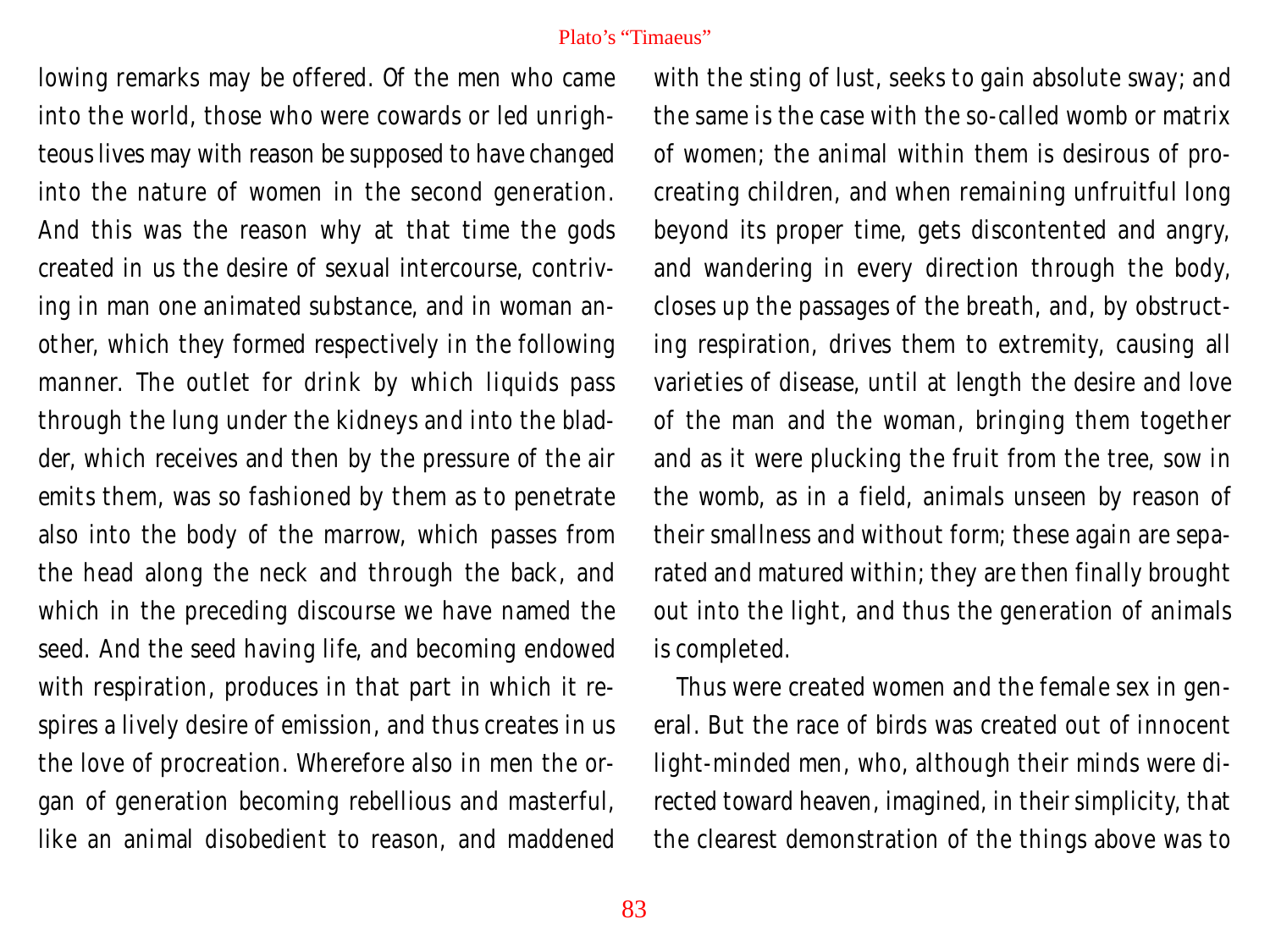lowing remarks may be offered. Of the men who came into the world, those who were cowards or led unrighteous lives may with reason be supposed to have changed into the nature of women in the second generation. And this was the reason why at that time the gods created in us the desire of sexual intercourse, contriving in man one animated substance, and in woman another, which they formed respectively in the following manner. The outlet for drink by which liquids pass through the lung under the kidneys and into the bladder, which receives and then by the pressure of the air emits them, was so fashioned by them as to penetrate also into the body of the marrow, which passes from the head along the neck and through the back, and which in the preceding discourse we have named the seed. And the seed having life, and becoming endowed with respiration, produces in that part in which it respires a lively desire of emission, and thus creates in us the love of procreation. Wherefore also in men the organ of generation becoming rebellious and masterful, like an animal disobedient to reason, and maddened with the sting of lust, seeks to gain absolute sway; and the same is the case with the so-called womb or matrix of women; the animal within them is desirous of procreating children, and when remaining unfruitful long beyond its proper time, gets discontented and angry, and wandering in every direction through the body, closes up the passages of the breath, and, by obstructing respiration, drives them to extremity, causing all varieties of disease, until at length the desire and love of the man and the woman, bringing them together and as it were plucking the fruit from the tree, sow in the womb, as in a field, animals unseen by reason of their smallness and without form; these again are separated and matured within; they are then finally brought out into the light, and thus the generation of animals is completed.

Thus were created women and the female sex in general. But the race of birds was created out of innocent light-minded men, who, although their minds were directed toward heaven, imagined, in their simplicity, that the clearest demonstration of the things above was to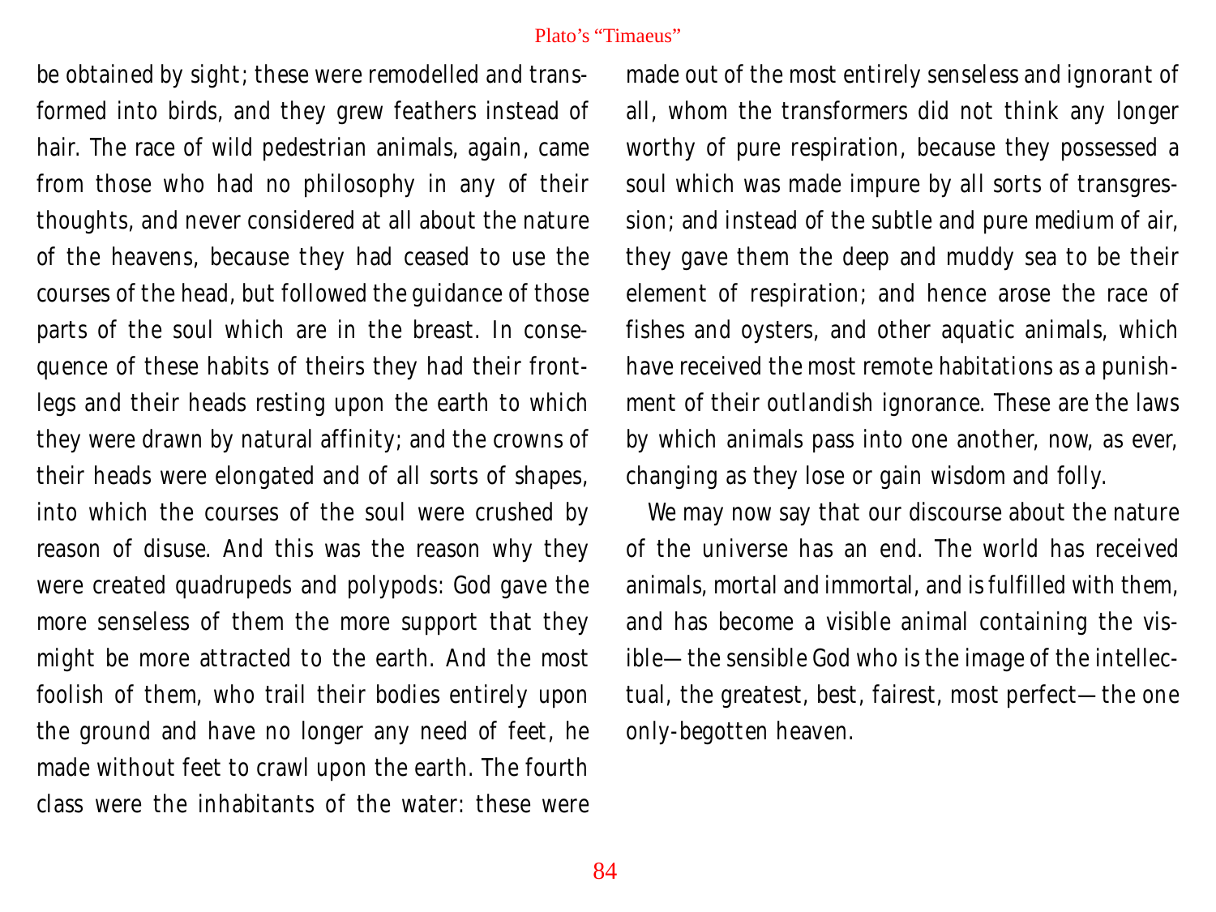be obtained by sight; these were remodelled and transformed into birds, and they grew feathers instead of hair. The race of wild pedestrian animals, again, came from those who had no philosophy in any of their thoughts, and never considered at all about the nature of the heavens, because they had ceased to use the courses of the head, but followed the guidance of those parts of the soul which are in the breast. In consequence of these habits of theirs they had their front-legs and their heads resting upon the earth to which they were drawn by natural affinity; and the crowns of their heads were elongated and of all sorts of shapes, into which the courses of the soul were crushed by reason of disuse. And this was the reason why they were created quadrupeds and polypods: God gave the more senseless of them the more support that they might be more attracted to the earth. And the most foolish of them, who trail their bodies entirely upon the ground and have no longer any need of feet, he made without feet to crawl upon the earth. The fourth class were the inhabitants of the water: these were made out of the most entirely senseless and ignorant of all, whom the transformers did not think any longer worthy of pure respiration, because they possessed a soul which was made impure by all sorts of transgression; and instead of the subtle and pure medium of air, they gave them the deep and muddy sea to be their element of respiration; and hence arose the race of fishes and oysters, and other aquatic animals, which have received the most remote habitations as a punishment of their outlandish ignorance. These are the laws by which animals pass into one another, now, as ever, changing as they lose or gain wisdom and folly.

We may now say that our discourse about the nature of the universe has an end. The world has received animals, mortal and immortal, and is fulfilled with them, and has become a visible animal containing the visible—the sensible God who is the image of the intellectual, the greatest, best, fairest, most perfect—the one only-begotten heaven.